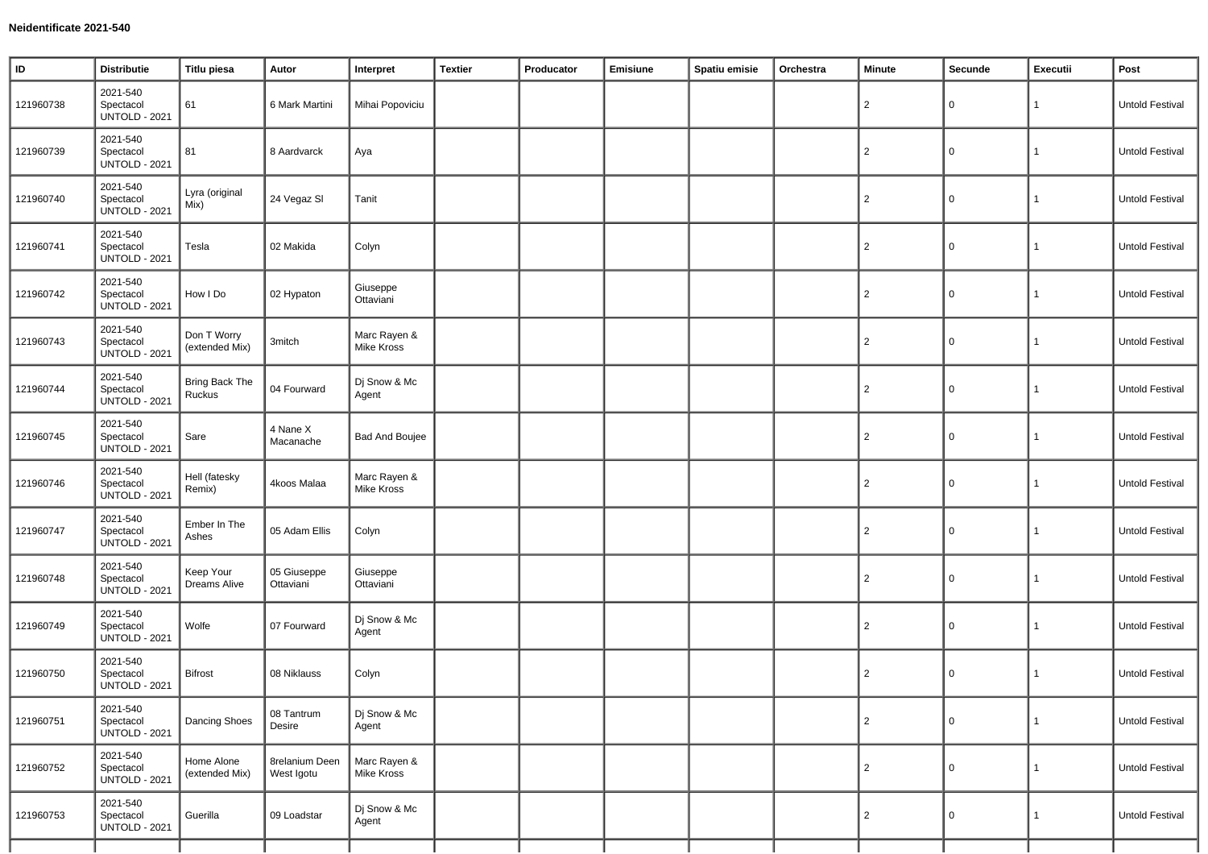**Neidentificate 2021-540**

| ID | Distributie | Titlu piesa | Autor | Interpret | Textier | Producator | Emisiune | Spatiu emisie | Orchestra | Minute | Secunde | Executii | Post |
|---|---|---|---|---|---|---|---|---|---|---|---|---|---|
| 121960738 | 2021-540 Spectacol UNTOLD - 2021 | 61 | 6 Mark Martini | Mihai Popoviciu | | | | | | 2 | 0 | 1 | Untold Festival |
| 121960739 | 2021-540 Spectacol UNTOLD - 2021 | 81 | 8 Aardvarck | Aya | | | | | | 2 | 0 | 1 | Untold Festival |
| 121960740 | 2021-540 Spectacol UNTOLD - 2021 | Lyra (original Mix) | 24 Vegaz Sl | Tanit | | | | | | 2 | 0 | 1 | Untold Festival |
| 121960741 | 2021-540 Spectacol UNTOLD - 2021 | Tesla | 02 Makida | Colyn | | | | | | 2 | 0 | 1 | Untold Festival |
| 121960742 | 2021-540 Spectacol UNTOLD - 2021 | How I Do | 02 Hypaton | Giuseppe Ottaviani | | | | | | 2 | 0 | 1 | Untold Festival |
| 121960743 | 2021-540 Spectacol UNTOLD - 2021 | Don T Worry (extended Mix) | 3mitch | Marc Rayen & Mike Kross | | | | | | 2 | 0 | 1 | Untold Festival |
| 121960744 | 2021-540 Spectacol UNTOLD - 2021 | Bring Back The Ruckus | 04 Fourward | Dj Snow & Mc Agent | | | | | | 2 | 0 | 1 | Untold Festival |
| 121960745 | 2021-540 Spectacol UNTOLD - 2021 | Sare | 4 Nane X Macanache | Bad And Boujee | | | | | | 2 | 0 | 1 | Untold Festival |
| 121960746 | 2021-540 Spectacol UNTOLD - 2021 | Hell (fatesky Remix) | 4koos Malaa | Marc Rayen & Mike Kross | | | | | | 2 | 0 | 1 | Untold Festival |
| 121960747 | 2021-540 Spectacol UNTOLD - 2021 | Ember In The Ashes | 05 Adam Ellis | Colyn | | | | | | 2 | 0 | 1 | Untold Festival |
| 121960748 | 2021-540 Spectacol UNTOLD - 2021 | Keep Your Dreams Alive | 05 Giuseppe Ottaviani | Giuseppe Ottaviani | | | | | | 2 | 0 | 1 | Untold Festival |
| 121960749 | 2021-540 Spectacol UNTOLD - 2021 | Wolfe | 07 Fourward | Dj Snow & Mc Agent | | | | | | 2 | 0 | 1 | Untold Festival |
| 121960750 | 2021-540 Spectacol UNTOLD - 2021 | Bifrost | 08 Niklauss | Colyn | | | | | | 2 | 0 | 1 | Untold Festival |
| 121960751 | 2021-540 Spectacol UNTOLD - 2021 | Dancing Shoes | 08 Tantrum Desire | Dj Snow & Mc Agent | | | | | | 2 | 0 | 1 | Untold Festival |
| 121960752 | 2021-540 Spectacol UNTOLD - 2021 | Home Alone (extended Mix) | 8relanium Deen West Igotu | Marc Rayen & Mike Kross | | | | | | 2 | 0 | 1 | Untold Festival |
| 121960753 | 2021-540 Spectacol UNTOLD - 2021 | Guerilla | 09 Loadstar | Dj Snow & Mc Agent | | | | | | 2 | 0 | 1 | Untold Festival |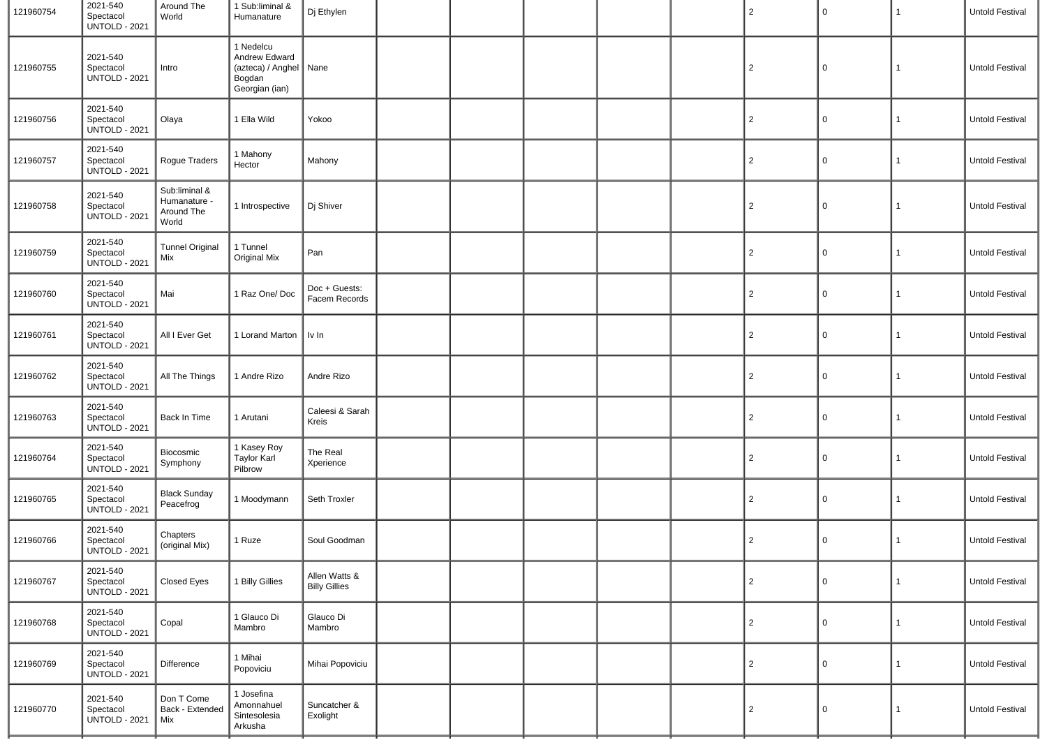| | | | | | | | | | | | | | |
|---|---|---|---|---|---|---|---|---|---|---|---|---|---|
| 121960754 | 2021-540 Spectacol UNTOLD - 2021 | Around The World | 1 Sub:liminal & Humanature | Dj Ethylen | | | | | | 2 | 0 | 1 | Untold Festival |
| 121960755 | 2021-540 Spectacol UNTOLD - 2021 | Intro | 1 Nedelcu Andrew Edward (azteca) / Anghel Bogdan Georgian (ian) | Nane | | | | | | 2 | 0 | 1 | Untold Festival |
| 121960756 | 2021-540 Spectacol UNTOLD - 2021 | Olaya | 1 Ella Wild | Yokoo | | | | | | 2 | 0 | 1 | Untold Festival |
| 121960757 | 2021-540 Spectacol UNTOLD - 2021 | Rogue Traders | 1 Mahony Hector | Mahony | | | | | | 2 | 0 | 1 | Untold Festival |
| 121960758 | 2021-540 Spectacol UNTOLD - 2021 | Sub:liminal & Humanature - Around The World | 1 Introspective | Dj Shiver | | | | | | 2 | 0 | 1 | Untold Festival |
| 121960759 | 2021-540 Spectacol UNTOLD - 2021 | Tunnel Original Mix | 1 Tunnel Original Mix | Pan | | | | | | 2 | 0 | 1 | Untold Festival |
| 121960760 | 2021-540 Spectacol UNTOLD - 2021 | Mai | 1 Raz One/ Doc | Doc + Guests: Facem Records | | | | | | 2 | 0 | 1 | Untold Festival |
| 121960761 | 2021-540 Spectacol UNTOLD - 2021 | All I Ever Get | 1 Lorand Marton | Iv In | | | | | | 2 | 0 | 1 | Untold Festival |
| 121960762 | 2021-540 Spectacol UNTOLD - 2021 | All The Things | 1 Andre Rizo | Andre Rizo | | | | | | 2 | 0 | 1 | Untold Festival |
| 121960763 | 2021-540 Spectacol UNTOLD - 2021 | Back In Time | 1 Arutani | Caleesi & Sarah Kreis | | | | | | 2 | 0 | 1 | Untold Festival |
| 121960764 | 2021-540 Spectacol UNTOLD - 2021 | Biocosmic Symphony | 1 Kasey Roy Taylor Karl Pilbrow | The Real Xperience | | | | | | 2 | 0 | 1 | Untold Festival |
| 121960765 | 2021-540 Spectacol UNTOLD - 2021 | Black Sunday Peacefrog | 1 Moodymann | Seth Troxler | | | | | | 2 | 0 | 1 | Untold Festival |
| 121960766 | 2021-540 Spectacol UNTOLD - 2021 | Chapters (original Mix) | 1 Ruze | Soul Goodman | | | | | | 2 | 0 | 1 | Untold Festival |
| 121960767 | 2021-540 Spectacol UNTOLD - 2021 | Closed Eyes | 1 Billy Gillies | Allen Watts & Billy Gillies | | | | | | 2 | 0 | 1 | Untold Festival |
| 121960768 | 2021-540 Spectacol UNTOLD - 2021 | Copal | 1 Glauco Di Mambro | Glauco Di Mambro | | | | | | 2 | 0 | 1 | Untold Festival |
| 121960769 | 2021-540 Spectacol UNTOLD - 2021 | Difference | 1 Mihai Popoviciu | Mihai Popoviciu | | | | | | 2 | 0 | 1 | Untold Festival |
| 121960770 | 2021-540 Spectacol UNTOLD - 2021 | Don T Come Back - Extended Mix | 1 Josefina Amonnahuel Sintesolesia Arkusha | Suncatcher & Exolight | | | | | | 2 | 0 | 1 | Untold Festival |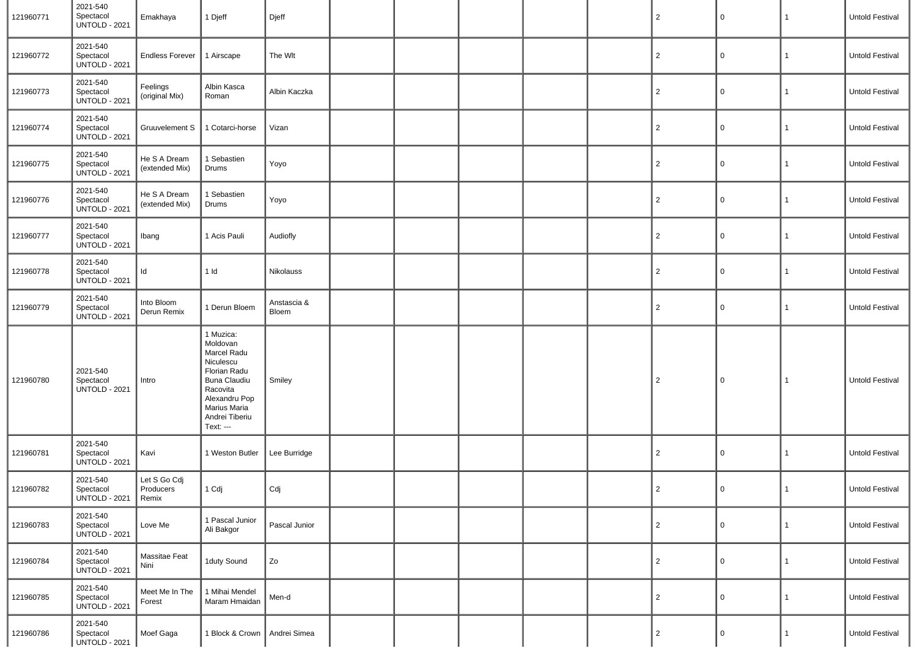| | | | | | | | | | | | | | |
|---|---|---|---|---|---|---|---|---|---|---|---|---|---|
| 121960771 | 2021-540 Spectacol UNTOLD - 2021 | Emakhaya | 1 Djeff | Djeff | | | | | | 2 | 0 | 1 | Untold Festival |
| 121960772 | 2021-540 Spectacol UNTOLD - 2021 | Endless Forever | 1 Airscape | The Wlt | | | | | | 2 | 0 | 1 | Untold Festival |
| 121960773 | 2021-540 Spectacol UNTOLD - 2021 | Feelings (original Mix) | Albin Kasca Roman | Albin Kaczka | | | | | | 2 | 0 | 1 | Untold Festival |
| 121960774 | 2021-540 Spectacol UNTOLD - 2021 | Gruuvelement S | 1 Cotarci-horse | Vizan | | | | | | 2 | 0 | 1 | Untold Festival |
| 121960775 | 2021-540 Spectacol UNTOLD - 2021 | He S A Dream (extended Mix) | 1 Sebastien Drums | Yoyo | | | | | | 2 | 0 | 1 | Untold Festival |
| 121960776 | 2021-540 Spectacol UNTOLD - 2021 | He S A Dream (extended Mix) | 1 Sebastien Drums | Yoyo | | | | | | 2 | 0 | 1 | Untold Festival |
| 121960777 | 2021-540 Spectacol UNTOLD - 2021 | Ibang | 1 Acis Pauli | Audiofly | | | | | | 2 | 0 | 1 | Untold Festival |
| 121960778 | 2021-540 Spectacol UNTOLD - 2021 | Id | 1 Id | Nikolauss | | | | | | 2 | 0 | 1 | Untold Festival |
| 121960779 | 2021-540 Spectacol UNTOLD - 2021 | Into Bloom Derun Remix | 1 Derun Bloem | Anstascia & Bloem | | | | | | 2 | 0 | 1 | Untold Festival |
| 121960780 | 2021-540 Spectacol UNTOLD - 2021 | Intro | 1 Muzica: Moldovan Marcel Radu Niculescu Florian Radu Buna Claudiu Racovita Alexandru Pop Marius Maria Andrei Tiberiu Text: --- | Smiley | | | | | | 2 | 0 | 1 | Untold Festival |
| 121960781 | 2021-540 Spectacol UNTOLD - 2021 | Kavi | 1 Weston Butler | Lee Burridge | | | | | | 2 | 0 | 1 | Untold Festival |
| 121960782 | 2021-540 Spectacol UNTOLD - 2021 | Let S Go Cdj Producers Remix | 1 Cdj | Cdj | | | | | | 2 | 0 | 1 | Untold Festival |
| 121960783 | 2021-540 Spectacol UNTOLD - 2021 | Love Me | 1 Pascal Junior Ali Bakgor | Pascal Junior | | | | | | 2 | 0 | 1 | Untold Festival |
| 121960784 | 2021-540 Spectacol UNTOLD - 2021 | Massitae Feat Nini | 1duty Sound | Zo | | | | | | 2 | 0 | 1 | Untold Festival |
| 121960785 | 2021-540 Spectacol UNTOLD - 2021 | Meet Me In The Forest | 1 Mihai Mendel Maram Hmaidan | Men-d | | | | | | 2 | 0 | 1 | Untold Festival |
| 121960786 | 2021-540 Spectacol UNTOLD - 2021 | Moef Gaga | 1 Block & Crown | Andrei Simea | | | | | | 2 | 0 | 1 | Untold Festival |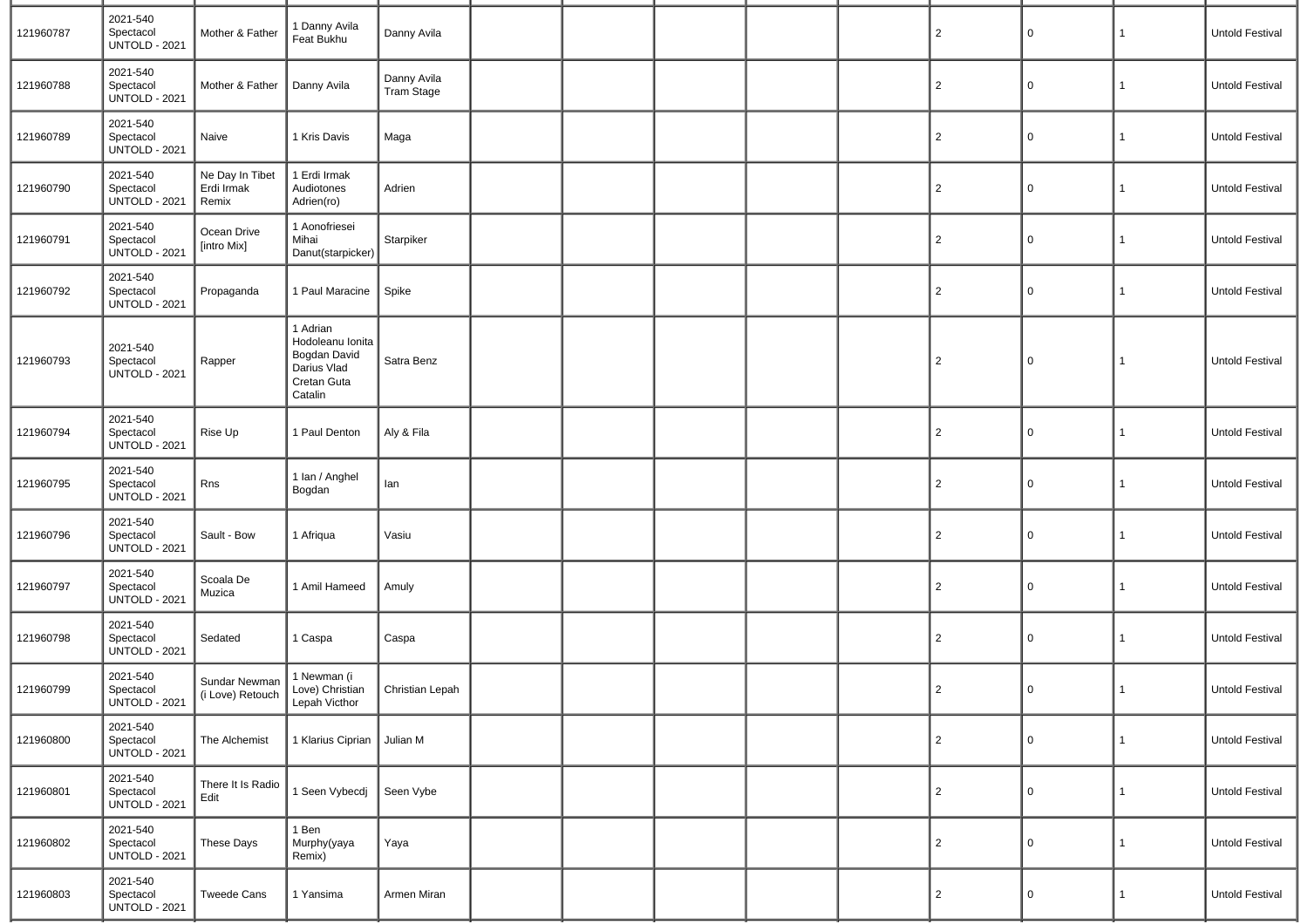| | | | | | | | | | | | | | |
|---|---|---|---|---|---|---|---|---|---|---|---|---|---|
| 121960787 | 2021-540 Spectacol UNTOLD - 2021 | Mother & Father | 1 Danny Avila Feat Bukhu | Danny Avila | | | | | | 2 | 0 | 1 | Untold Festival |
| 121960788 | 2021-540 Spectacol UNTOLD - 2021 | Mother & Father | Danny Avila | Danny Avila Tram Stage | | | | | | 2 | 0 | 1 | Untold Festival |
| 121960789 | 2021-540 Spectacol UNTOLD - 2021 | Naive | 1 Kris Davis | Maga | | | | | | 2 | 0 | 1 | Untold Festival |
| 121960790 | 2021-540 Spectacol UNTOLD - 2021 | Ne Day In Tibet Erdi Irmak Remix | 1 Erdi Irmak Audiotones Adrien(ro) | Adrien | | | | | | 2 | 0 | 1 | Untold Festival |
| 121960791 | 2021-540 Spectacol UNTOLD - 2021 | Ocean Drive [intro Mix] | 1 Aonofriesei Mihai Danut(starpicker) | Starpiker | | | | | | 2 | 0 | 1 | Untold Festival |
| 121960792 | 2021-540 Spectacol UNTOLD - 2021 | Propaganda | 1 Paul Maracine | Spike | | | | | | 2 | 0 | 1 | Untold Festival |
| 121960793 | 2021-540 Spectacol UNTOLD - 2021 | Rapper | 1 Adrian Hodoleanu Ionita Bogdan David Darius Vlad Cretan Guta Catalin | Satra Benz | | | | | | 2 | 0 | 1 | Untold Festival |
| 121960794 | 2021-540 Spectacol UNTOLD - 2021 | Rise Up | 1 Paul Denton | Aly & Fila | | | | | | 2 | 0 | 1 | Untold Festival |
| 121960795 | 2021-540 Spectacol UNTOLD - 2021 | Rns | 1 Ian / Anghel Bogdan | Ian | | | | | | 2 | 0 | 1 | Untold Festival |
| 121960796 | 2021-540 Spectacol UNTOLD - 2021 | Sault - Bow | 1 Afriqua | Vasiu | | | | | | 2 | 0 | 1 | Untold Festival |
| 121960797 | 2021-540 Spectacol UNTOLD - 2021 | Scoala De Muzica | 1 Amil Hameed | Amuly | | | | | | 2 | 0 | 1 | Untold Festival |
| 121960798 | 2021-540 Spectacol UNTOLD - 2021 | Sedated | 1 Caspa | Caspa | | | | | | 2 | 0 | 1 | Untold Festival |
| 121960799 | 2021-540 Spectacol UNTOLD - 2021 | Sundar Newman (i Love) Retouch | 1 Newman (i Love) Christian Lepah Victhor | Christian Lepah | | | | | | 2 | 0 | 1 | Untold Festival |
| 121960800 | 2021-540 Spectacol UNTOLD - 2021 | The Alchemist | 1 Klarius Ciprian | Julian M | | | | | | 2 | 0 | 1 | Untold Festival |
| 121960801 | 2021-540 Spectacol UNTOLD - 2021 | There It Is Radio Edit | 1 Seen Vybecdj | Seen Vybe | | | | | | 2 | 0 | 1 | Untold Festival |
| 121960802 | 2021-540 Spectacol UNTOLD - 2021 | These Days | 1 Ben Murphy(yaya Remix) | Yaya | | | | | | 2 | 0 | 1 | Untold Festival |
| 121960803 | 2021-540 Spectacol UNTOLD - 2021 | Tweede Cans | 1 Yansima | Armen Miran | | | | | | 2 | 0 | 1 | Untold Festival |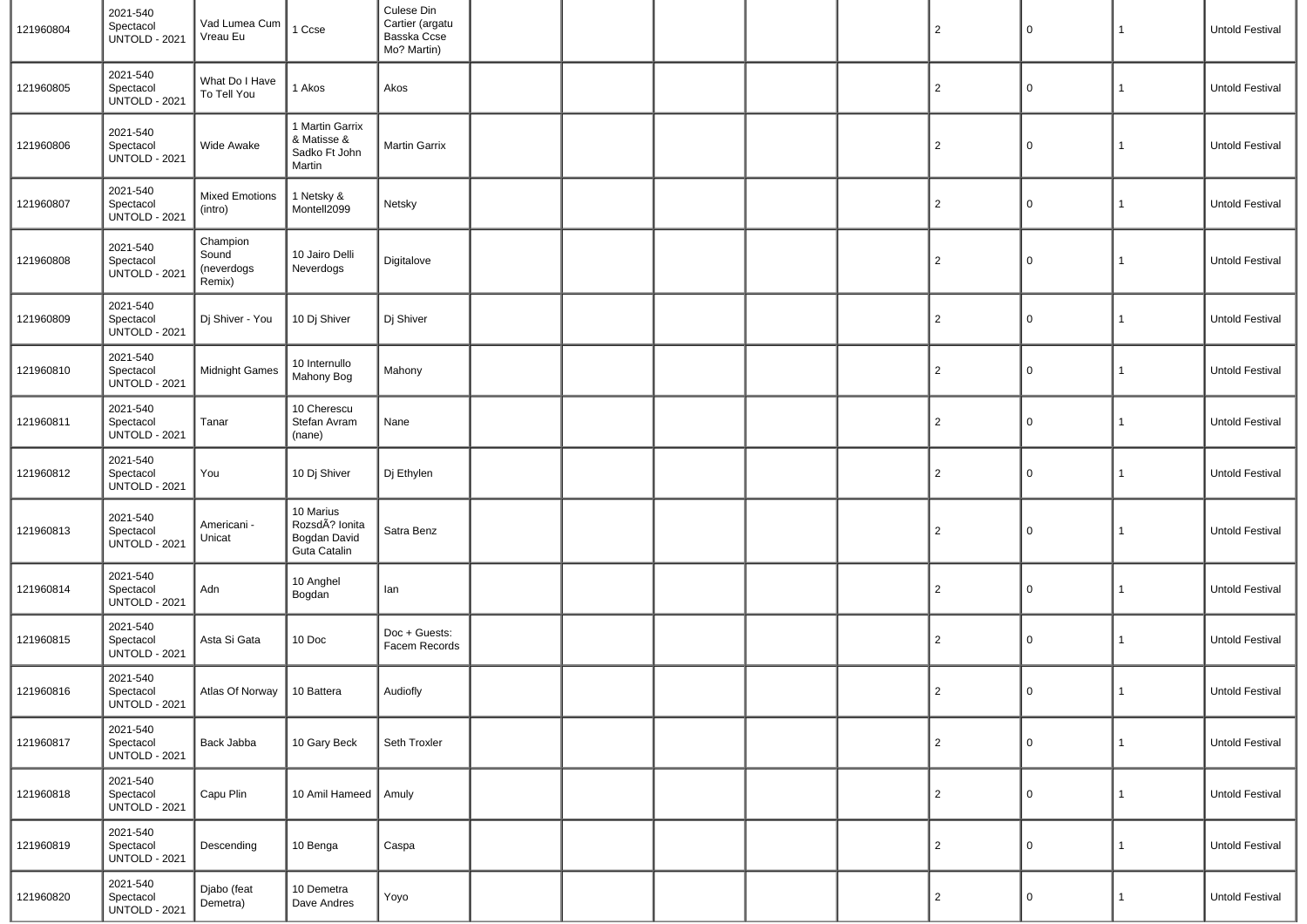| | | | | | | | | | | | | | |
|---|---|---|---|---|---|---|---|---|---|---|---|---|---|
| 121960804 | 2021-540 Spectacol UNTOLD - 2021 | Vad Lumea Cum Vreau Eu | 1 Ccse | Culese Din Cartier (argatu Basska Ccse Mo? Martin) | | | | | | 2 | 0 | 1 | Untold Festival |
| 121960805 | 2021-540 Spectacol UNTOLD - 2021 | What Do I Have To Tell You | 1 Akos | Akos | | | | | | 2 | 0 | 1 | Untold Festival |
| 121960806 | 2021-540 Spectacol UNTOLD - 2021 | Wide Awake | 1 Martin Garrix & Matisse & Sadko Ft John Martin | Martin Garrix | | | | | | 2 | 0 | 1 | Untold Festival |
| 121960807 | 2021-540 Spectacol UNTOLD - 2021 | Mixed Emotions (intro) | 1 Netsky & Montell2099 | Netsky | | | | | | 2 | 0 | 1 | Untold Festival |
| 121960808 | 2021-540 Spectacol UNTOLD - 2021 | Champion Sound (neverdogs Remix) | 10 Jairo Delli Neverdogs | Digitalove | | | | | | 2 | 0 | 1 | Untold Festival |
| 121960809 | 2021-540 Spectacol UNTOLD - 2021 | Dj Shiver - You | 10 Dj Shiver | Dj Shiver | | | | | | 2 | 0 | 1 | Untold Festival |
| 121960810 | 2021-540 Spectacol UNTOLD - 2021 | Midnight Games | 10 Internullo Mahony Bog | Mahony | | | | | | 2 | 0 | 1 | Untold Festival |
| 121960811 | 2021-540 Spectacol UNTOLD - 2021 | Tanar | 10 Cherescu Stefan Avram (nane) | Nane | | | | | | 2 | 0 | 1 | Untold Festival |
| 121960812 | 2021-540 Spectacol UNTOLD - 2021 | You | 10 Dj Shiver | Dj Ethylen | | | | | | 2 | 0 | 1 | Untold Festival |
| 121960813 | 2021-540 Spectacol UNTOLD - 2021 | Americani - Unicat | 10 Marius RozsdÃ? Ionita Bogdan David Guta Catalin | Satra Benz | | | | | | 2 | 0 | 1 | Untold Festival |
| 121960814 | 2021-540 Spectacol UNTOLD - 2021 | Adn | 10 Anghel Bogdan | Ian | | | | | | 2 | 0 | 1 | Untold Festival |
| 121960815 | 2021-540 Spectacol UNTOLD - 2021 | Asta Si Gata | 10 Doc | Doc + Guests: Facem Records | | | | | | 2 | 0 | 1 | Untold Festival |
| 121960816 | 2021-540 Spectacol UNTOLD - 2021 | Atlas Of Norway | 10 Battera | Audiofly | | | | | | 2 | 0 | 1 | Untold Festival |
| 121960817 | 2021-540 Spectacol UNTOLD - 2021 | Back Jabba | 10 Gary Beck | Seth Troxler | | | | | | 2 | 0 | 1 | Untold Festival |
| 121960818 | 2021-540 Spectacol UNTOLD - 2021 | Capu Plin | 10 Amil Hameed | Amuly | | | | | | 2 | 0 | 1 | Untold Festival |
| 121960819 | 2021-540 Spectacol UNTOLD - 2021 | Descending | 10 Benga | Caspa | | | | | | 2 | 0 | 1 | Untold Festival |
| 121960820 | 2021-540 Spectacol UNTOLD - 2021 | Djabo (feat Demetra) | 10 Demetra Dave Andres | Yoyo | | | | | | 2 | 0 | 1 | Untold Festival |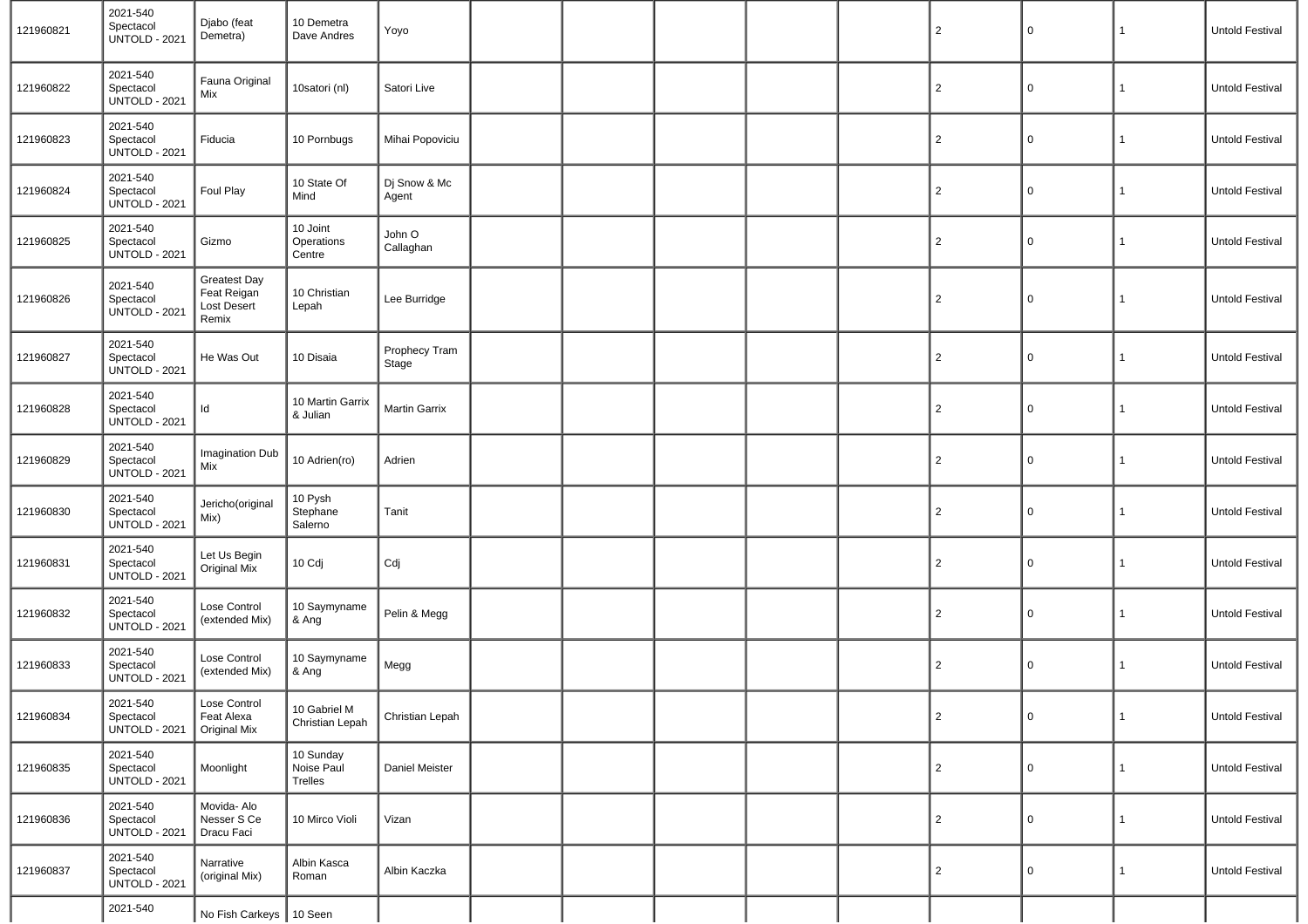| | | | | | | | | | | | | | |
|---|---|---|---|---|---|---|---|---|---|---|---|---|---|
| 121960821 | 2021-540 Spectacol UNTOLD - 2021 | Djabo (feat Demetra) | 10 Demetra Dave Andres | Yoyo | | | | | | 2 | 0 | 1 | Untold Festival |
| 121960822 | 2021-540 Spectacol UNTOLD - 2021 | Fauna Original Mix | 10satori (nl) | Satori Live | | | | | | 2 | 0 | 1 | Untold Festival |
| 121960823 | 2021-540 Spectacol UNTOLD - 2021 | Fiducia | 10 Pornbugs | Mihai Popoviciu | | | | | | 2 | 0 | 1 | Untold Festival |
| 121960824 | 2021-540 Spectacol UNTOLD - 2021 | Foul Play | 10 State Of Mind | Dj Snow & Mc Agent | | | | | | 2 | 0 | 1 | Untold Festival |
| 121960825 | 2021-540 Spectacol UNTOLD - 2021 | Gizmo | 10 Joint Operations Centre | John O Callaghan | | | | | | 2 | 0 | 1 | Untold Festival |
| 121960826 | 2021-540 Spectacol UNTOLD - 2021 | Greatest Day Feat Reigan Lost Desert Remix | 10 Christian Lepah | Lee Burridge | | | | | | 2 | 0 | 1 | Untold Festival |
| 121960827 | 2021-540 Spectacol UNTOLD - 2021 | He Was Out | 10 Disaia | Prophecy Tram Stage | | | | | | 2 | 0 | 1 | Untold Festival |
| 121960828 | 2021-540 Spectacol UNTOLD - 2021 | Id | 10 Martin Garrix & Julian | Martin Garrix | | | | | | 2 | 0 | 1 | Untold Festival |
| 121960829 | 2021-540 Spectacol UNTOLD - 2021 | Imagination Dub Mix | 10 Adrien(ro) | Adrien | | | | | | 2 | 0 | 1 | Untold Festival |
| 121960830 | 2021-540 Spectacol UNTOLD - 2021 | Jericho(original Mix) | 10 Pysh Stephane Salerno | Tanit | | | | | | 2 | 0 | 1 | Untold Festival |
| 121960831 | 2021-540 Spectacol UNTOLD - 2021 | Let Us Begin Original Mix | 10 Cdj | Cdj | | | | | | 2 | 0 | 1 | Untold Festival |
| 121960832 | 2021-540 Spectacol UNTOLD - 2021 | Lose Control (extended Mix) | 10 Saymyname & Ang | Pelin & Megg | | | | | | 2 | 0 | 1 | Untold Festival |
| 121960833 | 2021-540 Spectacol UNTOLD - 2021 | Lose Control (extended Mix) | 10 Saymyname & Ang | Megg | | | | | | 2 | 0 | 1 | Untold Festival |
| 121960834 | 2021-540 Spectacol UNTOLD - 2021 | Lose Control Feat Alexa Original Mix | 10 Gabriel M Christian Lepah | Christian Lepah | | | | | | 2 | 0 | 1 | Untold Festival |
| 121960835 | 2021-540 Spectacol UNTOLD - 2021 | Moonlight | 10 Sunday Noise Paul Trelles | Daniel Meister | | | | | | 2 | 0 | 1 | Untold Festival |
| 121960836 | 2021-540 Spectacol UNTOLD - 2021 | Movida- Alo Nesser S Ce Dracu Faci | 10 Mirco Violi | Vizan | | | | | | 2 | 0 | 1 | Untold Festival |
| 121960837 | 2021-540 Spectacol UNTOLD - 2021 | Narrative (original Mix) | Albin Kasca Roman | Albin Kaczka | | | | | | 2 | 0 | 1 | Untold Festival |
| | 2021-540 | No Fish Carkeys | 10 Seen | | | | | | | | | | |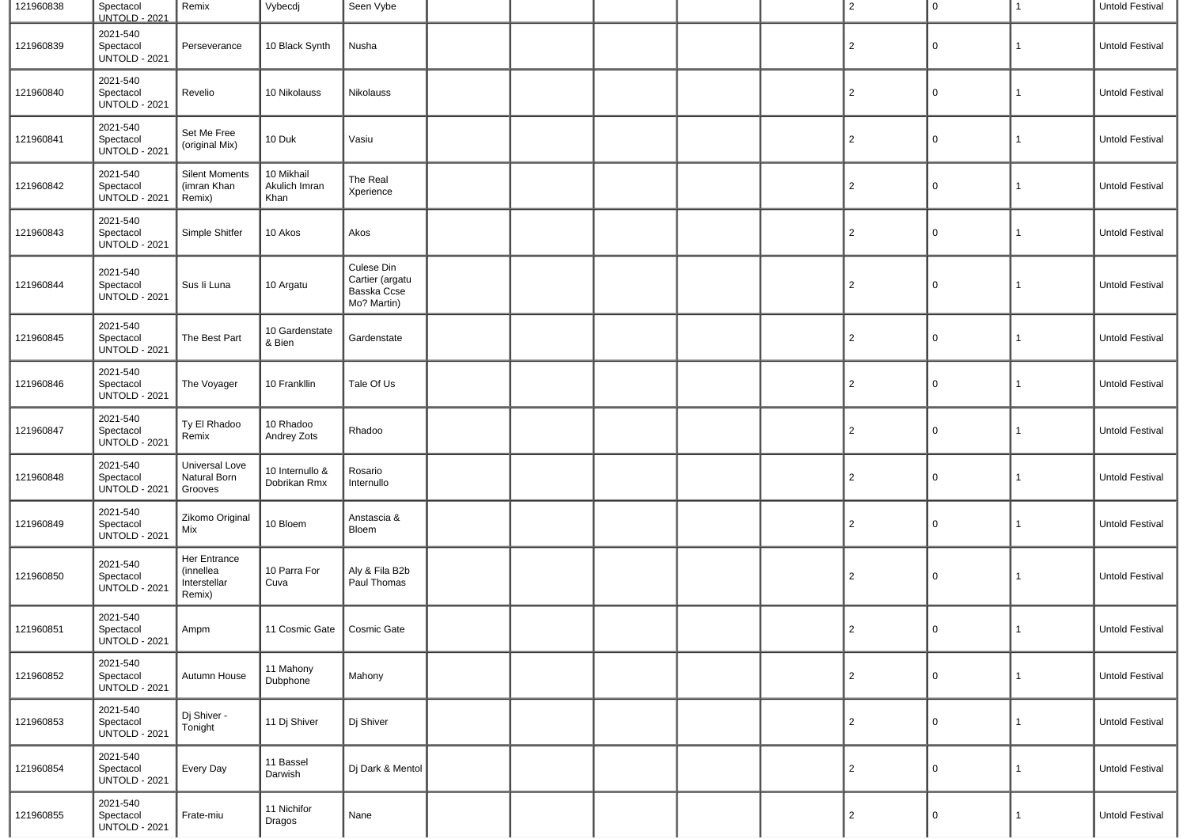| | | | | | | | | | | | | | |
|---|---|---|---|---|---|---|---|---|---|---|---|---|---|
| 121960838 | Spectacol UNTOLD - 2021 | Remix | Vybecdj | Seen Vybe | | | | | | 2 | 0 | 1 | Untold Festival |
| 121960839 | 2021-540 Spectacol UNTOLD - 2021 | Perseverance | 10 Black Synth | Nusha | | | | | | 2 | 0 | 1 | Untold Festival |
| 121960840 | 2021-540 Spectacol UNTOLD - 2021 | Revelio | 10 Nikolauss | Nikolauss | | | | | | 2 | 0 | 1 | Untold Festival |
| 121960841 | 2021-540 Spectacol UNTOLD - 2021 | Set Me Free (original Mix) | 10 Duk | Vasiu | | | | | | 2 | 0 | 1 | Untold Festival |
| 121960842 | 2021-540 Spectacol UNTOLD - 2021 | Silent Moments (imran Khan Remix) | 10 Mikhail Akulich Imran Khan | The Real Xperience | | | | | | 2 | 0 | 1 | Untold Festival |
| 121960843 | 2021-540 Spectacol UNTOLD - 2021 | Simple Shitfer | 10 Akos | Akos | | | | | | 2 | 0 | 1 | Untold Festival |
| 121960844 | 2021-540 Spectacol UNTOLD - 2021 | Sus Ii Luna | 10 Argatu | Culese Din Cartier (argatu Basska Ccse Mo? Martin) | | | | | | 2 | 0 | 1 | Untold Festival |
| 121960845 | 2021-540 Spectacol UNTOLD - 2021 | The Best Part | 10 Gardenstate & Bien | Gardenstate | | | | | | 2 | 0 | 1 | Untold Festival |
| 121960846 | 2021-540 Spectacol UNTOLD - 2021 | The Voyager | 10 Frankllin | Tale Of Us | | | | | | 2 | 0 | 1 | Untold Festival |
| 121960847 | 2021-540 Spectacol UNTOLD - 2021 | Ty El Rhadoo Remix | 10 Rhadoo Andrey Zots | Rhadoo | | | | | | 2 | 0 | 1 | Untold Festival |
| 121960848 | 2021-540 Spectacol UNTOLD - 2021 | Universal Love Natural Born Grooves | 10 Internullo & Dobrikan Rmx | Rosario Internullo | | | | | | 2 | 0 | 1 | Untold Festival |
| 121960849 | 2021-540 Spectacol UNTOLD - 2021 | Zikomo Original Mix | 10 Bloem | Anstascia & Bloem | | | | | | 2 | 0 | 1 | Untold Festival |
| 121960850 | 2021-540 Spectacol UNTOLD - 2021 | Her Entrance (innellea Interstellar Remix) | 10 Parra For Cuva | Aly & Fila B2b Paul Thomas | | | | | | 2 | 0 | 1 | Untold Festival |
| 121960851 | 2021-540 Spectacol UNTOLD - 2021 | Ampm | 11 Cosmic Gate | Cosmic Gate | | | | | | 2 | 0 | 1 | Untold Festival |
| 121960852 | 2021-540 Spectacol UNTOLD - 2021 | Autumn House | 11 Mahony Dubphone | Mahony | | | | | | 2 | 0 | 1 | Untold Festival |
| 121960853 | 2021-540 Spectacol UNTOLD - 2021 | Dj Shiver - Tonight | 11 Dj Shiver | Dj Shiver | | | | | | 2 | 0 | 1 | Untold Festival |
| 121960854 | 2021-540 Spectacol UNTOLD - 2021 | Every Day | 11 Bassel Darwish | Dj Dark & Mentol | | | | | | 2 | 0 | 1 | Untold Festival |
| 121960855 | 2021-540 Spectacol UNTOLD - 2021 | Frate-miu | 11 Nichifor Dragos | Nane | | | | | | 2 | 0 | 1 | Untold Festival |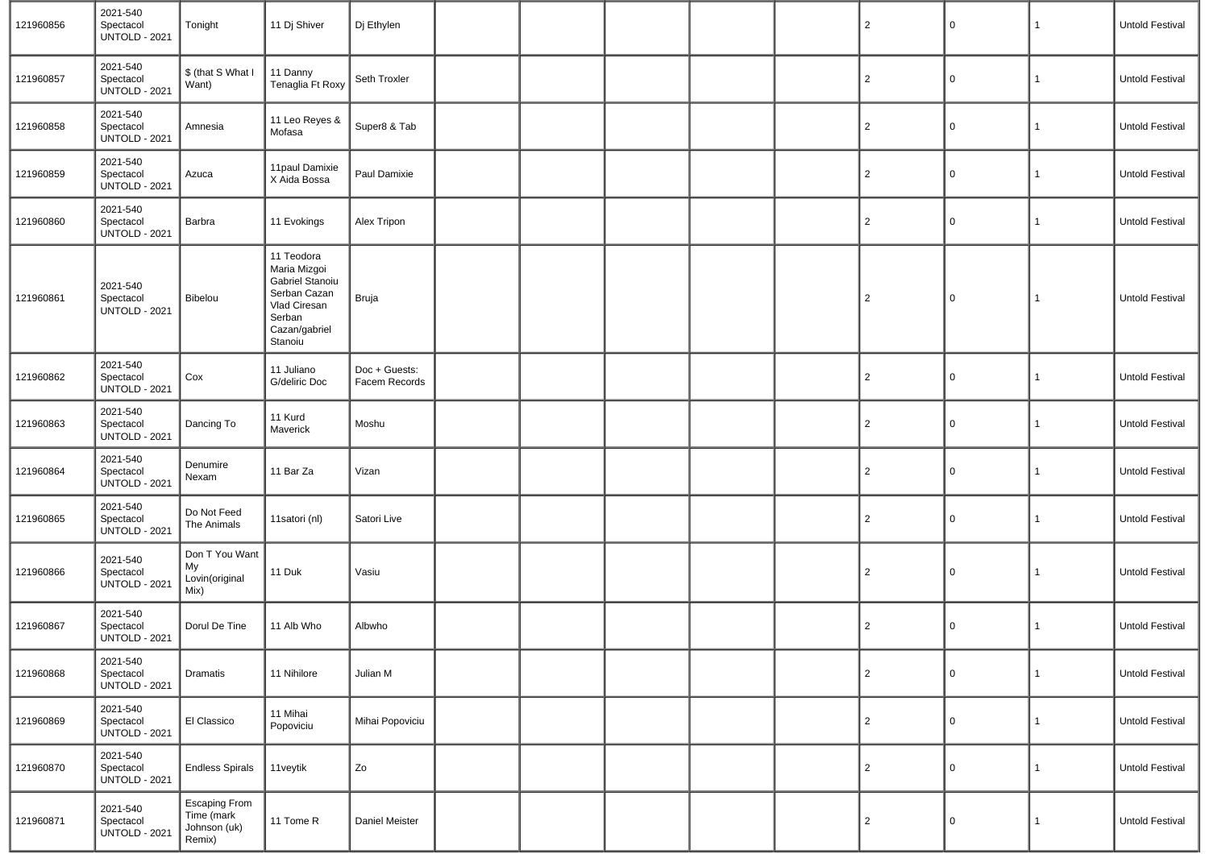| | | | | | | | | | | | | | |
|---|---|---|---|---|---|---|---|---|---|---|---|---|---|
| 121960856 | 2021-540 Spectacol UNTOLD - 2021 | Tonight | 11 Dj Shiver | Dj Ethylen | | | | | | 2 | 0 | 1 | Untold Festival |
| 121960857 | 2021-540 Spectacol UNTOLD - 2021 | $ (that S What I Want) | 11 Danny Tenaglia Ft Roxy | Seth Troxler | | | | | | 2 | 0 | 1 | Untold Festival |
| 121960858 | 2021-540 Spectacol UNTOLD - 2021 | Amnesia | 11 Leo Reyes & Mofasa | Super8 & Tab | | | | | | 2 | 0 | 1 | Untold Festival |
| 121960859 | 2021-540 Spectacol UNTOLD - 2021 | Azuca | 11paul Damixie X Aida Bossa | Paul Damixie | | | | | | 2 | 0 | 1 | Untold Festival |
| 121960860 | 2021-540 Spectacol UNTOLD - 2021 | Barbra | 11 Evokings | Alex Tripon | | | | | | 2 | 0 | 1 | Untold Festival |
| 121960861 | 2021-540 Spectacol UNTOLD - 2021 | Bibelou | 11 Teodora Maria Mizgoi Gabriel Stanoiu Serban Cazan Vlad Ciresan Serban Cazan/gabriel Stanoiu | Bruja | | | | | | 2 | 0 | 1 | Untold Festival |
| 121960862 | 2021-540 Spectacol UNTOLD - 2021 | Cox | 11 Juliano G/deliric Doc | Doc + Guests: Facem Records | | | | | | 2 | 0 | 1 | Untold Festival |
| 121960863 | 2021-540 Spectacol UNTOLD - 2021 | Dancing To | 11 Kurd Maverick | Moshu | | | | | | 2 | 0 | 1 | Untold Festival |
| 121960864 | 2021-540 Spectacol UNTOLD - 2021 | Denumire Nexam | 11 Bar Za | Vizan | | | | | | 2 | 0 | 1 | Untold Festival |
| 121960865 | 2021-540 Spectacol UNTOLD - 2021 | Do Not Feed The Animals | 11satori (nl) | Satori Live | | | | | | 2 | 0 | 1 | Untold Festival |
| 121960866 | 2021-540 Spectacol UNTOLD - 2021 | Don T You Want My Lovin(original Mix) | 11 Duk | Vasiu | | | | | | 2 | 0 | 1 | Untold Festival |
| 121960867 | 2021-540 Spectacol UNTOLD - 2021 | Dorul De Tine | 11 Alb Who | Albwho | | | | | | 2 | 0 | 1 | Untold Festival |
| 121960868 | 2021-540 Spectacol UNTOLD - 2021 | Dramatis | 11 Nihilore | Julian M | | | | | | 2 | 0 | 1 | Untold Festival |
| 121960869 | 2021-540 Spectacol UNTOLD - 2021 | El Classico | 11 Mihai Popoviciu | Mihai Popoviciu | | | | | | 2 | 0 | 1 | Untold Festival |
| 121960870 | 2021-540 Spectacol UNTOLD - 2021 | Endless Spirals | 11veytik | Zo | | | | | | 2 | 0 | 1 | Untold Festival |
| 121960871 | 2021-540 Spectacol UNTOLD - 2021 | Escaping From Time (mark Johnson (uk) Remix) | 11 Tome R | Daniel Meister | | | | | | 2 | 0 | 1 | Untold Festival |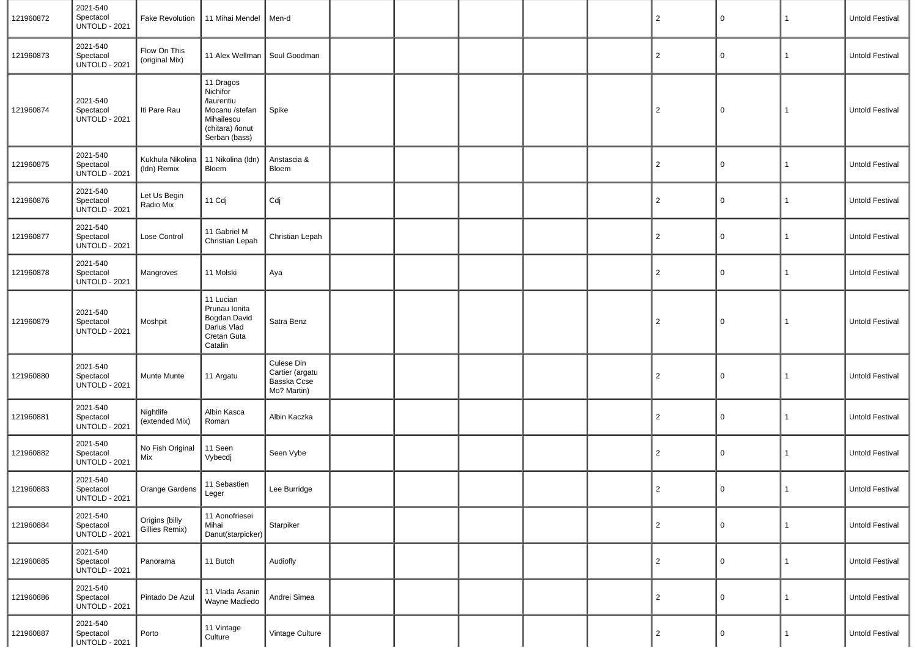| | | | | | | | | | | | | | |
|---|---|---|---|---|---|---|---|---|---|---|---|---|---|
| 121960872 | 2021-540 Spectacol UNTOLD - 2021 | Fake Revolution | 11 Mihai Mendel | Men-d | | | | | | 2 | 0 | 1 | Untold Festival |
| 121960873 | 2021-540 Spectacol UNTOLD - 2021 | Flow On This (original Mix) | 11 Alex Wellman | Soul Goodman | | | | | | 2 | 0 | 1 | Untold Festival |
| 121960874 | 2021-540 Spectacol UNTOLD - 2021 | Iti Pare Rau | 11 Dragos Nichifor /laurentiu Mocanu /stefan Mihailescu (chitara) /ionut Serban (bass) | Spike | | | | | | 2 | 0 | 1 | Untold Festival |
| 121960875 | 2021-540 Spectacol UNTOLD - 2021 | Kukhula Nikolina (ldn) Remix | 11 Nikolina (ldn) Bloem | Anstascia & Bloem | | | | | | 2 | 0 | 1 | Untold Festival |
| 121960876 | 2021-540 Spectacol UNTOLD - 2021 | Let Us Begin Radio Mix | 11 Cdj | Cdj | | | | | | 2 | 0 | 1 | Untold Festival |
| 121960877 | 2021-540 Spectacol UNTOLD - 2021 | Lose Control | 11 Gabriel M Christian Lepah | Christian Lepah | | | | | | 2 | 0 | 1 | Untold Festival |
| 121960878 | 2021-540 Spectacol UNTOLD - 2021 | Mangroves | 11 Molski | Aya | | | | | | 2 | 0 | 1 | Untold Festival |
| 121960879 | 2021-540 Spectacol UNTOLD - 2021 | Moshpit | 11 Lucian Prunau Ionita Bogdan David Darius Vlad Cretan Guta Catalin | Satra Benz | | | | | | 2 | 0 | 1 | Untold Festival |
| 121960880 | 2021-540 Spectacol UNTOLD - 2021 | Munte Munte | 11 Argatu | Culese Din Cartier (argatu Basska Ccse Mo? Martin) | | | | | | 2 | 0 | 1 | Untold Festival |
| 121960881 | 2021-540 Spectacol UNTOLD - 2021 | Nightlife (extended Mix) | Albin Kasca Roman | Albin Kaczka | | | | | | 2 | 0 | 1 | Untold Festival |
| 121960882 | 2021-540 Spectacol UNTOLD - 2021 | No Fish Original Mix | 11 Seen Vybecdj | Seen Vybe | | | | | | 2 | 0 | 1 | Untold Festival |
| 121960883 | 2021-540 Spectacol UNTOLD - 2021 | Orange Gardens | 11 Sebastien Leger | Lee Burridge | | | | | | 2 | 0 | 1 | Untold Festival |
| 121960884 | 2021-540 Spectacol UNTOLD - 2021 | Origins (billy Gillies Remix) | 11 Aonofriesei Mihai Danut(starpicker) | Starpiker | | | | | | 2 | 0 | 1 | Untold Festival |
| 121960885 | 2021-540 Spectacol UNTOLD - 2021 | Panorama | 11 Butch | Audiofly | | | | | | 2 | 0 | 1 | Untold Festival |
| 121960886 | 2021-540 Spectacol UNTOLD - 2021 | Pintado De Azul | 11 Vlada Asanin Wayne Madiedo | Andrei Simea | | | | | | 2 | 0 | 1 | Untold Festival |
| 121960887 | 2021-540 Spectacol UNTOLD - 2021 | Porto | 11 Vintage Culture | Vintage Culture | | | | | | 2 | 0 | 1 | Untold Festival |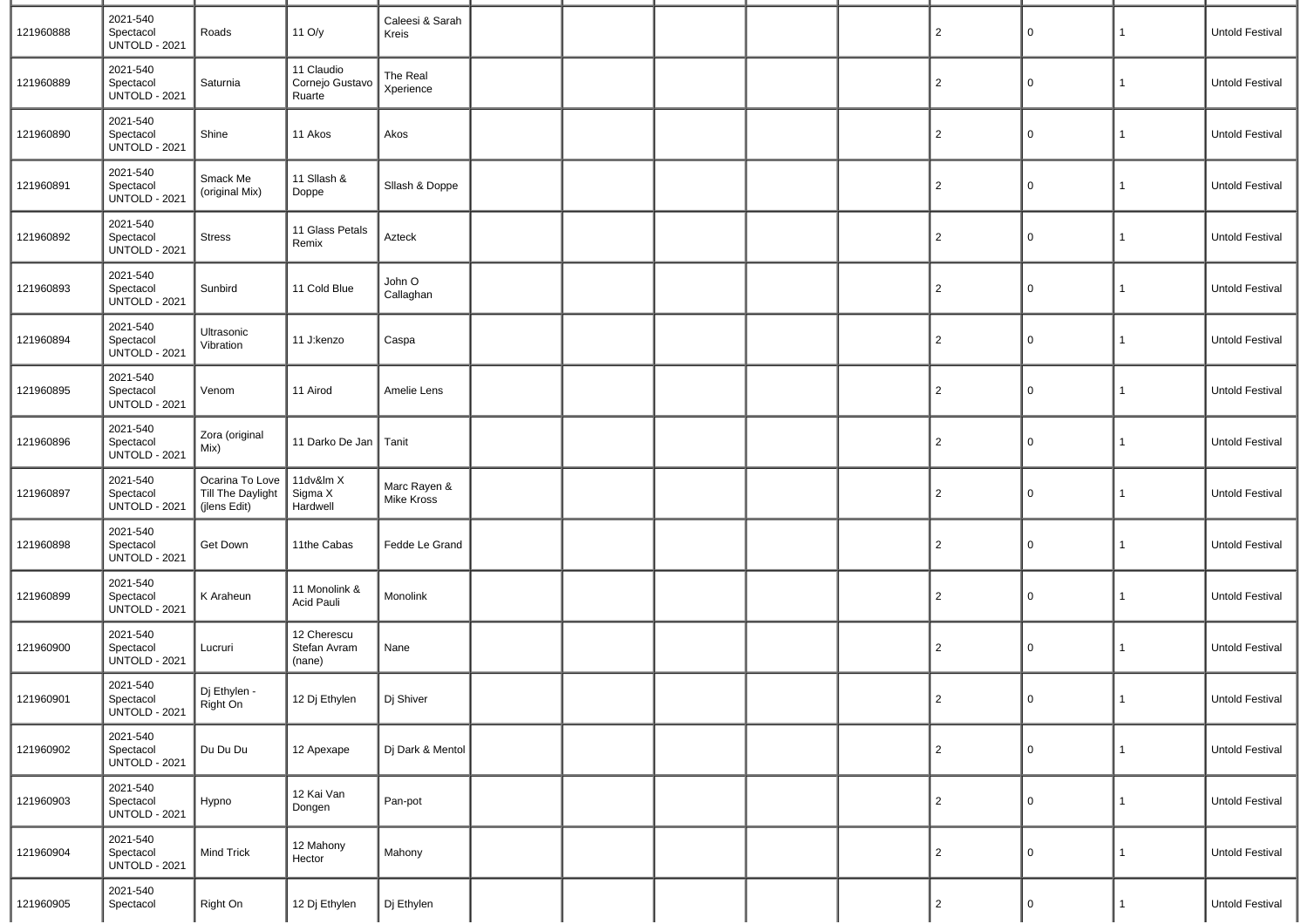| | | | | | | | | | | | | | |
|---|---|---|---|---|---|---|---|---|---|---|---|---|---|
| 121960888 | 2021-540 Spectacol UNTOLD - 2021 | Roads | 11 O/y | Caleesi & Sarah Kreis | | | | | | 2 | 0 | 1 | Untold Festival |
| 121960889 | 2021-540 Spectacol UNTOLD - 2021 | Saturnia | 11 Claudio Cornejo Gustavo Ruarte | The Real Xperience | | | | | | 2 | 0 | 1 | Untold Festival |
| 121960890 | 2021-540 Spectacol UNTOLD - 2021 | Shine | 11 Akos | Akos | | | | | | 2 | 0 | 1 | Untold Festival |
| 121960891 | 2021-540 Spectacol UNTOLD - 2021 | Smack Me (original Mix) | 11 Sllash & Doppe | Sllash & Doppe | | | | | | 2 | 0 | 1 | Untold Festival |
| 121960892 | 2021-540 Spectacol UNTOLD - 2021 | Stress | 11 Glass Petals Remix | Azteck | | | | | | 2 | 0 | 1 | Untold Festival |
| 121960893 | 2021-540 Spectacol UNTOLD - 2021 | Sunbird | 11 Cold Blue | John O Callaghan | | | | | | 2 | 0 | 1 | Untold Festival |
| 121960894 | 2021-540 Spectacol UNTOLD - 2021 | Ultrasonic Vibration | 11 J:kenzo | Caspa | | | | | | 2 | 0 | 1 | Untold Festival |
| 121960895 | 2021-540 Spectacol UNTOLD - 2021 | Venom | 11 Airod | Amelie Lens | | | | | | 2 | 0 | 1 | Untold Festival |
| 121960896 | 2021-540 Spectacol UNTOLD - 2021 | Zora (original Mix) | 11 Darko De Jan | Tanit | | | | | | 2 | 0 | 1 | Untold Festival |
| 121960897 | 2021-540 Spectacol UNTOLD - 2021 | Ocarina To Love Till The Daylight (jlens Edit) | 11dv&lm X Sigma X Hardwell | Marc Rayen & Mike Kross | | | | | | 2 | 0 | 1 | Untold Festival |
| 121960898 | 2021-540 Spectacol UNTOLD - 2021 | Get Down | 11the Cabas | Fedde Le Grand | | | | | | 2 | 0 | 1 | Untold Festival |
| 121960899 | 2021-540 Spectacol UNTOLD - 2021 | K Araheun | 11 Monolink & Acid Pauli | Monolink | | | | | | 2 | 0 | 1 | Untold Festival |
| 121960900 | 2021-540 Spectacol UNTOLD - 2021 | Lucruri | 12 Cherescu Stefan Avram (nane) | Nane | | | | | | 2 | 0 | 1 | Untold Festival |
| 121960901 | 2021-540 Spectacol UNTOLD - 2021 | Dj Ethylen - Right On | 12 Dj Ethylen | Dj Shiver | | | | | | 2 | 0 | 1 | Untold Festival |
| 121960902 | 2021-540 Spectacol UNTOLD - 2021 | Du Du Du | 12 Apexape | Dj Dark & Mentol | | | | | | 2 | 0 | 1 | Untold Festival |
| 121960903 | 2021-540 Spectacol UNTOLD - 2021 | Hypno | 12 Kai Van Dongen | Pan-pot | | | | | | 2 | 0 | 1 | Untold Festival |
| 121960904 | 2021-540 Spectacol UNTOLD - 2021 | Mind Trick | 12 Mahony Hector | Mahony | | | | | | 2 | 0 | 1 | Untold Festival |
| 121960905 | 2021-540 Spectacol | Right On | 12 Dj Ethylen | Dj Ethylen | | | | | | 2 | 0 | 1 | Untold Festival |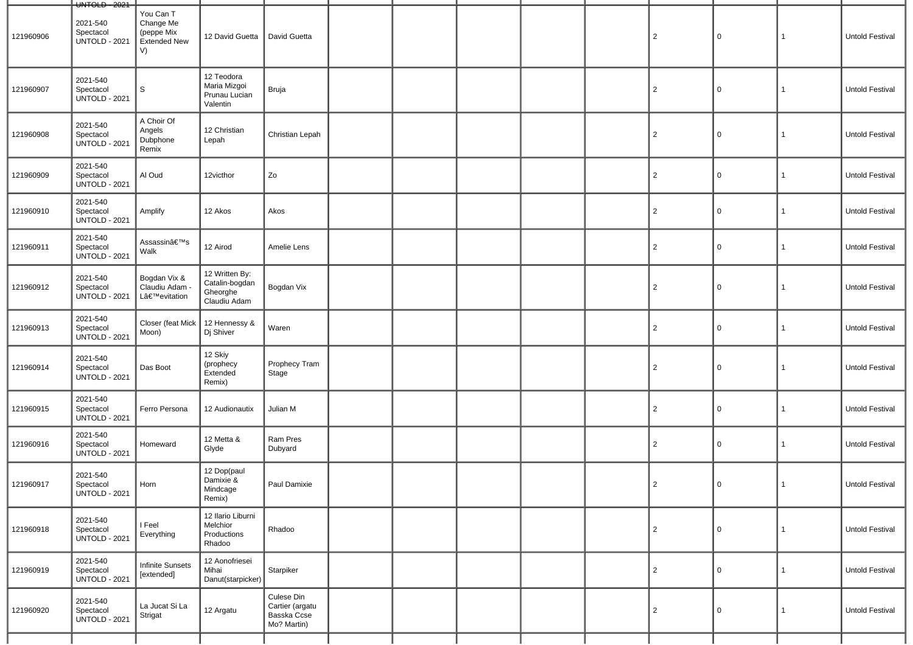| | | | | | | | | | | | | | |
|---|---|---|---|---|---|---|---|---|---|---|---|---|---|
| 121960906 | 2021-540 Spectacol UNTOLD - 2021 | You Can T Change Me (peppe Mix Extended New V) | 12 David Guetta | David Guetta | | | | | | 2 | 0 | 1 | Untold Festival |
| 121960907 | 2021-540 Spectacol UNTOLD - 2021 | S | 12 Teodora Maria Mizgoi Prunau Lucian Valentin | Bruja | | | | | | 2 | 0 | 1 | Untold Festival |
| 121960908 | 2021-540 Spectacol UNTOLD - 2021 | A Choir Of Angels Dubphone Remix | 12 Christian Lepah | Christian Lepah | | | | | | 2 | 0 | 1 | Untold Festival |
| 121960909 | 2021-540 Spectacol UNTOLD - 2021 | Al Oud | 12victhor | Zo | | | | | | 2 | 0 | 1 | Untold Festival |
| 121960910 | 2021-540 Spectacol UNTOLD - 2021 | Amplify | 12 Akos | Akos | | | | | | 2 | 0 | 1 | Untold Festival |
| 121960911 | 2021-540 Spectacol UNTOLD - 2021 | Assassinâ€™s Walk | 12 Airod | Amelie Lens | | | | | | 2 | 0 | 1 | Untold Festival |
| 121960912 | 2021-540 Spectacol UNTOLD - 2021 | Bogdan Vix & Claudiu Adam - Lâ€™evitation | 12 Written By: Catalin-bogdan Gheorghe Claudiu Adam | Bogdan Vix | | | | | | 2 | 0 | 1 | Untold Festival |
| 121960913 | 2021-540 Spectacol UNTOLD - 2021 | Closer (feat Mick Moon) | 12 Hennessy & Dj Shiver | Waren | | | | | | 2 | 0 | 1 | Untold Festival |
| 121960914 | 2021-540 Spectacol UNTOLD - 2021 | Das Boot | 12 Skiy (prophecy Extended Remix) | Prophecy Tram Stage | | | | | | 2 | 0 | 1 | Untold Festival |
| 121960915 | 2021-540 Spectacol UNTOLD - 2021 | Ferro Persona | 12 Audionautix | Julian M | | | | | | 2 | 0 | 1 | Untold Festival |
| 121960916 | 2021-540 Spectacol UNTOLD - 2021 | Homeward | 12 Metta & Glyde | Ram Pres Dubyard | | | | | | 2 | 0 | 1 | Untold Festival |
| 121960917 | 2021-540 Spectacol UNTOLD - 2021 | Horn | 12 Dop(paul Damixie & Mindcage Remix) | Paul Damixie | | | | | | 2 | 0 | 1 | Untold Festival |
| 121960918 | 2021-540 Spectacol UNTOLD - 2021 | I Feel Everything | 12 Ilario Liburni Melchior Productions Rhadoo | Rhadoo | | | | | | 2 | 0 | 1 | Untold Festival |
| 121960919 | 2021-540 Spectacol UNTOLD - 2021 | Infinite Sunsets [extended] | 12 Aonofriesei Mihai Danut(starpicker) | Starpiker | | | | | | 2 | 0 | 1 | Untold Festival |
| 121960920 | 2021-540 Spectacol UNTOLD - 2021 | La Jucat Si La Strigat | 12 Argatu | Culese Din Cartier (argatu Basska Ccse Mo? Martin) | | | | | | 2 | 0 | 1 | Untold Festival |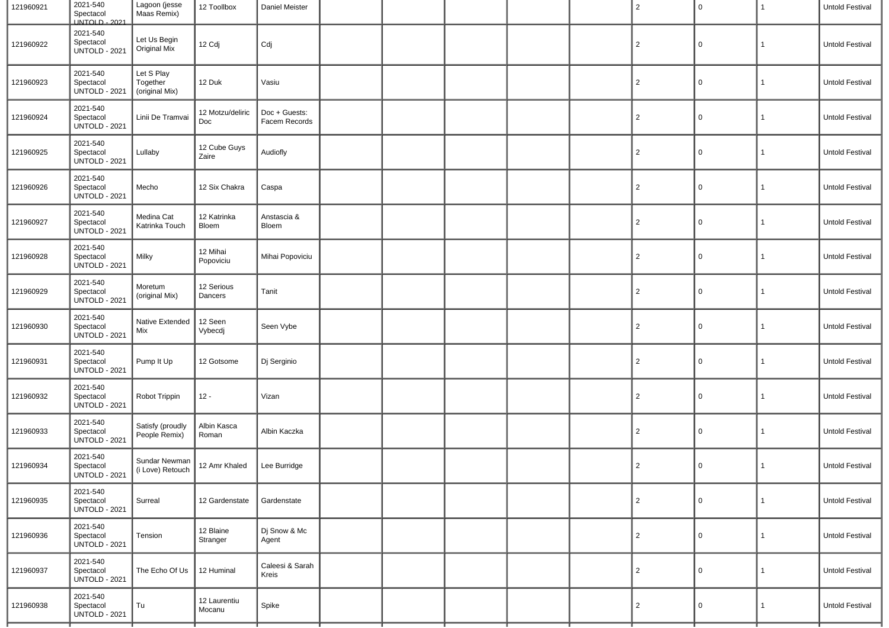| | | | | | | | | | | | | | |
|---|---|---|---|---|---|---|---|---|---|---|---|---|---|
| 121960921 | 2021-540 Spectacol UNTOLD - 2021 | Lagoon (jesse Maas Remix) | 12 Toollbox | Daniel Meister | | | | | | 2 | 0 | 1 | Untold Festival |
| 121960922 | 2021-540 Spectacol UNTOLD - 2021 | Let Us Begin Original Mix | 12 Cdj | Cdj | | | | | | 2 | 0 | 1 | Untold Festival |
| 121960923 | 2021-540 Spectacol UNTOLD - 2021 | Let S Play Together (original Mix) | 12 Duk | Vasiu | | | | | | 2 | 0 | 1 | Untold Festival |
| 121960924 | 2021-540 Spectacol UNTOLD - 2021 | Linii De Tramvai | 12 Motzu/deliric Doc | Doc + Guests: Facem Records | | | | | | 2 | 0 | 1 | Untold Festival |
| 121960925 | 2021-540 Spectacol UNTOLD - 2021 | Lullaby | 12 Cube Guys Zaire | Audiofly | | | | | | 2 | 0 | 1 | Untold Festival |
| 121960926 | 2021-540 Spectacol UNTOLD - 2021 | Mecho | 12 Six Chakra | Caspa | | | | | | 2 | 0 | 1 | Untold Festival |
| 121960927 | 2021-540 Spectacol UNTOLD - 2021 | Medina Cat Katrinka Touch | 12 Katrinka Bloem | Anstascia & Bloem | | | | | | 2 | 0 | 1 | Untold Festival |
| 121960928 | 2021-540 Spectacol UNTOLD - 2021 | Milky | 12 Mihai Popoviciu | Mihai Popoviciu | | | | | | 2 | 0 | 1 | Untold Festival |
| 121960929 | 2021-540 Spectacol UNTOLD - 2021 | Moretum (original Mix) | 12 Serious Dancers | Tanit | | | | | | 2 | 0 | 1 | Untold Festival |
| 121960930 | 2021-540 Spectacol UNTOLD - 2021 | Native Extended Mix | 12 Seen Vybecdj | Seen Vybe | | | | | | 2 | 0 | 1 | Untold Festival |
| 121960931 | 2021-540 Spectacol UNTOLD - 2021 | Pump It Up | 12 Gotsome | Dj Serginio | | | | | | 2 | 0 | 1 | Untold Festival |
| 121960932 | 2021-540 Spectacol UNTOLD - 2021 | Robot Trippin | 12 - | Vizan | | | | | | 2 | 0 | 1 | Untold Festival |
| 121960933 | 2021-540 Spectacol UNTOLD - 2021 | Satisfy (proudly People Remix) | Albin Kasca Roman | Albin Kaczka | | | | | | 2 | 0 | 1 | Untold Festival |
| 121960934 | 2021-540 Spectacol UNTOLD - 2021 | Sundar Newman (i Love) Retouch | 12 Amr Khaled | Lee Burridge | | | | | | 2 | 0 | 1 | Untold Festival |
| 121960935 | 2021-540 Spectacol UNTOLD - 2021 | Surreal | 12 Gardenstate | Gardenstate | | | | | | 2 | 0 | 1 | Untold Festival |
| 121960936 | 2021-540 Spectacol UNTOLD - 2021 | Tension | 12 Blaine Stranger | Dj Snow & Mc Agent | | | | | | 2 | 0 | 1 | Untold Festival |
| 121960937 | 2021-540 Spectacol UNTOLD - 2021 | The Echo Of Us | 12 Huminal | Caleesi & Sarah Kreis | | | | | | 2 | 0 | 1 | Untold Festival |
| 121960938 | 2021-540 Spectacol UNTOLD - 2021 | Tu | 12 Laurentiu Mocanu | Spike | | | | | | 2 | 0 | 1 | Untold Festival |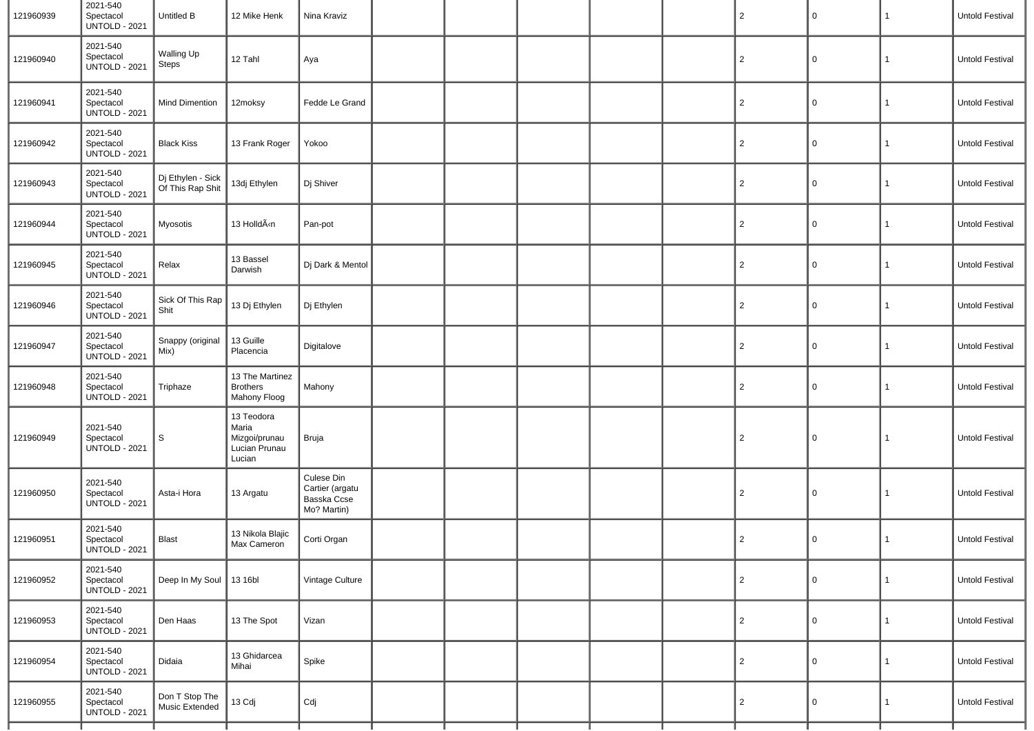| | | | | | | | | | | | | | |
|---|---|---|---|---|---|---|---|---|---|---|---|---|---|
| 121960939 | 2021-540 Spectacol UNTOLD - 2021 | Untitled B | 12 Mike Henk | Nina Kraviz | | | | | | 2 | 0 | 1 | Untold Festival |
| 121960940 | 2021-540 Spectacol UNTOLD - 2021 | Walling Up Steps | 12 Tahl | Aya | | | | | | 2 | 0 | 1 | Untold Festival |
| 121960941 | 2021-540 Spectacol UNTOLD - 2021 | Mind Dimention | 12moksy | Fedde Le Grand | | | | | | 2 | 0 | 1 | Untold Festival |
| 121960942 | 2021-540 Spectacol UNTOLD - 2021 | Black Kiss | 13 Frank Roger | Yokoo | | | | | | 2 | 0 | 1 | Untold Festival |
| 121960943 | 2021-540 Spectacol UNTOLD - 2021 | Dj Ethylen - Sick Of This Rap Shit | 13dj Ethylen | Dj Shiver | | | | | | 2 | 0 | 1 | Untold Festival |
| 121960944 | 2021-540 Spectacol UNTOLD - 2021 | Myosotis | 13 HolldÃ«n | Pan-pot | | | | | | 2 | 0 | 1 | Untold Festival |
| 121960945 | 2021-540 Spectacol UNTOLD - 2021 | Relax | 13 Bassel Darwish | Dj Dark & Mentol | | | | | | 2 | 0 | 1 | Untold Festival |
| 121960946 | 2021-540 Spectacol UNTOLD - 2021 | Sick Of This Rap Shit | 13 Dj Ethylen | Dj Ethylen | | | | | | 2 | 0 | 1 | Untold Festival |
| 121960947 | 2021-540 Spectacol UNTOLD - 2021 | Snappy (original Mix) | 13 Guille Placencia | Digitalove | | | | | | 2 | 0 | 1 | Untold Festival |
| 121960948 | 2021-540 Spectacol UNTOLD - 2021 | Triphaze | 13 The Martinez Brothers Mahony Floog | Mahony | | | | | | 2 | 0 | 1 | Untold Festival |
| 121960949 | 2021-540 Spectacol UNTOLD - 2021 | S | 13 Teodora Maria Mizgoi/prunau Lucian Prunau Lucian | Bruja | | | | | | 2 | 0 | 1 | Untold Festival |
| 121960950 | 2021-540 Spectacol UNTOLD - 2021 | Asta-i Hora | 13 Argatu | Culese Din Cartier (argatu Basska Ccse Mo? Martin) | | | | | | 2 | 0 | 1 | Untold Festival |
| 121960951 | 2021-540 Spectacol UNTOLD - 2021 | Blast | 13 Nikola Blajic Max Cameron | Corti Organ | | | | | | 2 | 0 | 1 | Untold Festival |
| 121960952 | 2021-540 Spectacol UNTOLD - 2021 | Deep In My Soul | 13 16bl | Vintage Culture | | | | | | 2 | 0 | 1 | Untold Festival |
| 121960953 | 2021-540 Spectacol UNTOLD - 2021 | Den Haas | 13 The Spot | Vizan | | | | | | 2 | 0 | 1 | Untold Festival |
| 121960954 | 2021-540 Spectacol UNTOLD - 2021 | Didaia | 13 Ghidarcea Mihai | Spike | | | | | | 2 | 0 | 1 | Untold Festival |
| 121960955 | 2021-540 Spectacol UNTOLD - 2021 | Don T Stop The Music Extended | 13 Cdj | Cdj | | | | | | 2 | 0 | 1 | Untold Festival |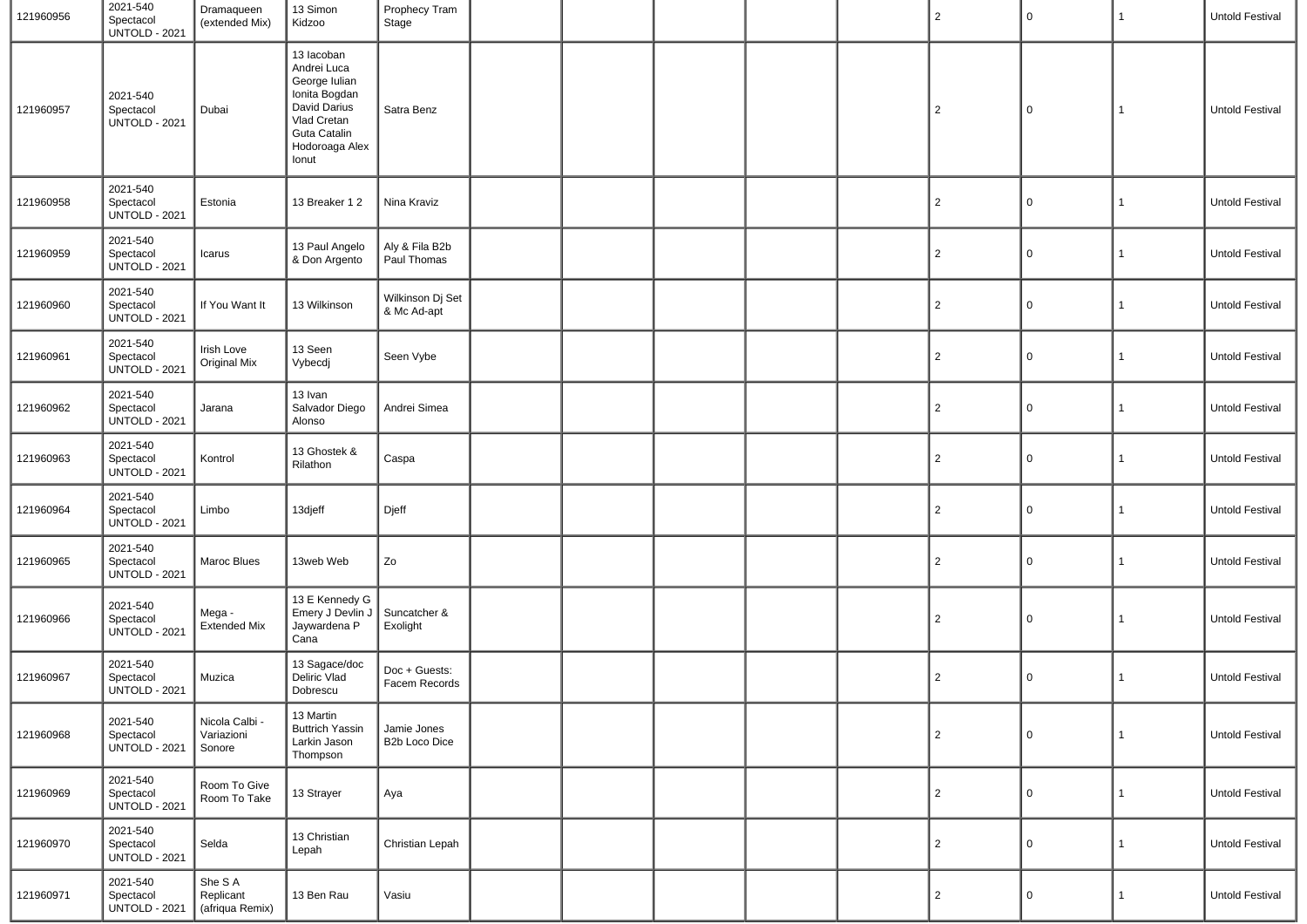| | | | | | | | | | | | | | |
|---|---|---|---|---|---|---|---|---|---|---|---|---|---|
| 121960956 | 2021-540 Spectacol UNTOLD - 2021 | Dramaqueen (extended Mix) | 13 Simon Kidzoo | Prophecy Tram Stage | | | | | | 2 | 0 | 1 | Untold Festival |
| 121960957 | 2021-540 Spectacol UNTOLD - 2021 | Dubai | 13 Iacoban Andrei Luca George Iulian Ionita Bogdan David Darius Vlad Cretan Guta Catalin Hodoroaga Alex Ionut | Satra Benz | | | | | | 2 | 0 | 1 | Untold Festival |
| 121960958 | 2021-540 Spectacol UNTOLD - 2021 | Estonia | 13 Breaker 1 2 | Nina Kraviz | | | | | | 2 | 0 | 1 | Untold Festival |
| 121960959 | 2021-540 Spectacol UNTOLD - 2021 | Icarus | 13 Paul Angelo & Don Argento | Aly & Fila B2b Paul Thomas | | | | | | 2 | 0 | 1 | Untold Festival |
| 121960960 | 2021-540 Spectacol UNTOLD - 2021 | If You Want It | 13 Wilkinson | Wilkinson Dj Set & Mc Ad-apt | | | | | | 2 | 0 | 1 | Untold Festival |
| 121960961 | 2021-540 Spectacol UNTOLD - 2021 | Irish Love Original Mix | 13 Seen Vybecdj | Seen Vybe | | | | | | 2 | 0 | 1 | Untold Festival |
| 121960962 | 2021-540 Spectacol UNTOLD - 2021 | Jarana | 13 Ivan Salvador Diego Alonso | Andrei Simea | | | | | | 2 | 0 | 1 | Untold Festival |
| 121960963 | 2021-540 Spectacol UNTOLD - 2021 | Kontrol | 13 Ghostek & Rilathon | Caspa | | | | | | 2 | 0 | 1 | Untold Festival |
| 121960964 | 2021-540 Spectacol UNTOLD - 2021 | Limbo | 13djeff | Djeff | | | | | | 2 | 0 | 1 | Untold Festival |
| 121960965 | 2021-540 Spectacol UNTOLD - 2021 | Maroc Blues | 13web Web | Zo | | | | | | 2 | 0 | 1 | Untold Festival |
| 121960966 | 2021-540 Spectacol UNTOLD - 2021 | Mega - Extended Mix | 13 E Kennedy G Emery J Devlin J Jaywardena P Cana | Suncatcher & Exolight | | | | | | 2 | 0 | 1 | Untold Festival |
| 121960967 | 2021-540 Spectacol UNTOLD - 2021 | Muzica | 13 Sagace/doc Deliric Vlad Dobrescu | Doc + Guests: Facem Records | | | | | | 2 | 0 | 1 | Untold Festival |
| 121960968 | 2021-540 Spectacol UNTOLD - 2021 | Nicola Calbi - Variazioni Sonore | 13 Martin Buttrich Yassin Larkin Jason Thompson | Jamie Jones B2b Loco Dice | | | | | | 2 | 0 | 1 | Untold Festival |
| 121960969 | 2021-540 Spectacol UNTOLD - 2021 | Room To Give Room To Take | 13 Strayer | Aya | | | | | | 2 | 0 | 1 | Untold Festival |
| 121960970 | 2021-540 Spectacol UNTOLD - 2021 | Selda | 13 Christian Lepah | Christian Lepah | | | | | | 2 | 0 | 1 | Untold Festival |
| 121960971 | 2021-540 Spectacol UNTOLD - 2021 | She S A Replicant (afriqua Remix) | 13 Ben Rau | Vasiu | | | | | | 2 | 0 | 1 | Untold Festival |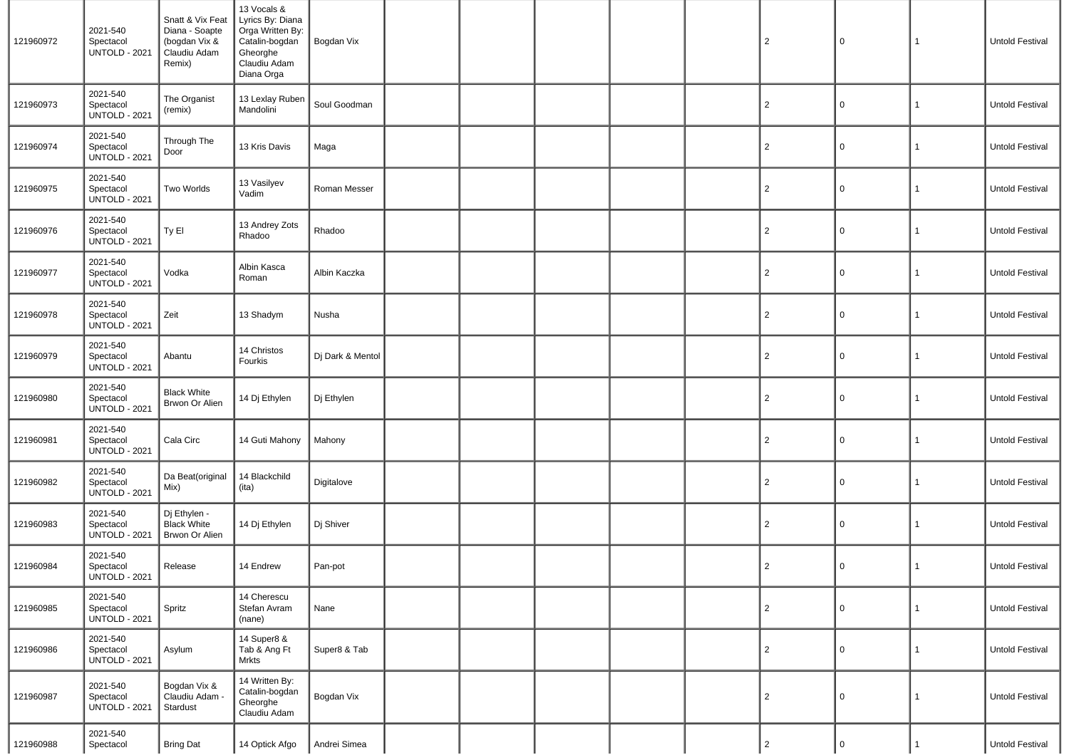| | | | | | | | | | | | | | |
|---|---|---|---|---|---|---|---|---|---|---|---|---|---|
| 121960972 | 2021-540 Spectacol UNTOLD - 2021 | Snatt & Vix Feat Diana - Soapte (bogdan Vix & Claudiu Adam Remix) | 13 Vocals & Lyrics By: Diana Orga Written By: Catalin-bogdan Gheorghe Claudiu Adam Diana Orga | Bogdan Vix | | | | | | 2 | 0 | 1 | Untold Festival |
| 121960973 | 2021-540 Spectacol UNTOLD - 2021 | The Organist (remix) | 13 Lexlay Ruben Mandolini | Soul Goodman | | | | | | 2 | 0 | 1 | Untold Festival |
| 121960974 | 2021-540 Spectacol UNTOLD - 2021 | Through The Door | 13 Kris Davis | Maga | | | | | | 2 | 0 | 1 | Untold Festival |
| 121960975 | 2021-540 Spectacol UNTOLD - 2021 | Two Worlds | 13 Vasilyev Vadim | Roman Messer | | | | | | 2 | 0 | 1 | Untold Festival |
| 121960976 | 2021-540 Spectacol UNTOLD - 2021 | Ty El | 13 Andrey Zots Rhadoo | Rhadoo | | | | | | 2 | 0 | 1 | Untold Festival |
| 121960977 | 2021-540 Spectacol UNTOLD - 2021 | Vodka | Albin Kasca Roman | Albin Kaczka | | | | | | 2 | 0 | 1 | Untold Festival |
| 121960978 | 2021-540 Spectacol UNTOLD - 2021 | Zeit | 13 Shadym | Nusha | | | | | | 2 | 0 | 1 | Untold Festival |
| 121960979 | 2021-540 Spectacol UNTOLD - 2021 | Abantu | 14 Christos Fourkis | Dj Dark & Mentol | | | | | | 2 | 0 | 1 | Untold Festival |
| 121960980 | 2021-540 Spectacol UNTOLD - 2021 | Black White Brwon Or Alien | 14 Dj Ethylen | Dj Ethylen | | | | | | 2 | 0 | 1 | Untold Festival |
| 121960981 | 2021-540 Spectacol UNTOLD - 2021 | Cala Circ | 14 Guti Mahony | Mahony | | | | | | 2 | 0 | 1 | Untold Festival |
| 121960982 | 2021-540 Spectacol UNTOLD - 2021 | Da Beat(original Mix) | 14 Blackchild (ita) | Digitalove | | | | | | 2 | 0 | 1 | Untold Festival |
| 121960983 | 2021-540 Spectacol UNTOLD - 2021 | Dj Ethylen - Black White Brwon Or Alien | 14 Dj Ethylen | Dj Shiver | | | | | | 2 | 0 | 1 | Untold Festival |
| 121960984 | 2021-540 Spectacol UNTOLD - 2021 | Release | 14 Endrew | Pan-pot | | | | | | 2 | 0 | 1 | Untold Festival |
| 121960985 | 2021-540 Spectacol UNTOLD - 2021 | Spritz | 14 Cherescu Stefan Avram (nane) | Nane | | | | | | 2 | 0 | 1 | Untold Festival |
| 121960986 | 2021-540 Spectacol UNTOLD - 2021 | Asylum | 14 Super8 & Tab & Ang Ft Mrkts | Super8 & Tab | | | | | | 2 | 0 | 1 | Untold Festival |
| 121960987 | 2021-540 Spectacol UNTOLD - 2021 | Bogdan Vix & Claudiu Adam - Stardust | 14 Written By: Catalin-bogdan Gheorghe Claudiu Adam | Bogdan Vix | | | | | | 2 | 0 | 1 | Untold Festival |
| 121960988 | 2021-540 Spectacol | Bring Dat | 14 Optick Afgo | Andrei Simea | | | | | | 2 | 0 | 1 | Untold Festival |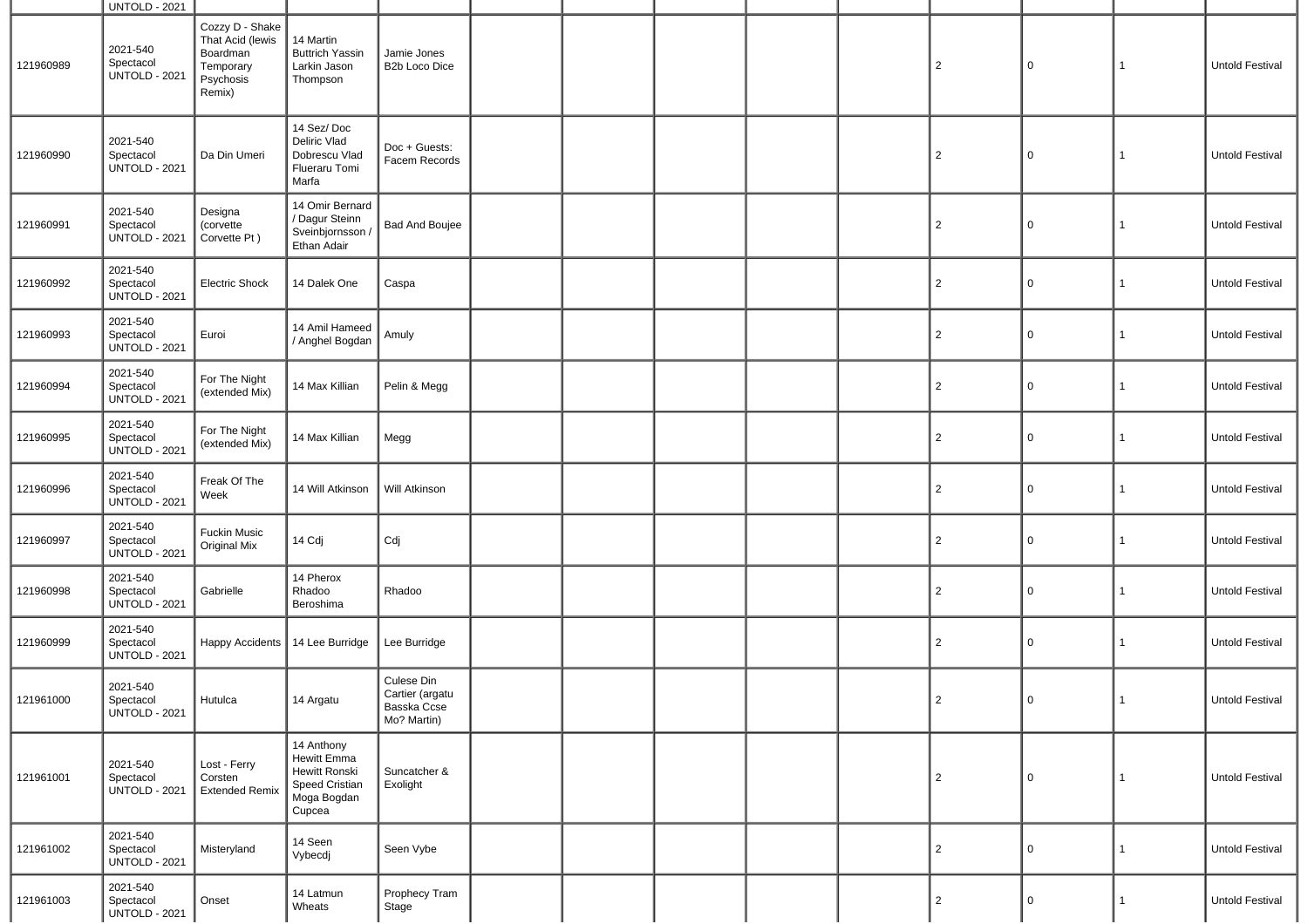| | UNTOLD - 2021 | | | | | | | | | | | | |
|---|---|---|---|---|---|---|---|---|---|---|---|---|---|
| 121960989 | 2021-540 Spectacol UNTOLD - 2021 | Cozzy D - Shake That Acid (lewis Boardman Temporary Psychosis Remix) | 14 Martin Buttrich Yassin Larkin Jason Thompson | Jamie Jones B2b Loco Dice | | | | | | 2 | 0 | 1 | Untold Festival |
| 121960990 | 2021-540 Spectacol UNTOLD - 2021 | Da Din Umeri | 14 Sez/ Doc Deliric Vlad Dobrescu Vlad Flueraru Tomi Marfa | Doc + Guests: Facem Records | | | | | | 2 | 0 | 1 | Untold Festival |
| 121960991 | 2021-540 Spectacol UNTOLD - 2021 | Designa (corvette Corvette Pt ) | 14 Omir Bernard / Dagur Steinn Sveinbjornsson / Ethan Adair | Bad And Boujee | | | | | | 2 | 0 | 1 | Untold Festival |
| 121960992 | 2021-540 Spectacol UNTOLD - 2021 | Electric Shock | 14 Dalek One | Caspa | | | | | | 2 | 0 | 1 | Untold Festival |
| 121960993 | 2021-540 Spectacol UNTOLD - 2021 | Euroi | 14 Amil Hameed / Anghel Bogdan | Amuly | | | | | | 2 | 0 | 1 | Untold Festival |
| 121960994 | 2021-540 Spectacol UNTOLD - 2021 | For The Night (extended Mix) | 14 Max Killian | Pelin & Megg | | | | | | 2 | 0 | 1 | Untold Festival |
| 121960995 | 2021-540 Spectacol UNTOLD - 2021 | For The Night (extended Mix) | 14 Max Killian | Megg | | | | | | 2 | 0 | 1 | Untold Festival |
| 121960996 | 2021-540 Spectacol UNTOLD - 2021 | Freak Of The Week | 14 Will Atkinson | Will Atkinson | | | | | | 2 | 0 | 1 | Untold Festival |
| 121960997 | 2021-540 Spectacol UNTOLD - 2021 | Fuckin Music Original Mix | 14 Cdj | Cdj | | | | | | 2 | 0 | 1 | Untold Festival |
| 121960998 | 2021-540 Spectacol UNTOLD - 2021 | Gabrielle | 14 Pherox Rhadoo Beroshima | Rhadoo | | | | | | 2 | 0 | 1 | Untold Festival |
| 121960999 | 2021-540 Spectacol UNTOLD - 2021 | Happy Accidents | 14 Lee Burridge | Lee Burridge | | | | | | 2 | 0 | 1 | Untold Festival |
| 121961000 | 2021-540 Spectacol UNTOLD - 2021 | Hutulca | 14 Argatu | Culese Din Cartier (argatu Basska Ccse Mo? Martin) | | | | | | 2 | 0 | 1 | Untold Festival |
| 121961001 | 2021-540 Spectacol UNTOLD - 2021 | Lost - Ferry Corsten Extended Remix | 14 Anthony Hewitt Emma Hewitt Ronski Speed Cristian Moga Bogdan Cupcea | Suncatcher & Exolight | | | | | | 2 | 0 | 1 | Untold Festival |
| 121961002 | 2021-540 Spectacol UNTOLD - 2021 | Misteryland | 14 Seen Vybecdj | Seen Vybe | | | | | | 2 | 0 | 1 | Untold Festival |
| 121961003 | 2021-540 Spectacol UNTOLD - 2021 | Onset | 14 Latmun Wheats | Prophecy Tram Stage | | | | | | 2 | 0 | 1 | Untold Festival |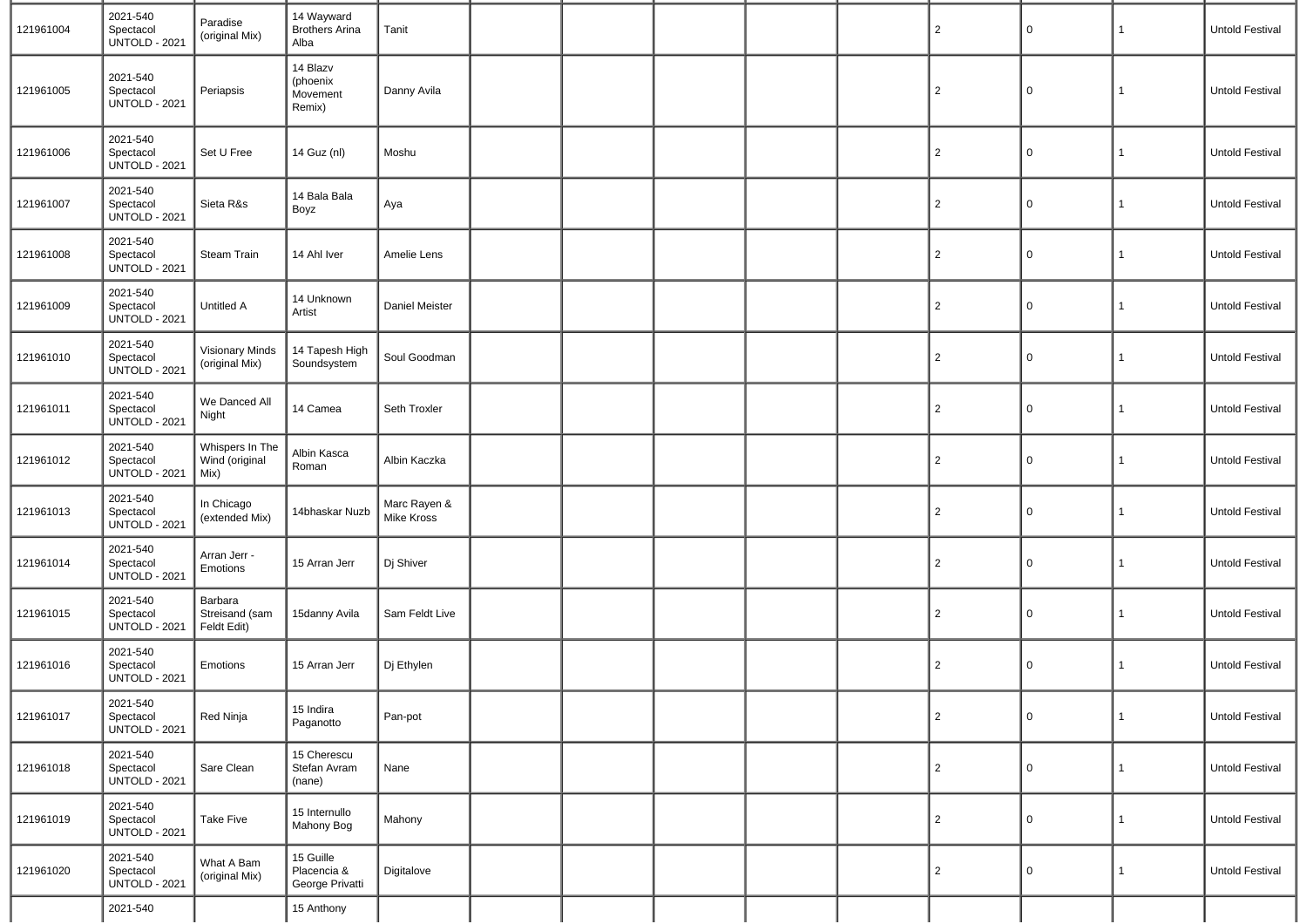| | | | | | | | | | | | | | |
|---|---|---|---|---|---|---|---|---|---|---|---|---|---|
| 121961004 | 2021-540 Spectacol UNTOLD - 2021 | Paradise (original Mix) | 14 Wayward Brothers Arina Alba | Tanit | | | | | | 2 | 0 | 1 | Untold Festival |
| 121961005 | 2021-540 Spectacol UNTOLD - 2021 | Periapsis | 14 Blazv (phoenix Movement Remix) | Danny Avila | | | | | | 2 | 0 | 1 | Untold Festival |
| 121961006 | 2021-540 Spectacol UNTOLD - 2021 | Set U Free | 14 Guz (nl) | Moshu | | | | | | 2 | 0 | 1 | Untold Festival |
| 121961007 | 2021-540 Spectacol UNTOLD - 2021 | Sieta R&s | 14 Bala Bala Boyz | Aya | | | | | | 2 | 0 | 1 | Untold Festival |
| 121961008 | 2021-540 Spectacol UNTOLD - 2021 | Steam Train | 14 Ahl Iver | Amelie Lens | | | | | | 2 | 0 | 1 | Untold Festival |
| 121961009 | 2021-540 Spectacol UNTOLD - 2021 | Untitled A | 14 Unknown Artist | Daniel Meister | | | | | | 2 | 0 | 1 | Untold Festival |
| 121961010 | 2021-540 Spectacol UNTOLD - 2021 | Visionary Minds (original Mix) | 14 Tapesh High Soundsystem | Soul Goodman | | | | | | 2 | 0 | 1 | Untold Festival |
| 121961011 | 2021-540 Spectacol UNTOLD - 2021 | We Danced All Night | 14 Camea | Seth Troxler | | | | | | 2 | 0 | 1 | Untold Festival |
| 121961012 | 2021-540 Spectacol UNTOLD - 2021 | Whispers In The Wind (original Mix) | Albin Kasca Roman | Albin Kaczka | | | | | | 2 | 0 | 1 | Untold Festival |
| 121961013 | 2021-540 Spectacol UNTOLD - 2021 | In Chicago (extended Mix) | 14bhaskar Nuzb | Marc Rayen & Mike Kross | | | | | | 2 | 0 | 1 | Untold Festival |
| 121961014 | 2021-540 Spectacol UNTOLD - 2021 | Arran Jerr - Emotions | 15 Arran Jerr | Dj Shiver | | | | | | 2 | 0 | 1 | Untold Festival |
| 121961015 | 2021-540 Spectacol UNTOLD - 2021 | Barbara Streisand (sam Feldt Edit) | 15danny Avila | Sam Feldt Live | | | | | | 2 | 0 | 1 | Untold Festival |
| 121961016 | 2021-540 Spectacol UNTOLD - 2021 | Emotions | 15 Arran Jerr | Dj Ethylen | | | | | | 2 | 0 | 1 | Untold Festival |
| 121961017 | 2021-540 Spectacol UNTOLD - 2021 | Red Ninja | 15 Indira Paganotto | Pan-pot | | | | | | 2 | 0 | 1 | Untold Festival |
| 121961018 | 2021-540 Spectacol UNTOLD - 2021 | Sare Clean | 15 Cherescu Stefan Avram (nane) | Nane | | | | | | 2 | 0 | 1 | Untold Festival |
| 121961019 | 2021-540 Spectacol UNTOLD - 2021 | Take Five | 15 Internullo Mahony Bog | Mahony | | | | | | 2 | 0 | 1 | Untold Festival |
| 121961020 | 2021-540 Spectacol UNTOLD - 2021 | What A Bam (original Mix) | 15 Guille Placencia & George Privatti | Digitalove | | | | | | 2 | 0 | 1 | Untold Festival |
| | 2021-540 | | 15 Anthony | | | | | | | | | | |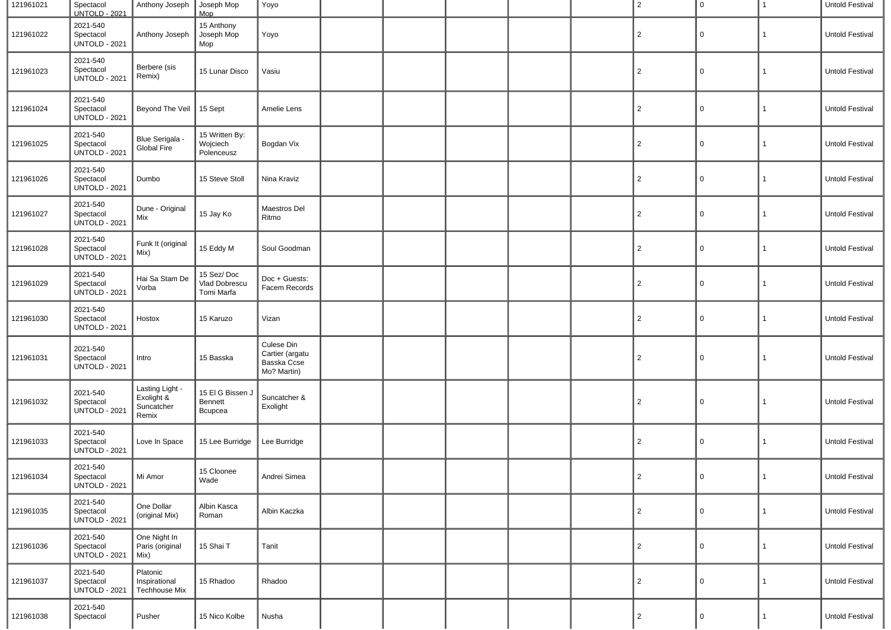| 121961021 | Spectacol UNTOLD - 2021 | Anthony Joseph | Joseph Mop Mop | Yoyo | | | | | | 2 | 0 | 1 | Untold Festival |
|---|---|---|---|---|---|---|---|---|---|---|---|---|---|
| 121961022 | 2021-540 Spectacol UNTOLD - 2021 | Anthony Joseph | 15 Anthony Joseph Mop Mop | Yoyo | | | | | | 2 | 0 | 1 | Untold Festival |
| 121961023 | 2021-540 Spectacol UNTOLD - 2021 | Berbere (sis Remix) | 15 Lunar Disco | Vasiu | | | | | | 2 | 0 | 1 | Untold Festival |
| 121961024 | 2021-540 Spectacol UNTOLD - 2021 | Beyond The Veil | 15 Sept | Amelie Lens | | | | | | 2 | 0 | 1 | Untold Festival |
| 121961025 | 2021-540 Spectacol UNTOLD - 2021 | Blue Serigala - Global Fire | 15 Written By: Wojciech Polenceusz | Bogdan Vix | | | | | | 2 | 0 | 1 | Untold Festival |
| 121961026 | 2021-540 Spectacol UNTOLD - 2021 | Dumbo | 15 Steve Stoll | Nina Kraviz | | | | | | 2 | 0 | 1 | Untold Festival |
| 121961027 | 2021-540 Spectacol UNTOLD - 2021 | Dune - Original Mix | 15 Jay Ko | Maestros Del Ritmo | | | | | | 2 | 0 | 1 | Untold Festival |
| 121961028 | 2021-540 Spectacol UNTOLD - 2021 | Funk It (original Mix) | 15 Eddy M | Soul Goodman | | | | | | 2 | 0 | 1 | Untold Festival |
| 121961029 | 2021-540 Spectacol UNTOLD - 2021 | Hai Sa Stam De Vorba | 15 Sez/ Doc Vlad Dobrescu Tomi Marfa | Doc + Guests: Facem Records | | | | | | 2 | 0 | 1 | Untold Festival |
| 121961030 | 2021-540 Spectacol UNTOLD - 2021 | Hostox | 15 Karuzo | Vizan | | | | | | 2 | 0 | 1 | Untold Festival |
| 121961031 | 2021-540 Spectacol UNTOLD - 2021 | Intro | 15 Basska | Culese Din Cartier (argatu Basska Ccse Mo? Martin) | | | | | | 2 | 0 | 1 | Untold Festival |
| 121961032 | 2021-540 Spectacol UNTOLD - 2021 | Lasting Light - Exolight & Suncatcher Remix | 15 El G Bissen J Bennett Bcupcea | Suncatcher & Exolight | | | | | | 2 | 0 | 1 | Untold Festival |
| 121961033 | 2021-540 Spectacol UNTOLD - 2021 | Love In Space | 15 Lee Burridge | Lee Burridge | | | | | | 2 | 0 | 1 | Untold Festival |
| 121961034 | 2021-540 Spectacol UNTOLD - 2021 | Mi Amor | 15 Cloonee Wade | Andrei Simea | | | | | | 2 | 0 | 1 | Untold Festival |
| 121961035 | 2021-540 Spectacol UNTOLD - 2021 | One Dollar (original Mix) | Albin Kasca Roman | Albin Kaczka | | | | | | 2 | 0 | 1 | Untold Festival |
| 121961036 | 2021-540 Spectacol UNTOLD - 2021 | One Night In Paris (original Mix) | 15 Shai T | Tanit | | | | | | 2 | 0 | 1 | Untold Festival |
| 121961037 | 2021-540 Spectacol UNTOLD - 2021 | Platonic Inspirational Techhouse Mix | 15 Rhadoo | Rhadoo | | | | | | 2 | 0 | 1 | Untold Festival |
| 121961038 | 2021-540 Spectacol | Pusher | 15 Nico Kolbe | Nusha | | | | | | 2 | 0 | 1 | Untold Festival |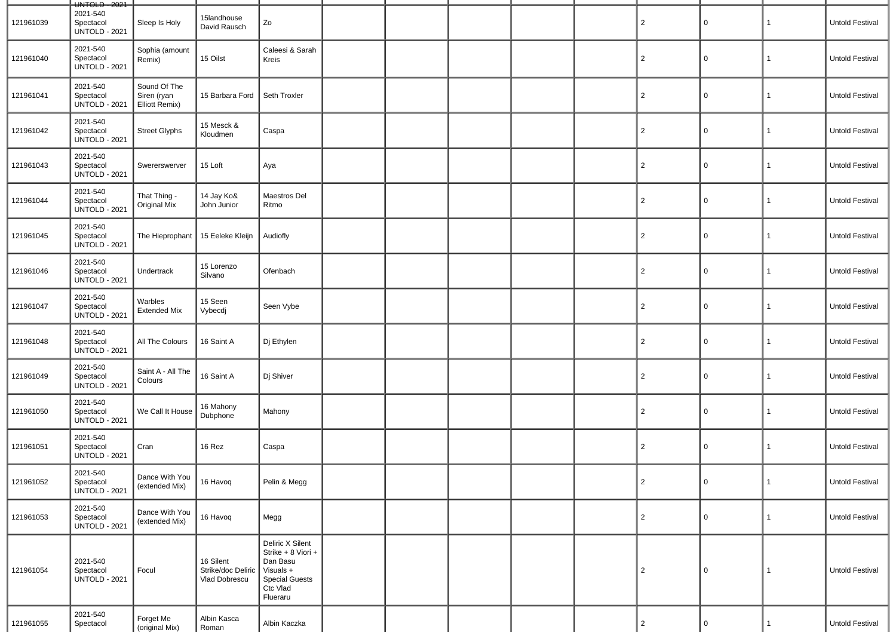| | | | | | | | | | | | | | |
|---|---|---|---|---|---|---|---|---|---|---|---|---|---|
| | UNTOLD - 2021 | | | | | | | | | | | | |
| 121961039 | 2021-540 Spectacol UNTOLD - 2021 | Sleep Is Holy | 15landhouse David Rausch | Zo | | | | | | 2 | 0 | 1 | Untold Festival |
| 121961040 | 2021-540 Spectacol UNTOLD - 2021 | Sophia (amount Remix) | 15 Oilst | Caleesi & Sarah Kreis | | | | | | 2 | 0 | 1 | Untold Festival |
| 121961041 | 2021-540 Spectacol UNTOLD - 2021 | Sound Of The Siren (ryan Elliott Remix) | 15 Barbara Ford | Seth Troxler | | | | | | 2 | 0 | 1 | Untold Festival |
| 121961042 | 2021-540 Spectacol UNTOLD - 2021 | Street Glyphs | 15 Mesck & Kloudmen | Caspa | | | | | | 2 | 0 | 1 | Untold Festival |
| 121961043 | 2021-540 Spectacol UNTOLD - 2021 | Swererswerver | 15 Loft | Aya | | | | | | 2 | 0 | 1 | Untold Festival |
| 121961044 | 2021-540 Spectacol UNTOLD - 2021 | That Thing - Original Mix | 14 Jay Ko& John Junior | Maestros Del Ritmo | | | | | | 2 | 0 | 1 | Untold Festival |
| 121961045 | 2021-540 Spectacol UNTOLD - 2021 | The Hieprophant | 15 Eeleke Kleijn | Audiofly | | | | | | 2 | 0 | 1 | Untold Festival |
| 121961046 | 2021-540 Spectacol UNTOLD - 2021 | Undertrack | 15 Lorenzo Silvano | Ofenbach | | | | | | 2 | 0 | 1 | Untold Festival |
| 121961047 | 2021-540 Spectacol UNTOLD - 2021 | Warbles Extended Mix | 15 Seen Vybecdj | Seen Vybe | | | | | | 2 | 0 | 1 | Untold Festival |
| 121961048 | 2021-540 Spectacol UNTOLD - 2021 | All The Colours | 16 Saint A | Dj Ethylen | | | | | | 2 | 0 | 1 | Untold Festival |
| 121961049 | 2021-540 Spectacol UNTOLD - 2021 | Saint A - All The Colours | 16 Saint A | Dj Shiver | | | | | | 2 | 0 | 1 | Untold Festival |
| 121961050 | 2021-540 Spectacol UNTOLD - 2021 | We Call It House | 16 Mahony Dubphone | Mahony | | | | | | 2 | 0 | 1 | Untold Festival |
| 121961051 | 2021-540 Spectacol UNTOLD - 2021 | Cran | 16 Rez | Caspa | | | | | | 2 | 0 | 1 | Untold Festival |
| 121961052 | 2021-540 Spectacol UNTOLD - 2021 | Dance With You (extended Mix) | 16 Havoq | Pelin & Megg | | | | | | 2 | 0 | 1 | Untold Festival |
| 121961053 | 2021-540 Spectacol UNTOLD - 2021 | Dance With You (extended Mix) | 16 Havoq | Megg | | | | | | 2 | 0 | 1 | Untold Festival |
| 121961054 | 2021-540 Spectacol UNTOLD - 2021 | Focul | 16 Silent Strike/doc Deliric Vlad Dobrescu | Deliric X Silent Strike + 8 Viori + Dan Basu Visuals + Special Guests Ctc Vlad Flueraru | | | | | | 2 | 0 | 1 | Untold Festival |
| 121961055 | 2021-540 Spectacol | Forget Me (original Mix) | Albin Kasca Roman | Albin Kaczka | | | | | | 2 | 0 | 1 | Untold Festival |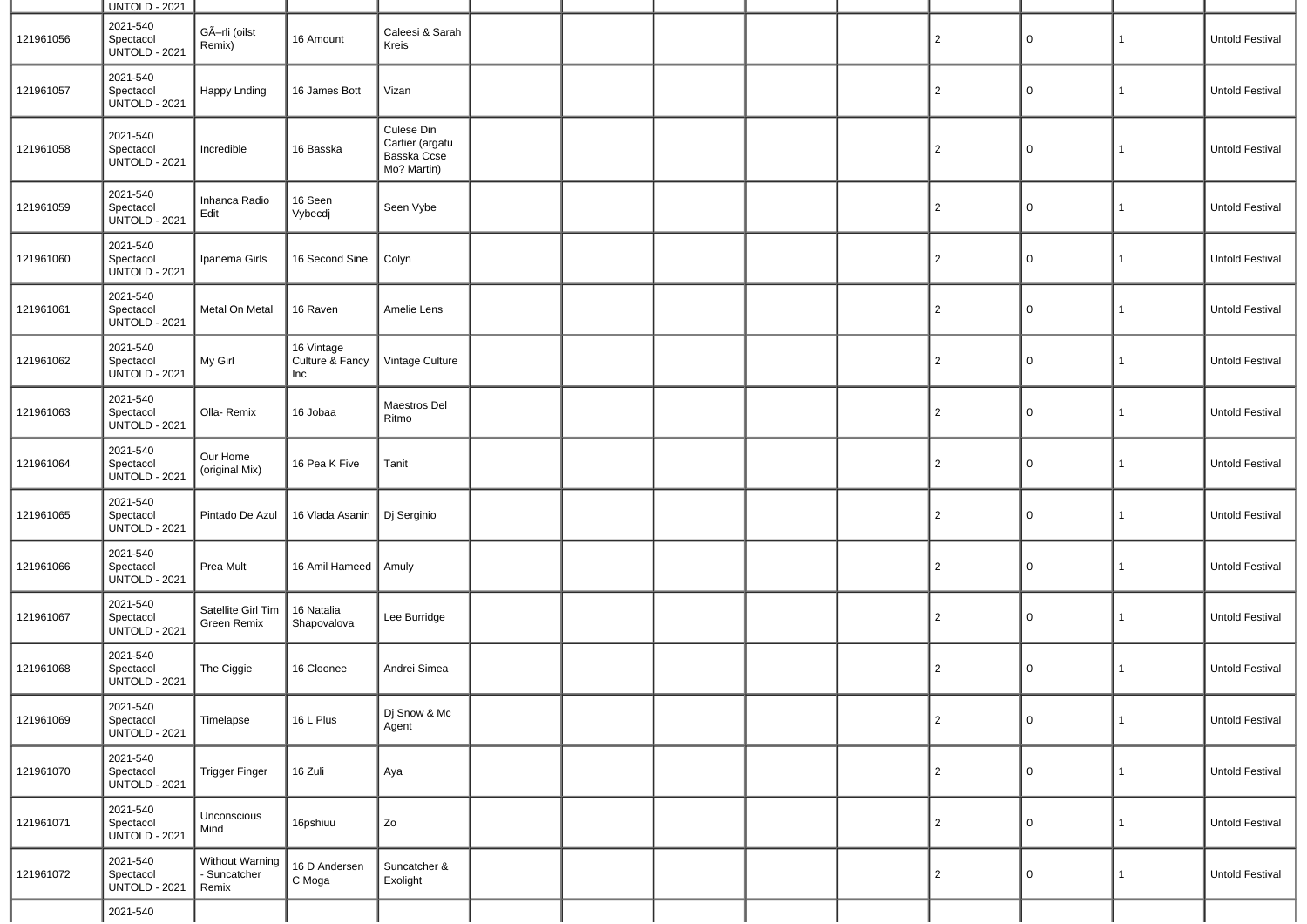| | UNTOLD - 2021 | | | | | | | | | | | | |
|---|---|---|---|---|---|---|---|---|---|---|---|---|---|
| 121961056 | 2021-540 Spectacol UNTOLD - 2021 | GÃ–rli (oilst Remix) | 16 Amount | Caleesi & Sarah Kreis | | | | | | 2 | 0 | 1 | Untold Festival |
| 121961057 | 2021-540 Spectacol UNTOLD - 2021 | Happy Lnding | 16 James Bott | Vizan | | | | | | 2 | 0 | 1 | Untold Festival |
| 121961058 | 2021-540 Spectacol UNTOLD - 2021 | Incredible | 16 Basska | Culese Din Cartier (argatu Basska Ccse Mo? Martin) | | | | | | 2 | 0 | 1 | Untold Festival |
| 121961059 | 2021-540 Spectacol UNTOLD - 2021 | Inhanca Radio Edit | 16 Seen Vybecdj | Seen Vybe | | | | | | 2 | 0 | 1 | Untold Festival |
| 121961060 | 2021-540 Spectacol UNTOLD - 2021 | Ipanema Girls | 16 Second Sine | Colyn | | | | | | 2 | 0 | 1 | Untold Festival |
| 121961061 | 2021-540 Spectacol UNTOLD - 2021 | Metal On Metal | 16 Raven | Amelie Lens | | | | | | 2 | 0 | 1 | Untold Festival |
| 121961062 | 2021-540 Spectacol UNTOLD - 2021 | My Girl | 16 Vintage Culture & Fancy Inc | Vintage Culture | | | | | | 2 | 0 | 1 | Untold Festival |
| 121961063 | 2021-540 Spectacol UNTOLD - 2021 | Olla- Remix | 16 Jobaa | Maestros Del Ritmo | | | | | | 2 | 0 | 1 | Untold Festival |
| 121961064 | 2021-540 Spectacol UNTOLD - 2021 | Our Home (original Mix) | 16 Pea K Five | Tanit | | | | | | 2 | 0 | 1 | Untold Festival |
| 121961065 | 2021-540 Spectacol UNTOLD - 2021 | Pintado De Azul | 16 Vlada Asanin | Dj Serginio | | | | | | 2 | 0 | 1 | Untold Festival |
| 121961066 | 2021-540 Spectacol UNTOLD - 2021 | Prea Mult | 16 Amil Hameed | Amuly | | | | | | 2 | 0 | 1 | Untold Festival |
| 121961067 | 2021-540 Spectacol UNTOLD - 2021 | Satellite Girl Tim Green Remix | 16 Natalia Shapovalova | Lee Burridge | | | | | | 2 | 0 | 1 | Untold Festival |
| 121961068 | 2021-540 Spectacol UNTOLD - 2021 | The Ciggie | 16 Cloonee | Andrei Simea | | | | | | 2 | 0 | 1 | Untold Festival |
| 121961069 | 2021-540 Spectacol UNTOLD - 2021 | Timelapse | 16 L Plus | Dj Snow & Mc Agent | | | | | | 2 | 0 | 1 | Untold Festival |
| 121961070 | 2021-540 Spectacol UNTOLD - 2021 | Trigger Finger | 16 Zuli | Aya | | | | | | 2 | 0 | 1 | Untold Festival |
| 121961071 | 2021-540 Spectacol UNTOLD - 2021 | Unconscious Mind | 16pshiuu | Zo | | | | | | 2 | 0 | 1 | Untold Festival |
| 121961072 | 2021-540 Spectacol UNTOLD - 2021 | Without Warning - Suncatcher Remix | 16 D Andersen C Moga | Suncatcher & Exolight | | | | | | 2 | 0 | 1 | Untold Festival |
| | 2021-540 | | | | | | | | | | | | |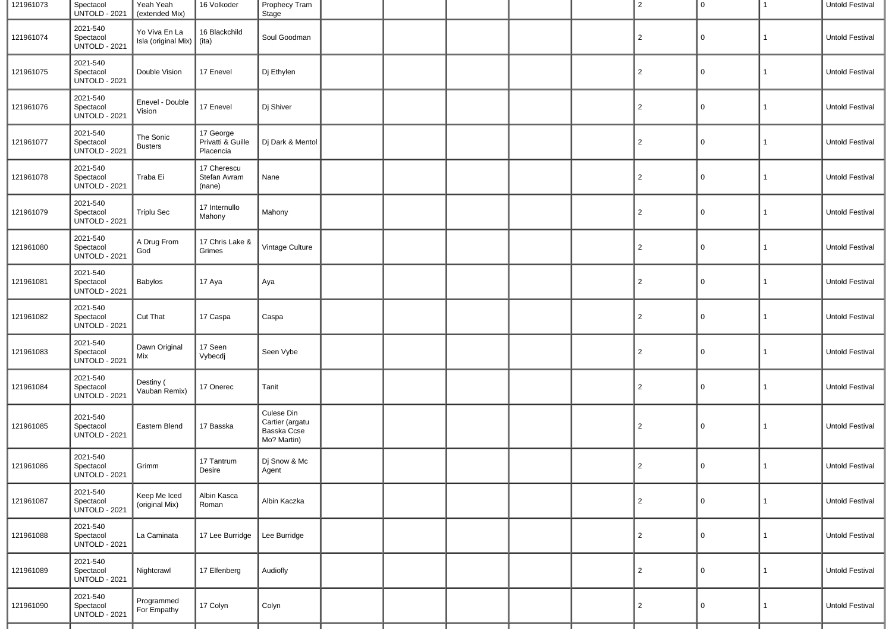| | | | | | | | | | | | | | |
|---|---|---|---|---|---|---|---|---|---|---|---|---|---|
| 121961073 | Spectacol UNTOLD - 2021 | Yeah Yeah (extended Mix) | 16 Volkoder | Prophecy Tram Stage | | | | | | 2 | 0 | 1 | Untold Festival |
| 121961074 | 2021-540 Spectacol UNTOLD - 2021 | Yo Viva En La Isla (original Mix) | 16 Blackchild (ita) | Soul Goodman | | | | | | 2 | 0 | 1 | Untold Festival |
| 121961075 | 2021-540 Spectacol UNTOLD - 2021 | Double Vision | 17 Enevel | Dj Ethylen | | | | | | 2 | 0 | 1 | Untold Festival |
| 121961076 | 2021-540 Spectacol UNTOLD - 2021 | Enevel - Double Vision | 17 Enevel | Dj Shiver | | | | | | 2 | 0 | 1 | Untold Festival |
| 121961077 | 2021-540 Spectacol UNTOLD - 2021 | The Sonic Busters | 17 George Privatti & Guille Placencia | Dj Dark & Mentol | | | | | | 2 | 0 | 1 | Untold Festival |
| 121961078 | 2021-540 Spectacol UNTOLD - 2021 | Traba Ei | 17 Cherescu Stefan Avram (nane) | Nane | | | | | | 2 | 0 | 1 | Untold Festival |
| 121961079 | 2021-540 Spectacol UNTOLD - 2021 | Triplu Sec | 17 Internullo Mahony | Mahony | | | | | | 2 | 0 | 1 | Untold Festival |
| 121961080 | 2021-540 Spectacol UNTOLD - 2021 | A Drug From God | 17 Chris Lake & Grimes | Vintage Culture | | | | | | 2 | 0 | 1 | Untold Festival |
| 121961081 | 2021-540 Spectacol UNTOLD - 2021 | Babylos | 17 Aya | Aya | | | | | | 2 | 0 | 1 | Untold Festival |
| 121961082 | 2021-540 Spectacol UNTOLD - 2021 | Cut That | 17 Caspa | Caspa | | | | | | 2 | 0 | 1 | Untold Festival |
| 121961083 | 2021-540 Spectacol UNTOLD - 2021 | Dawn Original Mix | 17 Seen Vybecdj | Seen Vybe | | | | | | 2 | 0 | 1 | Untold Festival |
| 121961084 | 2021-540 Spectacol UNTOLD - 2021 | Destiny ( Vauban Remix) | 17 Onerec | Tanit | | | | | | 2 | 0 | 1 | Untold Festival |
| 121961085 | 2021-540 Spectacol UNTOLD - 2021 | Eastern Blend | 17 Basska | Culese Din Cartier (argatu Basska Ccse Mo? Martin) | | | | | | 2 | 0 | 1 | Untold Festival |
| 121961086 | 2021-540 Spectacol UNTOLD - 2021 | Grimm | 17 Tantrum Desire | Dj Snow & Mc Agent | | | | | | 2 | 0 | 1 | Untold Festival |
| 121961087 | 2021-540 Spectacol UNTOLD - 2021 | Keep Me Iced (original Mix) | Albin Kasca Roman | Albin Kaczka | | | | | | 2 | 0 | 1 | Untold Festival |
| 121961088 | 2021-540 Spectacol UNTOLD - 2021 | La Caminata | 17 Lee Burridge | Lee Burridge | | | | | | 2 | 0 | 1 | Untold Festival |
| 121961089 | 2021-540 Spectacol UNTOLD - 2021 | Nightcrawl | 17 Elfenberg | Audiofly | | | | | | 2 | 0 | 1 | Untold Festival |
| 121961090 | 2021-540 Spectacol UNTOLD - 2021 | Programmed For Empathy | 17 Colyn | Colyn | | | | | | 2 | 0 | 1 | Untold Festival |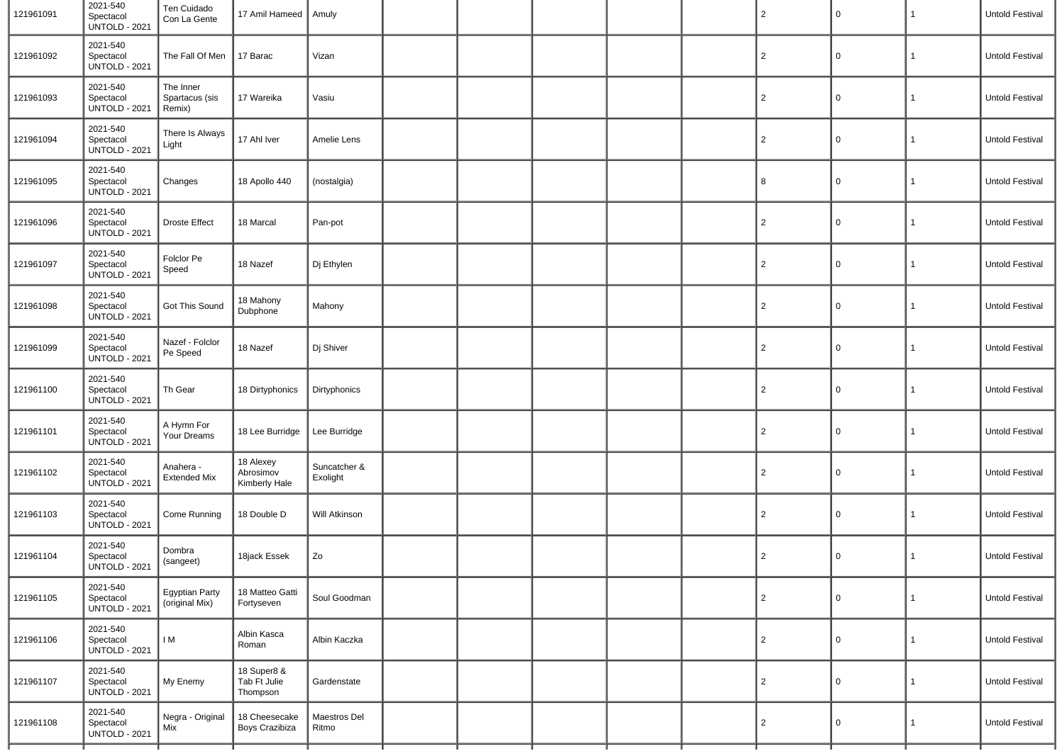| | | | | | | | | | | | | | |
|---|---|---|---|---|---|---|---|---|---|---|---|---|---|
| 121961091 | 2021-540 Spectacol UNTOLD - 2021 | Ten Cuidado Con La Gente | 17 Amil Hameed | Amuly | | | | | | 2 | 0 | 1 | Untold Festival |
| 121961092 | 2021-540 Spectacol UNTOLD - 2021 | The Fall Of Men | 17 Barac | Vizan | | | | | | 2 | 0 | 1 | Untold Festival |
| 121961093 | 2021-540 Spectacol UNTOLD - 2021 | The Inner Spartacus (sis Remix) | 17 Wareika | Vasiu | | | | | | 2 | 0 | 1 | Untold Festival |
| 121961094 | 2021-540 Spectacol UNTOLD - 2021 | There Is Always Light | 17 Ahl Iver | Amelie Lens | | | | | | 2 | 0 | 1 | Untold Festival |
| 121961095 | 2021-540 Spectacol UNTOLD - 2021 | Changes | 18 Apollo 440 | (nostalgia) | | | | | | 8 | 0 | 1 | Untold Festival |
| 121961096 | 2021-540 Spectacol UNTOLD - 2021 | Droste Effect | 18 Marcal | Pan-pot | | | | | | 2 | 0 | 1 | Untold Festival |
| 121961097 | 2021-540 Spectacol UNTOLD - 2021 | Folclor Pe Speed | 18 Nazef | Dj Ethylen | | | | | | 2 | 0 | 1 | Untold Festival |
| 121961098 | 2021-540 Spectacol UNTOLD - 2021 | Got This Sound | 18 Mahony Dubphone | Mahony | | | | | | 2 | 0 | 1 | Untold Festival |
| 121961099 | 2021-540 Spectacol UNTOLD - 2021 | Nazef - Folclor Pe Speed | 18 Nazef | Dj Shiver | | | | | | 2 | 0 | 1 | Untold Festival |
| 121961100 | 2021-540 Spectacol UNTOLD - 2021 | Th Gear | 18 Dirtyphonics | Dirtyphonics | | | | | | 2 | 0 | 1 | Untold Festival |
| 121961101 | 2021-540 Spectacol UNTOLD - 2021 | A Hymn For Your Dreams | 18 Lee Burridge | Lee Burridge | | | | | | 2 | 0 | 1 | Untold Festival |
| 121961102 | 2021-540 Spectacol UNTOLD - 2021 | Anahera - Extended Mix | 18 Alexey Abrosimov Kimberly Hale | Suncatcher & Exolight | | | | | | 2 | 0 | 1 | Untold Festival |
| 121961103 | 2021-540 Spectacol UNTOLD - 2021 | Come Running | 18 Double D | Will Atkinson | | | | | | 2 | 0 | 1 | Untold Festival |
| 121961104 | 2021-540 Spectacol UNTOLD - 2021 | Dombra (sangeet) | 18jack Essek | Zo | | | | | | 2 | 0 | 1 | Untold Festival |
| 121961105 | 2021-540 Spectacol UNTOLD - 2021 | Egyptian Party (original Mix) | 18 Matteo Gatti Fortyseven | Soul Goodman | | | | | | 2 | 0 | 1 | Untold Festival |
| 121961106 | 2021-540 Spectacol UNTOLD - 2021 | I M | Albin Kasca Roman | Albin Kaczka | | | | | | 2 | 0 | 1 | Untold Festival |
| 121961107 | 2021-540 Spectacol UNTOLD - 2021 | My Enemy | 18 Super8 & Tab Ft Julie Thompson | Gardenstate | | | | | | 2 | 0 | 1 | Untold Festival |
| 121961108 | 2021-540 Spectacol UNTOLD - 2021 | Negra - Original Mix | 18 Cheesecake Boys Crazibiza | Maestros Del Ritmo | | | | | | 2 | 0 | 1 | Untold Festival |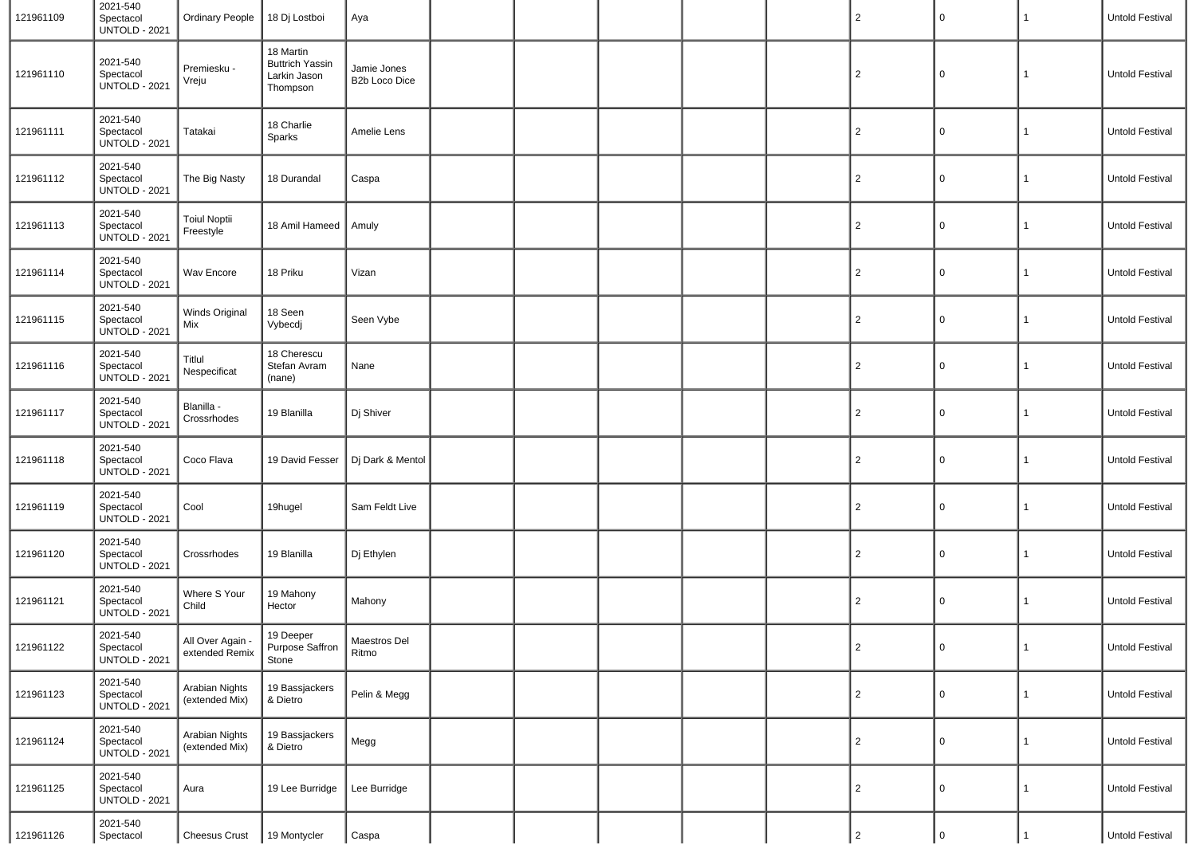| 121961109 | 2021-540 Spectacol UNTOLD - 2021 | Ordinary People | 18 Dj Lostboi | Aya | | | | | | 2 | 0 | 1 | Untold Festival |
|---|---|---|---|---|---|---|---|---|---|---|---|---|---|
| 121961110 | 2021-540 Spectacol UNTOLD - 2021 | Premiesku - Vreju | 18 Martin Buttrich Yassin Larkin Jason Thompson | Jamie Jones B2b Loco Dice | | | | | | 2 | 0 | 1 | Untold Festival |
| 121961111 | 2021-540 Spectacol UNTOLD - 2021 | Tatakai | 18 Charlie Sparks | Amelie Lens | | | | | | 2 | 0 | 1 | Untold Festival |
| 121961112 | 2021-540 Spectacol UNTOLD - 2021 | The Big Nasty | 18 Durandal | Caspa | | | | | | 2 | 0 | 1 | Untold Festival |
| 121961113 | 2021-540 Spectacol UNTOLD - 2021 | Toiul Noptii Freestyle | 18 Amil Hameed | Amuly | | | | | | 2 | 0 | 1 | Untold Festival |
| 121961114 | 2021-540 Spectacol UNTOLD - 2021 | Wav Encore | 18 Priku | Vizan | | | | | | 2 | 0 | 1 | Untold Festival |
| 121961115 | 2021-540 Spectacol UNTOLD - 2021 | Winds Original Mix | 18 Seen Vybecdj | Seen Vybe | | | | | | 2 | 0 | 1 | Untold Festival |
| 121961116 | 2021-540 Spectacol UNTOLD - 2021 | Titlul Nespecificat | 18 Cherescu Stefan Avram (nane) | Nane | | | | | | 2 | 0 | 1 | Untold Festival |
| 121961117 | 2021-540 Spectacol UNTOLD - 2021 | Blanilla - Crossrhodes | 19 Blanilla | Dj Shiver | | | | | | 2 | 0 | 1 | Untold Festival |
| 121961118 | 2021-540 Spectacol UNTOLD - 2021 | Coco Flava | 19 David Fesser | Dj Dark & Mentol | | | | | | 2 | 0 | 1 | Untold Festival |
| 121961119 | 2021-540 Spectacol UNTOLD - 2021 | Cool | 19hugel | Sam Feldt Live | | | | | | 2 | 0 | 1 | Untold Festival |
| 121961120 | 2021-540 Spectacol UNTOLD - 2021 | Crossrhodes | 19 Blanilla | Dj Ethylen | | | | | | 2 | 0 | 1 | Untold Festival |
| 121961121 | 2021-540 Spectacol UNTOLD - 2021 | Where S Your Child | 19 Mahony Hector | Mahony | | | | | | 2 | 0 | 1 | Untold Festival |
| 121961122 | 2021-540 Spectacol UNTOLD - 2021 | All Over Again - extended Remix | 19 Deeper Purpose Saffron Stone | Maestros Del Ritmo | | | | | | 2 | 0 | 1 | Untold Festival |
| 121961123 | 2021-540 Spectacol UNTOLD - 2021 | Arabian Nights (extended Mix) | 19 Bassjackers & Dietro | Pelin & Megg | | | | | | 2 | 0 | 1 | Untold Festival |
| 121961124 | 2021-540 Spectacol UNTOLD - 2021 | Arabian Nights (extended Mix) | 19 Bassjackers & Dietro | Megg | | | | | | 2 | 0 | 1 | Untold Festival |
| 121961125 | 2021-540 Spectacol UNTOLD - 2021 | Aura | 19 Lee Burridge | Lee Burridge | | | | | | 2 | 0 | 1 | Untold Festival |
| 121961126 | 2021-540 Spectacol | Cheesus Crust | 19 Montycler | Caspa | | | | | | 2 | 0 | 1 | Untold Festival |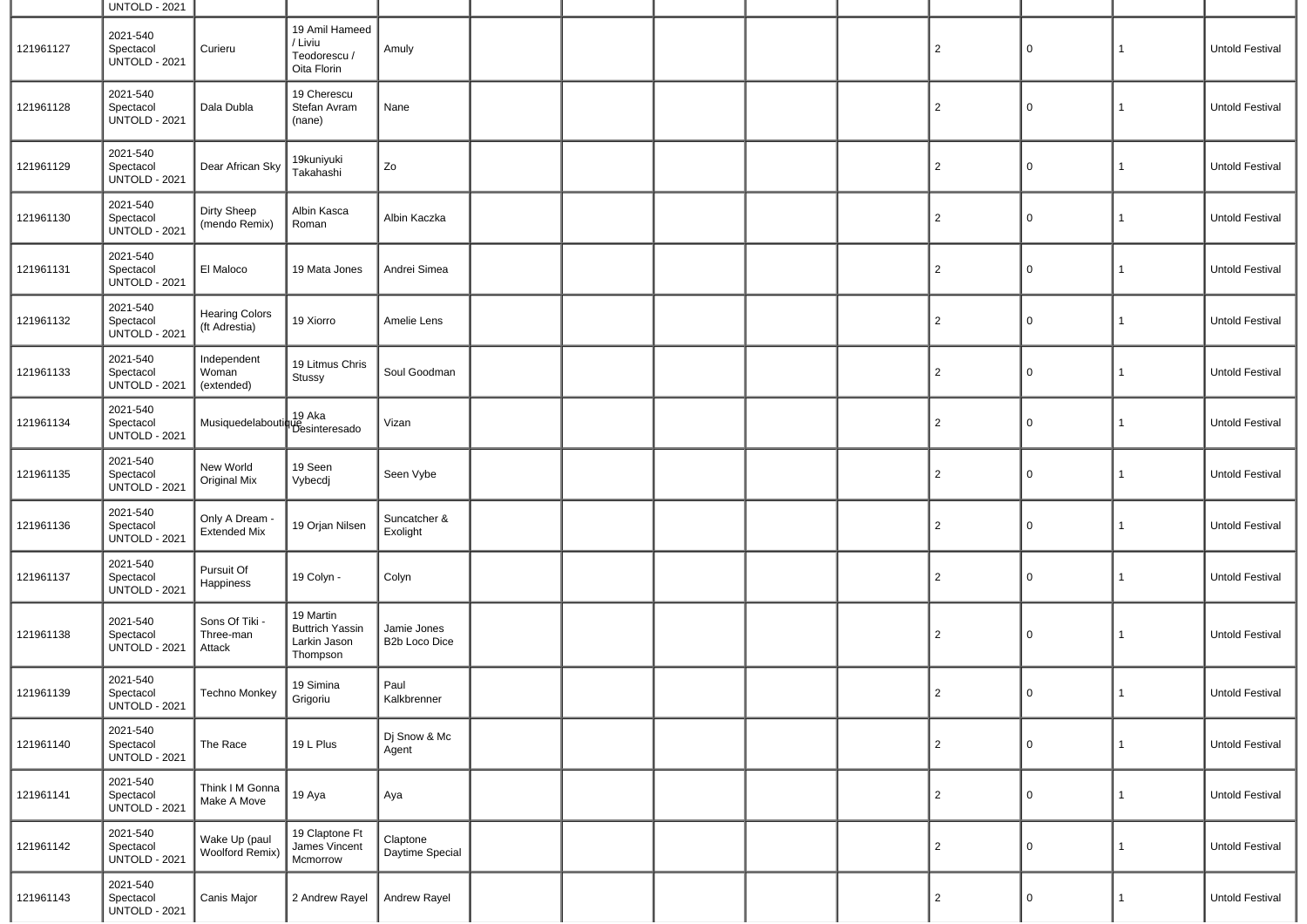| | UNTOLD - 2021 | | | | | | | | | | | | |
|---|---|---|---|---|---|---|---|---|---|---|---|---|---|
| 121961127 | 2021-540 Spectacol UNTOLD - 2021 | Curieru | 19 Amil Hameed / Liviu Teodorescu / Oita Florin | Amuly | | | | | | 2 | 0 | 1 | Untold Festival |
| 121961128 | 2021-540 Spectacol UNTOLD - 2021 | Dala Dubla | 19 Cherescu Stefan Avram (nane) | Nane | | | | | | 2 | 0 | 1 | Untold Festival |
| 121961129 | 2021-540 Spectacol UNTOLD - 2021 | Dear African Sky | 19kuniyuki Takahashi | Zo | | | | | | 2 | 0 | 1 | Untold Festival |
| 121961130 | 2021-540 Spectacol UNTOLD - 2021 | Dirty Sheep (mendo Remix) | Albin Kasca Roman | Albin Kaczka | | | | | | 2 | 0 | 1 | Untold Festival |
| 121961131 | 2021-540 Spectacol UNTOLD - 2021 | El Maloco | 19 Mata Jones | Andrei Simea | | | | | | 2 | 0 | 1 | Untold Festival |
| 121961132 | 2021-540 Spectacol UNTOLD - 2021 | Hearing Colors (ft Adrestia) | 19 Xiorro | Amelie Lens | | | | | | 2 | 0 | 1 | Untold Festival |
| 121961133 | 2021-540 Spectacol UNTOLD - 2021 | Independent Woman (extended) | 19 Litmus Chris Stussy | Soul Goodman | | | | | | 2 | 0 | 1 | Untold Festival |
| 121961134 | 2021-540 Spectacol UNTOLD - 2021 | Musiquedelaboutique | 19 Aka Desinteresado | Vizan | | | | | | 2 | 0 | 1 | Untold Festival |
| 121961135 | 2021-540 Spectacol UNTOLD - 2021 | New World Original Mix | 19 Seen Vybecdj | Seen Vybe | | | | | | 2 | 0 | 1 | Untold Festival |
| 121961136 | 2021-540 Spectacol UNTOLD - 2021 | Only A Dream - Extended Mix | 19 Orjan Nilsen | Suncatcher & Exolight | | | | | | 2 | 0 | 1 | Untold Festival |
| 121961137 | 2021-540 Spectacol UNTOLD - 2021 | Pursuit Of Happiness | 19 Colyn - | Colyn | | | | | | 2 | 0 | 1 | Untold Festival |
| 121961138 | 2021-540 Spectacol UNTOLD - 2021 | Sons Of Tiki - Three-man Attack | 19 Martin Buttrich Yassin Larkin Jason Thompson | Jamie Jones B2b Loco Dice | | | | | | 2 | 0 | 1 | Untold Festival |
| 121961139 | 2021-540 Spectacol UNTOLD - 2021 | Techno Monkey | 19 Simina Grigoriu | Paul Kalkbrenner | | | | | | 2 | 0 | 1 | Untold Festival |
| 121961140 | 2021-540 Spectacol UNTOLD - 2021 | The Race | 19 L Plus | Dj Snow & Mc Agent | | | | | | 2 | 0 | 1 | Untold Festival |
| 121961141 | 2021-540 Spectacol UNTOLD - 2021 | Think I M Gonna Make A Move | 19 Aya | Aya | | | | | | 2 | 0 | 1 | Untold Festival |
| 121961142 | 2021-540 Spectacol UNTOLD - 2021 | Wake Up (paul Woolford Remix) | 19 Claptone Ft James Vincent Mcmorrow | Claptone Daytime Special | | | | | | 2 | 0 | 1 | Untold Festival |
| 121961143 | 2021-540 Spectacol UNTOLD - 2021 | Canis Major | 2 Andrew Rayel | Andrew Rayel | | | | | | 2 | 0 | 1 | Untold Festival |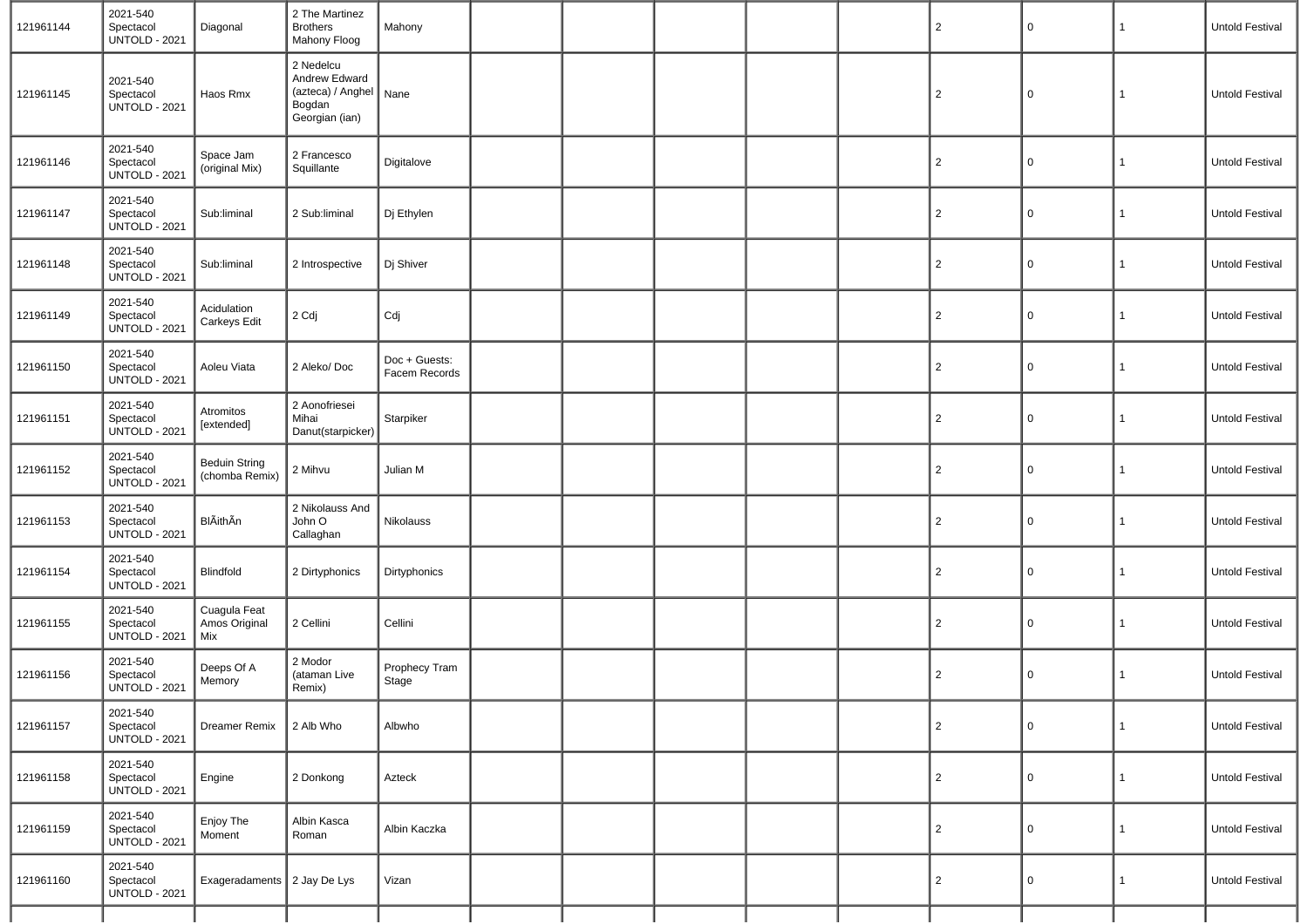| 121961144 | 2021-540 Spectacol UNTOLD - 2021 | Diagonal | 2 The Martinez Brothers Mahony Floog | Mahony | | | | | | 2 | 0 | 1 | Untold Festival |
|---|---|---|---|---|---|---|---|---|---|---|---|---|---|
| 121961145 | 2021-540 Spectacol UNTOLD - 2021 | Haos Rmx | 2 Nedelcu Andrew Edward (azteca) / Anghel Bogdan Georgian (ian) | Nane | | | | | | 2 | 0 | 1 | Untold Festival |
| 121961146 | 2021-540 Spectacol UNTOLD - 2021 | Space Jam (original Mix) | 2 Francesco Squillante | Digitalove | | | | | | 2 | 0 | 1 | Untold Festival |
| 121961147 | 2021-540 Spectacol UNTOLD - 2021 | Sub:liminal | 2 Sub:liminal | Dj Ethylen | | | | | | 2 | 0 | 1 | Untold Festival |
| 121961148 | 2021-540 Spectacol UNTOLD - 2021 | Sub:liminal | 2 Introspective | Dj Shiver | | | | | | 2 | 0 | 1 | Untold Festival |
| 121961149 | 2021-540 Spectacol UNTOLD - 2021 | Acidulation Carkeys Edit | 2 Cdj | Cdj | | | | | | 2 | 0 | 1 | Untold Festival |
| 121961150 | 2021-540 Spectacol UNTOLD - 2021 | Aoleu Viata | 2 Aleko/ Doc | Doc + Guests: Facem Records | | | | | | 2 | 0 | 1 | Untold Festival |
| 121961151 | 2021-540 Spectacol UNTOLD - 2021 | Atromitos [extended] | 2 Aonofriesei Mihai Danut(starpicker) | Starpiker | | | | | | 2 | 0 | 1 | Untold Festival |
| 121961152 | 2021-540 Spectacol UNTOLD - 2021 | Beduin String (chomba Remix) | 2 Mihvu | Julian M | | | | | | 2 | 0 | 1 | Untold Festival |
| 121961153 | 2021-540 Spectacol UNTOLD - 2021 | BlÃithÃn | 2 Nikolauss And John O Callaghan | Nikolauss | | | | | | 2 | 0 | 1 | Untold Festival |
| 121961154 | 2021-540 Spectacol UNTOLD - 2021 | Blindfold | 2 Dirtyphonics | Dirtyphonics | | | | | | 2 | 0 | 1 | Untold Festival |
| 121961155 | 2021-540 Spectacol UNTOLD - 2021 | Cuagula Feat Amos Original Mix | 2 Cellini | Cellini | | | | | | 2 | 0 | 1 | Untold Festival |
| 121961156 | 2021-540 Spectacol UNTOLD - 2021 | Deeps Of A Memory | 2 Modor (ataman Live Remix) | Prophecy Tram Stage | | | | | | 2 | 0 | 1 | Untold Festival |
| 121961157 | 2021-540 Spectacol UNTOLD - 2021 | Dreamer Remix | 2 Alb Who | Albwho | | | | | | 2 | 0 | 1 | Untold Festival |
| 121961158 | 2021-540 Spectacol UNTOLD - 2021 | Engine | 2 Donkong | Azteck | | | | | | 2 | 0 | 1 | Untold Festival |
| 121961159 | 2021-540 Spectacol UNTOLD - 2021 | Enjoy The Moment | Albin Kasca Roman | Albin Kaczka | | | | | | 2 | 0 | 1 | Untold Festival |
| 121961160 | 2021-540 Spectacol UNTOLD - 2021 | Exageradaments | 2 Jay De Lys | Vizan | | | | | | 2 | 0 | 1 | Untold Festival |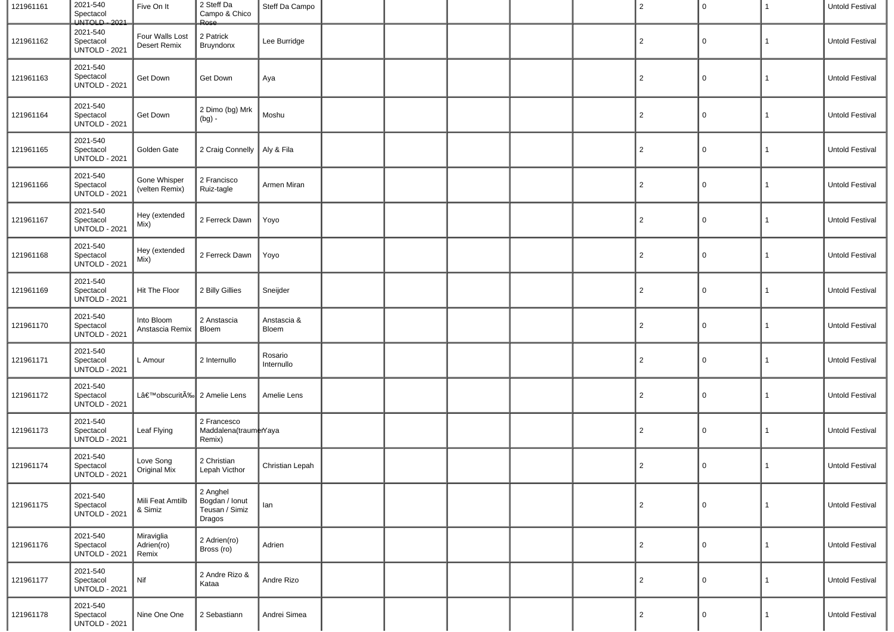| 121961161 | 2021-540 Spectacol UNTOLD - 2021 | Five On It | 2 Steff Da Campo & Chico Rose | Steff Da Campo | | | | | | 2 | 0 | 1 | Untold Festival |
|---|---|---|---|---|---|---|---|---|---|---|---|---|---|
| 121961162 | 2021-540 Spectacol UNTOLD - 2021 | Four Walls Lost Desert Remix | 2 Patrick Bruyndonx | Lee Burridge | | | | | | 2 | 0 | 1 | Untold Festival |
| 121961163 | 2021-540 Spectacol UNTOLD - 2021 | Get Down | Get Down | Aya | | | | | | 2 | 0 | 1 | Untold Festival |
| 121961164 | 2021-540 Spectacol UNTOLD - 2021 | Get Down | 2 Dimo (bg) Mrk (bg) - | Moshu | | | | | | 2 | 0 | 1 | Untold Festival |
| 121961165 | 2021-540 Spectacol UNTOLD - 2021 | Golden Gate | 2 Craig Connelly | Aly & Fila | | | | | | 2 | 0 | 1 | Untold Festival |
| 121961166 | 2021-540 Spectacol UNTOLD - 2021 | Gone Whisper (velten Remix) | 2 Francisco Ruiz-tagle | Armen Miran | | | | | | 2 | 0 | 1 | Untold Festival |
| 121961167 | 2021-540 Spectacol UNTOLD - 2021 | Hey (extended Mix) | 2 Ferreck Dawn | Yoyo | | | | | | 2 | 0 | 1 | Untold Festival |
| 121961168 | 2021-540 Spectacol UNTOLD - 2021 | Hey (extended Mix) | 2 Ferreck Dawn | Yoyo | | | | | | 2 | 0 | 1 | Untold Festival |
| 121961169 | 2021-540 Spectacol UNTOLD - 2021 | Hit The Floor | 2 Billy Gillies | Sneijder | | | | | | 2 | 0 | 1 | Untold Festival |
| 121961170 | 2021-540 Spectacol UNTOLD - 2021 | Into Bloom Anstascia Remix | 2 Anstascia Bloem | Anstascia & Bloem | | | | | | 2 | 0 | 1 | Untold Festival |
| 121961171 | 2021-540 Spectacol UNTOLD - 2021 | L Amour | 2 Internullo | Rosario Internullo | | | | | | 2 | 0 | 1 | Untold Festival |
| 121961172 | 2021-540 Spectacol UNTOLD - 2021 | Lâ€™obscuritÃ‰ | 2 Amelie Lens | Amelie Lens | | | | | | 2 | 0 | 1 | Untold Festival |
| 121961173 | 2021-540 Spectacol UNTOLD - 2021 | Leaf Flying | 2 Francesco Maddalena(traumer Remix) | Yaya | | | | | | 2 | 0 | 1 | Untold Festival |
| 121961174 | 2021-540 Spectacol UNTOLD - 2021 | Love Song Original Mix | 2 Christian Lepah Victhor | Christian Lepah | | | | | | 2 | 0 | 1 | Untold Festival |
| 121961175 | 2021-540 Spectacol UNTOLD - 2021 | Mili Feat Amtilb & Simiz | 2 Anghel Bogdan / Ionut Teusan / Simiz Dragos | Ian | | | | | | 2 | 0 | 1 | Untold Festival |
| 121961176 | 2021-540 Spectacol UNTOLD - 2021 | Miraviglia Adrien(ro) Remix | 2 Adrien(ro) Bross (ro) | Adrien | | | | | | 2 | 0 | 1 | Untold Festival |
| 121961177 | 2021-540 Spectacol UNTOLD - 2021 | Nif | 2 Andre Rizo & Kataa | Andre Rizo | | | | | | 2 | 0 | 1 | Untold Festival |
| 121961178 | 2021-540 Spectacol UNTOLD - 2021 | Nine One One | 2 Sebastiann | Andrei Simea | | | | | | 2 | 0 | 1 | Untold Festival |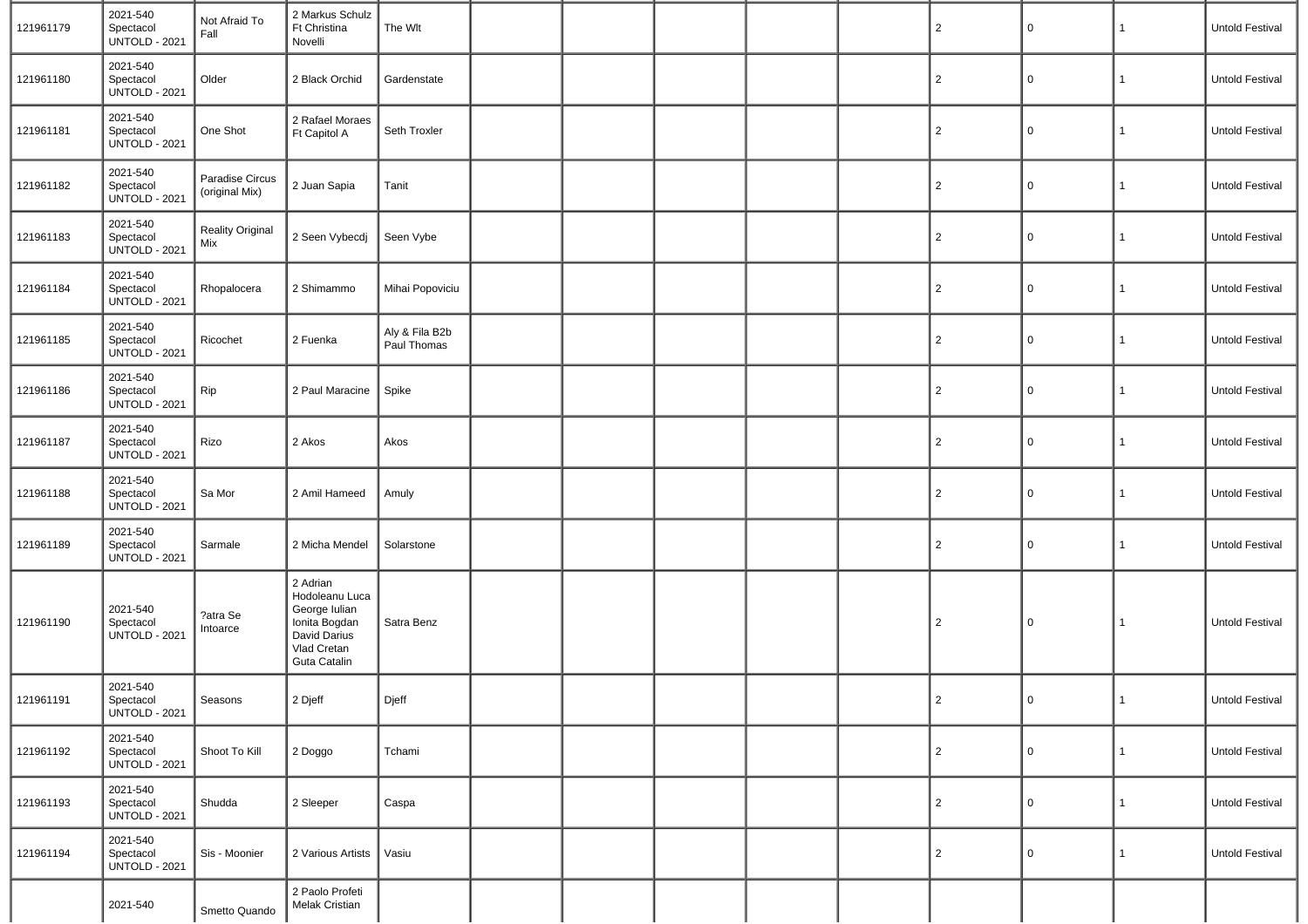| | | | | | | | | | | | | | |
|---|---|---|---|---|---|---|---|---|---|---|---|---|---|
| 121961179 | 2021-540 Spectacol UNTOLD - 2021 | Not Afraid To Fall | 2 Markus Schulz Ft Christina Novelli | The Wlt | | | | | | 2 | 0 | 1 | Untold Festival |
| 121961180 | 2021-540 Spectacol UNTOLD - 2021 | Older | 2 Black Orchid | Gardenstate | | | | | | 2 | 0 | 1 | Untold Festival |
| 121961181 | 2021-540 Spectacol UNTOLD - 2021 | One Shot | 2 Rafael Moraes Ft Capitol A | Seth Troxler | | | | | | 2 | 0 | 1 | Untold Festival |
| 121961182 | 2021-540 Spectacol UNTOLD - 2021 | Paradise Circus (original Mix) | 2 Juan Sapia | Tanit | | | | | | 2 | 0 | 1 | Untold Festival |
| 121961183 | 2021-540 Spectacol UNTOLD - 2021 | Reality Original Mix | 2 Seen Vybecdj | Seen Vybe | | | | | | 2 | 0 | 1 | Untold Festival |
| 121961184 | 2021-540 Spectacol UNTOLD - 2021 | Rhopalocera | 2 Shimammo | Mihai Popoviciu | | | | | | 2 | 0 | 1 | Untold Festival |
| 121961185 | 2021-540 Spectacol UNTOLD - 2021 | Ricochet | 2 Fuenka | Aly & Fila B2b Paul Thomas | | | | | | 2 | 0 | 1 | Untold Festival |
| 121961186 | 2021-540 Spectacol UNTOLD - 2021 | Rip | 2 Paul Maracine | Spike | | | | | | 2 | 0 | 1 | Untold Festival |
| 121961187 | 2021-540 Spectacol UNTOLD - 2021 | Rizo | 2 Akos | Akos | | | | | | 2 | 0 | 1 | Untold Festival |
| 121961188 | 2021-540 Spectacol UNTOLD - 2021 | Sa Mor | 2 Amil Hameed | Amuly | | | | | | 2 | 0 | 1 | Untold Festival |
| 121961189 | 2021-540 Spectacol UNTOLD - 2021 | Sarmale | 2 Micha Mendel | Solarstone | | | | | | 2 | 0 | 1 | Untold Festival |
| 121961190 | 2021-540 Spectacol UNTOLD - 2021 | ?atra Se Intoarce | 2 Adrian Hodoleanu Luca George Iulian Ionita Bogdan David Darius Vlad Cretan Guta Catalin | Satra Benz | | | | | | 2 | 0 | 1 | Untold Festival |
| 121961191 | 2021-540 Spectacol UNTOLD - 2021 | Seasons | 2 Djeff | Djeff | | | | | | 2 | 0 | 1 | Untold Festival |
| 121961192 | 2021-540 Spectacol UNTOLD - 2021 | Shoot To Kill | 2 Doggo | Tchami | | | | | | 2 | 0 | 1 | Untold Festival |
| 121961193 | 2021-540 Spectacol UNTOLD - 2021 | Shudda | 2 Sleeper | Caspa | | | | | | 2 | 0 | 1 | Untold Festival |
| 121961194 | 2021-540 Spectacol UNTOLD - 2021 | Sis - Moonier | 2 Various Artists | Vasiu | | | | | | 2 | 0 | 1 | Untold Festival |
| | 2021-540 | Smetto Quando | 2 Paolo Profeti Melak Cristian | | | | | | | | | | |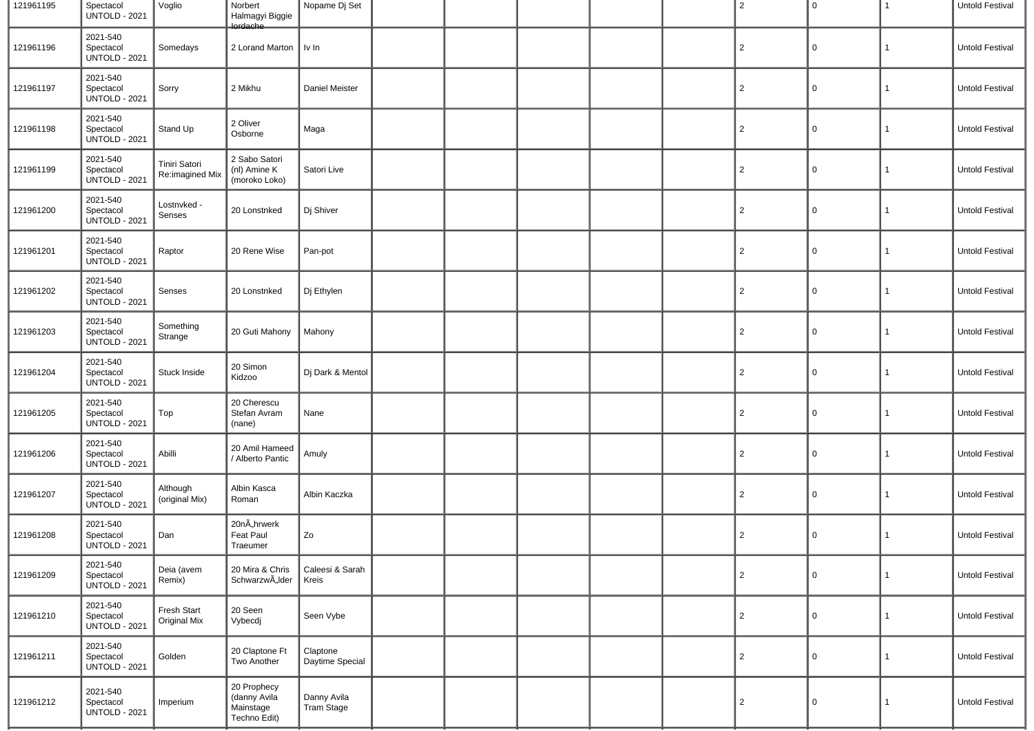| 121961195 | Spectacol UNTOLD - 2021 | Voglio | Norbert Halmagyi Biggie Iordache | Nopame Dj Set | | | | | | 2 | 0 | 1 | Untold Festival |
|---|---|---|---|---|---|---|---|---|---|---|---|---|---|
| 121961196 | 2021-540 Spectacol UNTOLD - 2021 | Somedays | 2 Lorand Marton | Iv In | | | | | | 2 | 0 | 1 | Untold Festival |
| 121961197 | 2021-540 Spectacol UNTOLD - 2021 | Sorry | 2 Mikhu | Daniel Meister | | | | | | 2 | 0 | 1 | Untold Festival |
| 121961198 | 2021-540 Spectacol UNTOLD - 2021 | Stand Up | 2 Oliver Osborne | Maga | | | | | | 2 | 0 | 1 | Untold Festival |
| 121961199 | 2021-540 Spectacol UNTOLD - 2021 | Tiniri Satori Re:imagined Mix | 2 Sabo Satori (nl) Amine K (moroko Loko) | Satori Live | | | | | | 2 | 0 | 1 | Untold Festival |
| 121961200 | 2021-540 Spectacol UNTOLD - 2021 | Lostnvked - Senses | 20 Lonstnked | Dj Shiver | | | | | | 2 | 0 | 1 | Untold Festival |
| 121961201 | 2021-540 Spectacol UNTOLD - 2021 | Raptor | 20 Rene Wise | Pan-pot | | | | | | 2 | 0 | 1 | Untold Festival |
| 121961202 | 2021-540 Spectacol UNTOLD - 2021 | Senses | 20 Lonstnked | Dj Ethylen | | | | | | 2 | 0 | 1 | Untold Festival |
| 121961203 | 2021-540 Spectacol UNTOLD - 2021 | Something Strange | 20 Guti Mahony | Mahony | | | | | | 2 | 0 | 1 | Untold Festival |
| 121961204 | 2021-540 Spectacol UNTOLD - 2021 | Stuck Inside | 20 Simon Kidzoo | Dj Dark & Mentol | | | | | | 2 | 0 | 1 | Untold Festival |
| 121961205 | 2021-540 Spectacol UNTOLD - 2021 | Top | 20 Cherescu Stefan Avram (nane) | Nane | | | | | | 2 | 0 | 1 | Untold Festival |
| 121961206 | 2021-540 Spectacol UNTOLD - 2021 | Abilli | 20 Amil Hameed / Alberto Pantic | Amuly | | | | | | 2 | 0 | 1 | Untold Festival |
| 121961207 | 2021-540 Spectacol UNTOLD - 2021 | Although (original Mix) | Albin Kasca Roman | Albin Kaczka | | | | | | 2 | 0 | 1 | Untold Festival |
| 121961208 | 2021-540 Spectacol UNTOLD - 2021 | Dan | 20nÃ„hrwerk Feat Paul Traeumer | Zo | | | | | | 2 | 0 | 1 | Untold Festival |
| 121961209 | 2021-540 Spectacol UNTOLD - 2021 | Deia (avem Remix) | 20 Mira & Chris SchwarzwÃ„lder | Caleesi & Sarah Kreis | | | | | | 2 | 0 | 1 | Untold Festival |
| 121961210 | 2021-540 Spectacol UNTOLD - 2021 | Fresh Start Original Mix | 20 Seen Vybecdj | Seen Vybe | | | | | | 2 | 0 | 1 | Untold Festival |
| 121961211 | 2021-540 Spectacol UNTOLD - 2021 | Golden | 20 Claptone Ft Two Another | Claptone Daytime Special | | | | | | 2 | 0 | 1 | Untold Festival |
| 121961212 | 2021-540 Spectacol UNTOLD - 2021 | Imperium | 20 Prophecy (danny Avila Mainstage Techno Edit) | Danny Avila Tram Stage | | | | | | 2 | 0 | 1 | Untold Festival |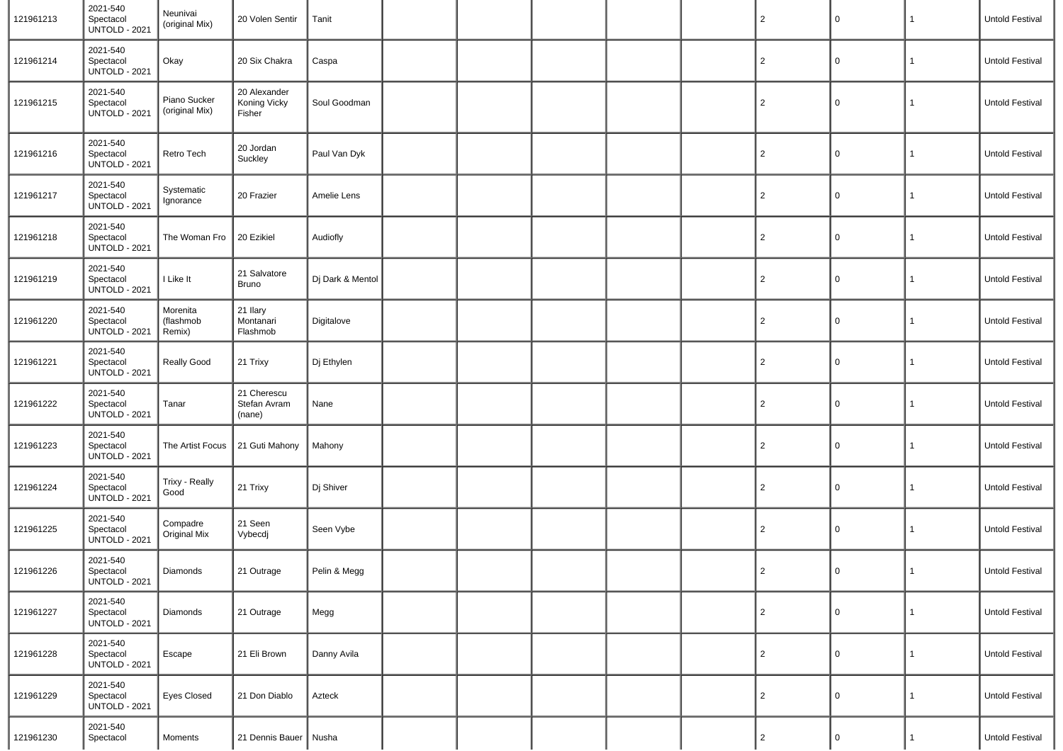| | | | | | | | | | | | | | |
|---|---|---|---|---|---|---|---|---|---|---|---|---|---|
| 121961213 | 2021-540 Spectacol UNTOLD - 2021 | Neunivai (original Mix) | 20 Volen Sentir | Tanit | | | | | | 2 | 0 | 1 | Untold Festival |
| 121961214 | 2021-540 Spectacol UNTOLD - 2021 | Okay | 20 Six Chakra | Caspa | | | | | | 2 | 0 | 1 | Untold Festival |
| 121961215 | 2021-540 Spectacol UNTOLD - 2021 | Piano Sucker (original Mix) | 20 Alexander Koning Vicky Fisher | Soul Goodman | | | | | | 2 | 0 | 1 | Untold Festival |
| 121961216 | 2021-540 Spectacol UNTOLD - 2021 | Retro Tech | 20 Jordan Suckley | Paul Van Dyk | | | | | | 2 | 0 | 1 | Untold Festival |
| 121961217 | 2021-540 Spectacol UNTOLD - 2021 | Systematic Ignorance | 20 Frazier | Amelie Lens | | | | | | 2 | 0 | 1 | Untold Festival |
| 121961218 | 2021-540 Spectacol UNTOLD - 2021 | The Woman Fro | 20 Ezikiel | Audiofly | | | | | | 2 | 0 | 1 | Untold Festival |
| 121961219 | 2021-540 Spectacol UNTOLD - 2021 | I Like It | 21 Salvatore Bruno | Dj Dark & Mentol | | | | | | 2 | 0 | 1 | Untold Festival |
| 121961220 | 2021-540 Spectacol UNTOLD - 2021 | Morenita (flashmob Remix) | 21 Ilary Montanari Flashmob | Digitalove | | | | | | 2 | 0 | 1 | Untold Festival |
| 121961221 | 2021-540 Spectacol UNTOLD - 2021 | Really Good | 21 Trixy | Dj Ethylen | | | | | | 2 | 0 | 1 | Untold Festival |
| 121961222 | 2021-540 Spectacol UNTOLD - 2021 | Tanar | 21 Cherescu Stefan Avram (nane) | Nane | | | | | | 2 | 0 | 1 | Untold Festival |
| 121961223 | 2021-540 Spectacol UNTOLD - 2021 | The Artist Focus | 21 Guti Mahony | Mahony | | | | | | 2 | 0 | 1 | Untold Festival |
| 121961224 | 2021-540 Spectacol UNTOLD - 2021 | Trixy - Really Good | 21 Trixy | Dj Shiver | | | | | | 2 | 0 | 1 | Untold Festival |
| 121961225 | 2021-540 Spectacol UNTOLD - 2021 | Compadre Original Mix | 21 Seen Vybecdj | Seen Vybe | | | | | | 2 | 0 | 1 | Untold Festival |
| 121961226 | 2021-540 Spectacol UNTOLD - 2021 | Diamonds | 21 Outrage | Pelin & Megg | | | | | | 2 | 0 | 1 | Untold Festival |
| 121961227 | 2021-540 Spectacol UNTOLD - 2021 | Diamonds | 21 Outrage | Megg | | | | | | 2 | 0 | 1 | Untold Festival |
| 121961228 | 2021-540 Spectacol UNTOLD - 2021 | Escape | 21 Eli Brown | Danny Avila | | | | | | 2 | 0 | 1 | Untold Festival |
| 121961229 | 2021-540 Spectacol UNTOLD - 2021 | Eyes Closed | 21 Don Diablo | Azteck | | | | | | 2 | 0 | 1 | Untold Festival |
| 121961230 | 2021-540 Spectacol | Moments | 21 Dennis Bauer | Nusha | | | | | | 2 | 0 | 1 | Untold Festival |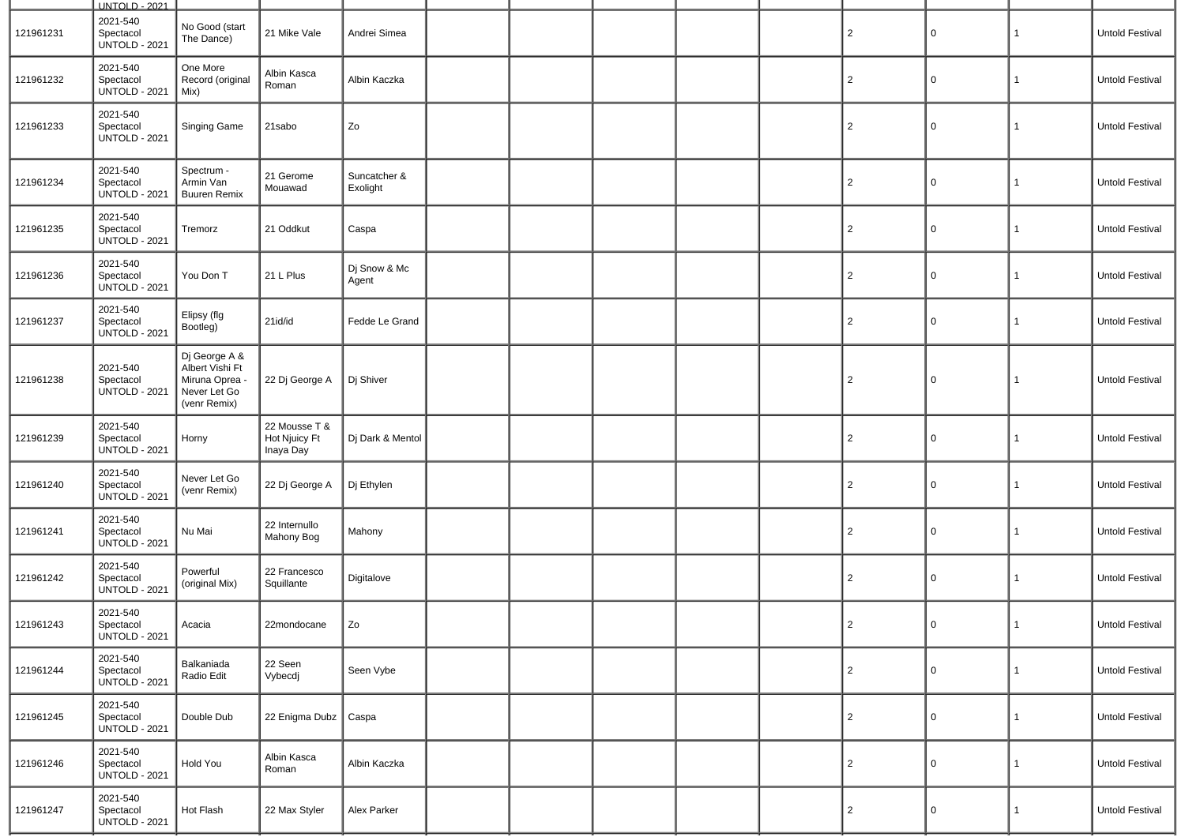| | | | | | | | | | | | | | |
|---|---|---|---|---|---|---|---|---|---|---|---|---|---|
| 121961231 | 2021-540 Spectacol UNTOLD - 2021 | No Good (start The Dance) | 21 Mike Vale | Andrei Simea | | | | | | 2 | 0 | 1 | Untold Festival |
| 121961232 | 2021-540 Spectacol UNTOLD - 2021 | One More Record (original Mix) | Albin Kasca Roman | Albin Kaczka | | | | | | 2 | 0 | 1 | Untold Festival |
| 121961233 | 2021-540 Spectacol UNTOLD - 2021 | Singing Game | 21sabo | Zo | | | | | | 2 | 0 | 1 | Untold Festival |
| 121961234 | 2021-540 Spectacol UNTOLD - 2021 | Spectrum - Armin Van Buuren Remix | 21 Gerome Mouawad | Suncatcher & Exolight | | | | | | 2 | 0 | 1 | Untold Festival |
| 121961235 | 2021-540 Spectacol UNTOLD - 2021 | Tremorz | 21 Oddkut | Caspa | | | | | | 2 | 0 | 1 | Untold Festival |
| 121961236 | 2021-540 Spectacol UNTOLD - 2021 | You Don T | 21 L Plus | Dj Snow & Mc Agent | | | | | | 2 | 0 | 1 | Untold Festival |
| 121961237 | 2021-540 Spectacol UNTOLD - 2021 | Elipsy (flg Bootleg) | 21id/id | Fedde Le Grand | | | | | | 2 | 0 | 1 | Untold Festival |
| 121961238 | 2021-540 Spectacol UNTOLD - 2021 | Dj George A & Albert Vishi Ft Miruna Oprea - Never Let Go (venr Remix) | 22 Dj George A | Dj Shiver | | | | | | 2 | 0 | 1 | Untold Festival |
| 121961239 | 2021-540 Spectacol UNTOLD - 2021 | Horny | 22 Mousse T & Hot Njuicy Ft Inaya Day | Dj Dark & Mentol | | | | | | 2 | 0 | 1 | Untold Festival |
| 121961240 | 2021-540 Spectacol UNTOLD - 2021 | Never Let Go (venr Remix) | 22 Dj George A | Dj Ethylen | | | | | | 2 | 0 | 1 | Untold Festival |
| 121961241 | 2021-540 Spectacol UNTOLD - 2021 | Nu Mai | 22 Internullo Mahony Bog | Mahony | | | | | | 2 | 0 | 1 | Untold Festival |
| 121961242 | 2021-540 Spectacol UNTOLD - 2021 | Powerful (original Mix) | 22 Francesco Squillante | Digitalove | | | | | | 2 | 0 | 1 | Untold Festival |
| 121961243 | 2021-540 Spectacol UNTOLD - 2021 | Acacia | 22mondocane | Zo | | | | | | 2 | 0 | 1 | Untold Festival |
| 121961244 | 2021-540 Spectacol UNTOLD - 2021 | Balkaniada Radio Edit | 22 Seen Vybecdj | Seen Vybe | | | | | | 2 | 0 | 1 | Untold Festival |
| 121961245 | 2021-540 Spectacol UNTOLD - 2021 | Double Dub | 22 Enigma Dubz | Caspa | | | | | | 2 | 0 | 1 | Untold Festival |
| 121961246 | 2021-540 Spectacol UNTOLD - 2021 | Hold You | Albin Kasca Roman | Albin Kaczka | | | | | | 2 | 0 | 1 | Untold Festival |
| 121961247 | 2021-540 Spectacol UNTOLD - 2021 | Hot Flash | 22 Max Styler | Alex Parker | | | | | | 2 | 0 | 1 | Untold Festival |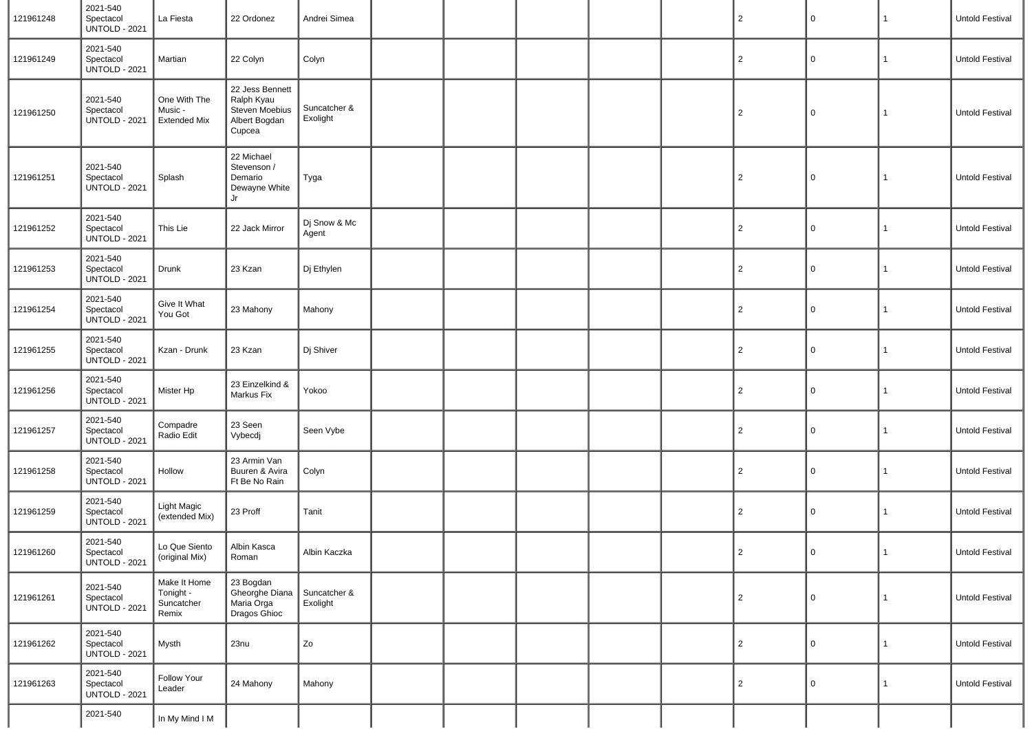| | | | | | | | | | | | | | |
|---|---|---|---|---|---|---|---|---|---|---|---|---|---|
| 121961248 | 2021-540 Spectacol UNTOLD - 2021 | La Fiesta | 22 Ordonez | Andrei Simea | | | | | | 2 | 0 | 1 | Untold Festival |
| 121961249 | 2021-540 Spectacol UNTOLD - 2021 | Martian | 22 Colyn | Colyn | | | | | | 2 | 0 | 1 | Untold Festival |
| 121961250 | 2021-540 Spectacol UNTOLD - 2021 | One With The Music - Extended Mix | 22 Jess Bennett Ralph Kyau Steven Moebius Albert Bogdan Cupcea | Suncatcher & Exolight | | | | | | 2 | 0 | 1 | Untold Festival |
| 121961251 | 2021-540 Spectacol UNTOLD - 2021 | Splash | 22 Michael Stevenson / Demario Dewayne White Jr | Tyga | | | | | | 2 | 0 | 1 | Untold Festival |
| 121961252 | 2021-540 Spectacol UNTOLD - 2021 | This Lie | 22 Jack Mirror | Dj Snow & Mc Agent | | | | | | 2 | 0 | 1 | Untold Festival |
| 121961253 | 2021-540 Spectacol UNTOLD - 2021 | Drunk | 23 Kzan | Dj Ethylen | | | | | | 2 | 0 | 1 | Untold Festival |
| 121961254 | 2021-540 Spectacol UNTOLD - 2021 | Give It What You Got | 23 Mahony | Mahony | | | | | | 2 | 0 | 1 | Untold Festival |
| 121961255 | 2021-540 Spectacol UNTOLD - 2021 | Kzan - Drunk | 23 Kzan | Dj Shiver | | | | | | 2 | 0 | 1 | Untold Festival |
| 121961256 | 2021-540 Spectacol UNTOLD - 2021 | Mister Hp | 23 Einzelkind & Markus Fix | Yokoo | | | | | | 2 | 0 | 1 | Untold Festival |
| 121961257 | 2021-540 Spectacol UNTOLD - 2021 | Compadre Radio Edit | 23 Seen Vybecdj | Seen Vybe | | | | | | 2 | 0 | 1 | Untold Festival |
| 121961258 | 2021-540 Spectacol UNTOLD - 2021 | Hollow | 23 Armin Van Buuren & Avira Ft Be No Rain | Colyn | | | | | | 2 | 0 | 1 | Untold Festival |
| 121961259 | 2021-540 Spectacol UNTOLD - 2021 | Light Magic (extended Mix) | 23 Proff | Tanit | | | | | | 2 | 0 | 1 | Untold Festival |
| 121961260 | 2021-540 Spectacol UNTOLD - 2021 | Lo Que Siento (original Mix) | Albin Kasca Roman | Albin Kaczka | | | | | | 2 | 0 | 1 | Untold Festival |
| 121961261 | 2021-540 Spectacol UNTOLD - 2021 | Make It Home Tonight - Suncatcher Remix | 23 Bogdan Gheorghe Diana Maria Orga Dragos Ghioc | Suncatcher & Exolight | | | | | | 2 | 0 | 1 | Untold Festival |
| 121961262 | 2021-540 Spectacol UNTOLD - 2021 | Mysth | 23nu | Zo | | | | | | 2 | 0 | 1 | Untold Festival |
| 121961263 | 2021-540 Spectacol UNTOLD - 2021 | Follow Your Leader | 24 Mahony | Mahony | | | | | | 2 | 0 | 1 | Untold Festival |
| | 2021-540 | In My Mind I M | | | | | | | | | | | |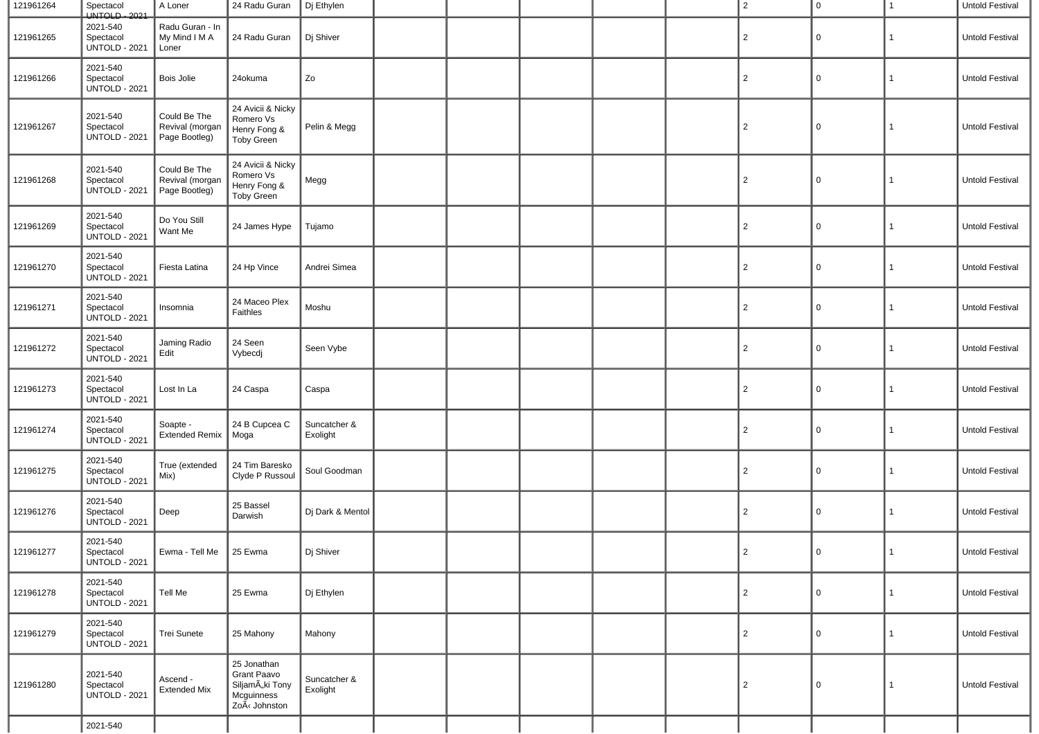| | | | | | | | | | | | | | |
|---|---|---|---|---|---|---|---|---|---|---|---|---|---|
| 121961264 | Spectacol UNTOLD - 2021 | A Loner | 24 Radu Guran | Dj Ethylen | | | | | | 2 | 0 | 1 | Untold Festival |
| 121961265 | 2021-540 Spectacol UNTOLD - 2021 | Radu Guran - In My Mind I M A Loner | 24 Radu Guran | Dj Shiver | | | | | | 2 | 0 | 1 | Untold Festival |
| 121961266 | 2021-540 Spectacol UNTOLD - 2021 | Bois Jolie | 24okuma | Zo | | | | | | 2 | 0 | 1 | Untold Festival |
| 121961267 | 2021-540 Spectacol UNTOLD - 2021 | Could Be The Revival (morgan Page Bootleg) | 24 Avicii & Nicky Romero Vs Henry Fong & Toby Green | Pelin & Megg | | | | | | 2 | 0 | 1 | Untold Festival |
| 121961268 | 2021-540 Spectacol UNTOLD - 2021 | Could Be The Revival (morgan Page Bootleg) | 24 Avicii & Nicky Romero Vs Henry Fong & Toby Green | Megg | | | | | | 2 | 0 | 1 | Untold Festival |
| 121961269 | 2021-540 Spectacol UNTOLD - 2021 | Do You Still Want Me | 24 James Hype | Tujamo | | | | | | 2 | 0 | 1 | Untold Festival |
| 121961270 | 2021-540 Spectacol UNTOLD - 2021 | Fiesta Latina | 24 Hp Vince | Andrei Simea | | | | | | 2 | 0 | 1 | Untold Festival |
| 121961271 | 2021-540 Spectacol UNTOLD - 2021 | Insomnia | 24 Maceo Plex Faithles | Moshu | | | | | | 2 | 0 | 1 | Untold Festival |
| 121961272 | 2021-540 Spectacol UNTOLD - 2021 | Jaming Radio Edit | 24 Seen Vybecdj | Seen Vybe | | | | | | 2 | 0 | 1 | Untold Festival |
| 121961273 | 2021-540 Spectacol UNTOLD - 2021 | Lost In La | 24 Caspa | Caspa | | | | | | 2 | 0 | 1 | Untold Festival |
| 121961274 | 2021-540 Spectacol UNTOLD - 2021 | Soapte - Extended Remix | 24 B Cupcea C Moga | Suncatcher & Exolight | | | | | | 2 | 0 | 1 | Untold Festival |
| 121961275 | 2021-540 Spectacol UNTOLD - 2021 | True (extended Mix) | 24 Tim Baresko Clyde P Russoul | Soul Goodman | | | | | | 2 | 0 | 1 | Untold Festival |
| 121961276 | 2021-540 Spectacol UNTOLD - 2021 | Deep | 25 Bassel Darwish | Dj Dark & Mentol | | | | | | 2 | 0 | 1 | Untold Festival |
| 121961277 | 2021-540 Spectacol UNTOLD - 2021 | Ewma - Tell Me | 25 Ewma | Dj Shiver | | | | | | 2 | 0 | 1 | Untold Festival |
| 121961278 | 2021-540 Spectacol UNTOLD - 2021 | Tell Me | 25 Ewma | Dj Ethylen | | | | | | 2 | 0 | 1 | Untold Festival |
| 121961279 | 2021-540 Spectacol UNTOLD - 2021 | Trei Sunete | 25 Mahony | Mahony | | | | | | 2 | 0 | 1 | Untold Festival |
| 121961280 | 2021-540 Spectacol UNTOLD - 2021 | Ascend - Extended Mix | 25 Jonathan Grant Paavo SiljamÃ„ki Tony Mcguinness ZoÃ‹ Johnston | Suncatcher & Exolight | | | | | | 2 | 0 | 1 | Untold Festival |
| | 2021-540 | | | | | | | | | | | | |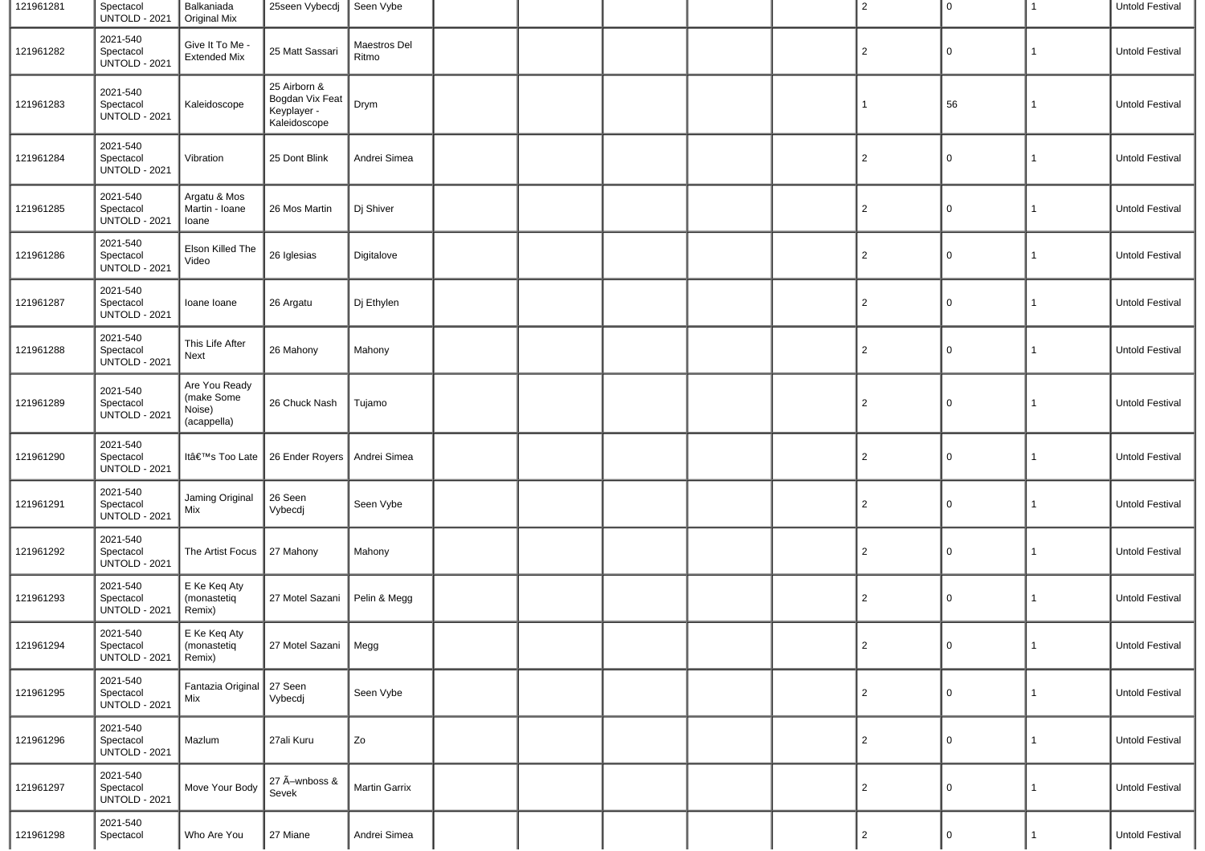| 121961281 | Spectacol UNTOLD - 2021 | Balkaniada Original Mix | 25seen Vybecdj | Seen Vybe | | | | | | 2 | 0 | 1 | Untold Festival |
|---|---|---|---|---|---|---|---|---|---|---|---|---|---|
| 121961282 | 2021-540 Spectacol UNTOLD - 2021 | Give It To Me - Extended Mix | 25 Matt Sassari | Maestros Del Ritmo | | | | | | 2 | 0 | 1 | Untold Festival |
| 121961283 | 2021-540 Spectacol UNTOLD - 2021 | Kaleidoscope | 25 Airborn & Bogdan Vix Feat Keyplayer - Kaleidoscope | Drym | | | | | | 1 | 56 | 1 | Untold Festival |
| 121961284 | 2021-540 Spectacol UNTOLD - 2021 | Vibration | 25 Dont Blink | Andrei Simea | | | | | | 2 | 0 | 1 | Untold Festival |
| 121961285 | 2021-540 Spectacol UNTOLD - 2021 | Argatu & Mos Martin - Ioane Ioane | 26 Mos Martin | Dj Shiver | | | | | | 2 | 0 | 1 | Untold Festival |
| 121961286 | 2021-540 Spectacol UNTOLD - 2021 | Elson Killed The Video | 26 Iglesias | Digitalove | | | | | | 2 | 0 | 1 | Untold Festival |
| 121961287 | 2021-540 Spectacol UNTOLD - 2021 | Ioane Ioane | 26 Argatu | Dj Ethylen | | | | | | 2 | 0 | 1 | Untold Festival |
| 121961288 | 2021-540 Spectacol UNTOLD - 2021 | This Life After Next | 26 Mahony | Mahony | | | | | | 2 | 0 | 1 | Untold Festival |
| 121961289 | 2021-540 Spectacol UNTOLD - 2021 | Are You Ready (make Some Noise) (acappella) | 26 Chuck Nash | Tujamo | | | | | | 2 | 0 | 1 | Untold Festival |
| 121961290 | 2021-540 Spectacol UNTOLD - 2021 | Itâ€™s Too Late | 26 Ender Royers | Andrei Simea | | | | | | 2 | 0 | 1 | Untold Festival |
| 121961291 | 2021-540 Spectacol UNTOLD - 2021 | Jaming Original Mix | 26 Seen Vybecdj | Seen Vybe | | | | | | 2 | 0 | 1 | Untold Festival |
| 121961292 | 2021-540 Spectacol UNTOLD - 2021 | The Artist Focus | 27 Mahony | Mahony | | | | | | 2 | 0 | 1 | Untold Festival |
| 121961293 | 2021-540 Spectacol UNTOLD - 2021 | E Ke Keq Aty (monastetiq Remix) | 27 Motel Sazani | Pelin & Megg | | | | | | 2 | 0 | 1 | Untold Festival |
| 121961294 | 2021-540 Spectacol UNTOLD - 2021 | E Ke Keq Aty (monastetiq Remix) | 27 Motel Sazani | Megg | | | | | | 2 | 0 | 1 | Untold Festival |
| 121961295 | 2021-540 Spectacol UNTOLD - 2021 | Fantazia Original Mix | 27 Seen Vybecdj | Seen Vybe | | | | | | 2 | 0 | 1 | Untold Festival |
| 121961296 | 2021-540 Spectacol UNTOLD - 2021 | Mazlum | 27ali Kuru | Zo | | | | | | 2 | 0 | 1 | Untold Festival |
| 121961297 | 2021-540 Spectacol UNTOLD - 2021 | Move Your Body | 27 Ã–wnboss & Sevek | Martin Garrix | | | | | | 2 | 0 | 1 | Untold Festival |
| 121961298 | 2021-540 Spectacol | Who Are You | 27 Miane | Andrei Simea | | | | | | 2 | 0 | 1 | Untold Festival |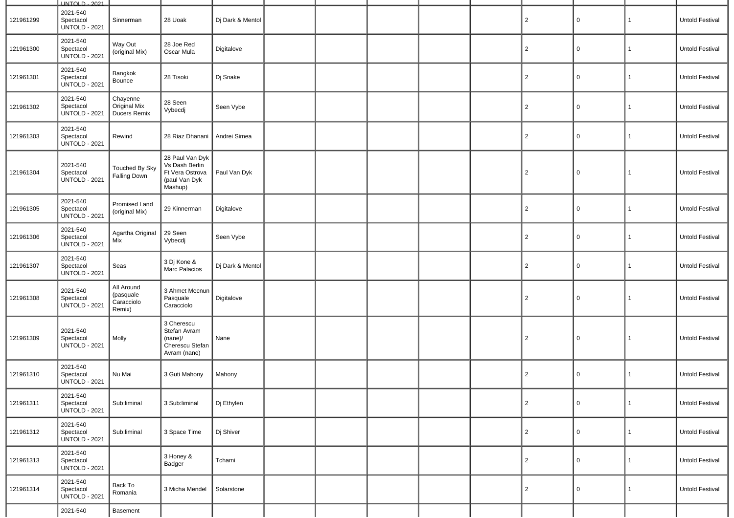| | | | | | | | | | | | | | |
|---|---|---|---|---|---|---|---|---|---|---|---|---|---|
| | UNTOLD - 2021 | | | | | | | | | | | | |
| 121961299 | 2021-540 Spectacol UNTOLD - 2021 | Sinnerman | 28 Uoak | Dj Dark & Mentol | | | | | | 2 | 0 | 1 | Untold Festival |
| 121961300 | 2021-540 Spectacol UNTOLD - 2021 | Way Out (original Mix) | 28 Joe Red Oscar Mula | Digitalove | | | | | | 2 | 0 | 1 | Untold Festival |
| 121961301 | 2021-540 Spectacol UNTOLD - 2021 | Bangkok Bounce | 28 Tisoki | Dj Snake | | | | | | 2 | 0 | 1 | Untold Festival |
| 121961302 | 2021-540 Spectacol UNTOLD - 2021 | Chayenne Original Mix Ducers Remix | 28 Seen Vybecdj | Seen Vybe | | | | | | 2 | 0 | 1 | Untold Festival |
| 121961303 | 2021-540 Spectacol UNTOLD - 2021 | Rewind | 28 Riaz Dhanani | Andrei Simea | | | | | | 2 | 0 | 1 | Untold Festival |
| 121961304 | 2021-540 Spectacol UNTOLD - 2021 | Touched By Sky Falling Down | 28 Paul Van Dyk Vs Dash Berlin Ft Vera Ostrova (paul Van Dyk Mashup) | Paul Van Dyk | | | | | | 2 | 0 | 1 | Untold Festival |
| 121961305 | 2021-540 Spectacol UNTOLD - 2021 | Promised Land (original Mix) | 29 Kinnerman | Digitalove | | | | | | 2 | 0 | 1 | Untold Festival |
| 121961306 | 2021-540 Spectacol UNTOLD - 2021 | Agartha Original Mix | 29 Seen Vybecdj | Seen Vybe | | | | | | 2 | 0 | 1 | Untold Festival |
| 121961307 | 2021-540 Spectacol UNTOLD - 2021 | Seas | 3 Dj Kone & Marc Palacios | Dj Dark & Mentol | | | | | | 2 | 0 | 1 | Untold Festival |
| 121961308 | 2021-540 Spectacol UNTOLD - 2021 | All Around (pasquale Caracciolo Remix) | 3 Ahmet Mecnun Pasquale Caracciolo | Digitalove | | | | | | 2 | 0 | 1 | Untold Festival |
| 121961309 | 2021-540 Spectacol UNTOLD - 2021 | Molly | 3 Cherescu Stefan Avram (nane)/ Cherescu Stefan Avram (nane) | Nane | | | | | | 2 | 0 | 1 | Untold Festival |
| 121961310 | 2021-540 Spectacol UNTOLD - 2021 | Nu Mai | 3 Guti Mahony | Mahony | | | | | | 2 | 0 | 1 | Untold Festival |
| 121961311 | 2021-540 Spectacol UNTOLD - 2021 | Sub:liminal | 3 Sub:liminal | Dj Ethylen | | | | | | 2 | 0 | 1 | Untold Festival |
| 121961312 | 2021-540 Spectacol UNTOLD - 2021 | Sub:liminal | 3 Space Time | Dj Shiver | | | | | | 2 | 0 | 1 | Untold Festival |
| 121961313 | 2021-540 Spectacol UNTOLD - 2021 | | 3 Honey & Badger | Tchami | | | | | | 2 | 0 | 1 | Untold Festival |
| 121961314 | 2021-540 Spectacol UNTOLD - 2021 | Back To Romania | 3 Micha Mendel | Solarstone | | | | | | 2 | 0 | 1 | Untold Festival |
| | 2021-540 | Basement | | | | | | | | | | | |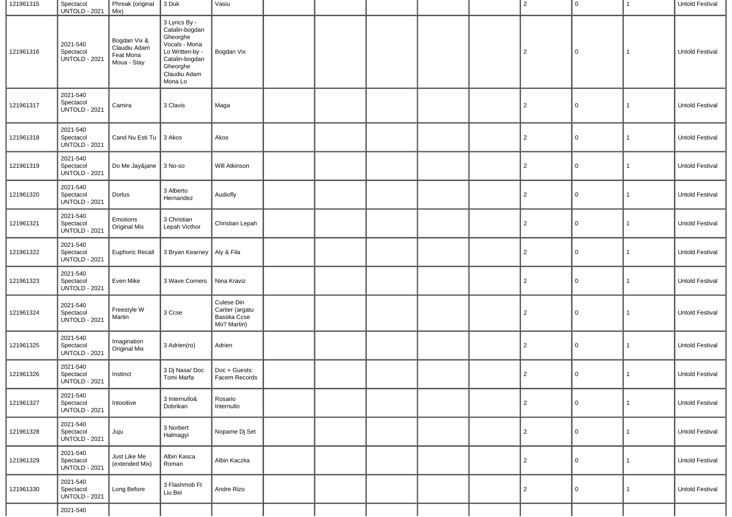| | | | | | | | | | | | | | |
|---|---|---|---|---|---|---|---|---|---|---|---|---|---|
| 121961315 | Spectacol UNTOLD - 2021 | Phreak (original Mix) | 3 Duk | Vasiu | | | | | | 2 | 0 | 1 | Untold Festival |
| 121961316 | 2021-540 Spectacol UNTOLD - 2021 | Bogdan Vix & Claudiu Adam Feat Mona Moua - Stay | 3 Lyrics By - Catalin-bogdan Gheorghe Vocals - Mona Lo Written-by - Catalin-bogdan Gheorghe Claudiu Adam Mona Lo | Bogdan Vix | | | | | | 2 | 0 | 1 | Untold Festival |
| 121961317 | 2021-540 Spectacol UNTOLD - 2021 | Camira | 3 Clavis | Maga | | | | | | 2 | 0 | 1 | Untold Festival |
| 121961318 | 2021-540 Spectacol UNTOLD - 2021 | Cand Nu Esti Tu | 3 Akos | Akos | | | | | | 2 | 0 | 1 | Untold Festival |
| 121961319 | 2021-540 Spectacol UNTOLD - 2021 | Do Me Jay&jane | 3 No-so | Will Atkinson | | | | | | 2 | 0 | 1 | Untold Festival |
| 121961320 | 2021-540 Spectacol UNTOLD - 2021 | Dorlus | 3 Alberto Hernandez | Audiofly | | | | | | 2 | 0 | 1 | Untold Festival |
| 121961321 | 2021-540 Spectacol UNTOLD - 2021 | Emotions Original Mix | 3 Christian Lepah Victhor | Christian Lepah | | | | | | 2 | 0 | 1 | Untold Festival |
| 121961322 | 2021-540 Spectacol UNTOLD - 2021 | Euphoric Recall | 3 Bryan Kearney | Aly & Fila | | | | | | 2 | 0 | 1 | Untold Festival |
| 121961323 | 2021-540 Spectacol UNTOLD - 2021 | Even Mike | 3 Wave Corners | Nina Kraviz | | | | | | 2 | 0 | 1 | Untold Festival |
| 121961324 | 2021-540 Spectacol UNTOLD - 2021 | Freestyle W Martin | 3 Ccse | Culese Din Cartier (argatu Basska Ccse Mo? Martin) | | | | | | 2 | 0 | 1 | Untold Festival |
| 121961325 | 2021-540 Spectacol UNTOLD - 2021 | Imagination Original Mix | 3 Adrien(ro) | Adrien | | | | | | 2 | 0 | 1 | Untold Festival |
| 121961326 | 2021-540 Spectacol UNTOLD - 2021 | Instinct | 3 Dj Nasa/ Doc Tomi Marfa | Doc + Guests: Facem Records | | | | | | 2 | 0 | 1 | Untold Festival |
| 121961327 | 2021-540 Spectacol UNTOLD - 2021 | Intooitive | 3 Internullo& Dobrikan | Rosario Internullo | | | | | | 2 | 0 | 1 | Untold Festival |
| 121961328 | 2021-540 Spectacol UNTOLD - 2021 | Juju | 3 Norbert Halmagyi | Nopame Dj Set | | | | | | 2 | 0 | 1 | Untold Festival |
| 121961329 | 2021-540 Spectacol UNTOLD - 2021 | Just Like Me (extended Mix) | Albin Kasca Roman | Albin Kaczka | | | | | | 2 | 0 | 1 | Untold Festival |
| 121961330 | 2021-540 Spectacol UNTOLD - 2021 | Long Before | 3 Flashmob Ft Liu Bei | Andre Rizo | | | | | | 2 | 0 | 1 | Untold Festival |
| | 2021-540 | | | | | | | | | | | | |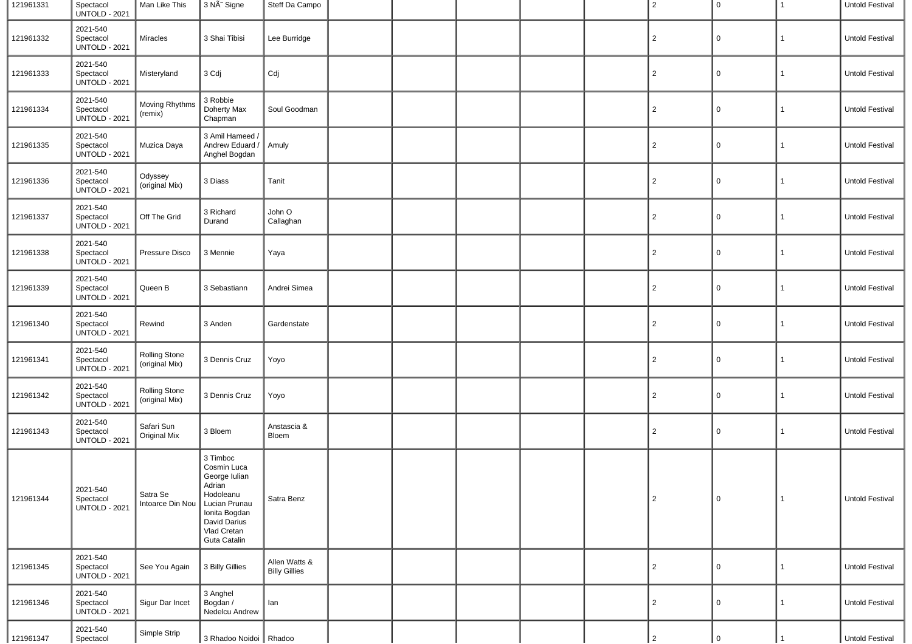| 121961331 | Spectacol UNTOLD - 2021 | Man Like This | 3 NÃ˘ Signe | Steff Da Campo | | | | | | 2 | 0 | 1 | Untold Festival |
|---|---|---|---|---|---|---|---|---|---|---|---|---|---|
| 121961332 | 2021-540 Spectacol UNTOLD - 2021 | Miracles | 3 Shai Tibisi | Lee Burridge | | | | | | 2 | 0 | 1 | Untold Festival |
| 121961333 | 2021-540 Spectacol UNTOLD - 2021 | Misteryland | 3 Cdj | Cdj | | | | | | 2 | 0 | 1 | Untold Festival |
| 121961334 | 2021-540 Spectacol UNTOLD - 2021 | Moving Rhythms (remix) | 3 Robbie Doherty Max Chapman | Soul Goodman | | | | | | 2 | 0 | 1 | Untold Festival |
| 121961335 | 2021-540 Spectacol UNTOLD - 2021 | Muzica Daya | 3 Amil Hameed / Andrew Eduard / Anghel Bogdan | Amuly | | | | | | 2 | 0 | 1 | Untold Festival |
| 121961336 | 2021-540 Spectacol UNTOLD - 2021 | Odyssey (original Mix) | 3 Diass | Tanit | | | | | | 2 | 0 | 1 | Untold Festival |
| 121961337 | 2021-540 Spectacol UNTOLD - 2021 | Off The Grid | 3 Richard Durand | John O Callaghan | | | | | | 2 | 0 | 1 | Untold Festival |
| 121961338 | 2021-540 Spectacol UNTOLD - 2021 | Pressure Disco | 3 Mennie | Yaya | | | | | | 2 | 0 | 1 | Untold Festival |
| 121961339 | 2021-540 Spectacol UNTOLD - 2021 | Queen B | 3 Sebastiann | Andrei Simea | | | | | | 2 | 0 | 1 | Untold Festival |
| 121961340 | 2021-540 Spectacol UNTOLD - 2021 | Rewind | 3 Anden | Gardenstate | | | | | | 2 | 0 | 1 | Untold Festival |
| 121961341 | 2021-540 Spectacol UNTOLD - 2021 | Rolling Stone (original Mix) | 3 Dennis Cruz | Yoyo | | | | | | 2 | 0 | 1 | Untold Festival |
| 121961342 | 2021-540 Spectacol UNTOLD - 2021 | Rolling Stone (original Mix) | 3 Dennis Cruz | Yoyo | | | | | | 2 | 0 | 1 | Untold Festival |
| 121961343 | 2021-540 Spectacol UNTOLD - 2021 | Safari Sun Original Mix | 3 Bloem | Anstascia & Bloem | | | | | | 2 | 0 | 1 | Untold Festival |
| 121961344 | 2021-540 Spectacol UNTOLD - 2021 | Satra Se Intoarce Din Nou | 3 Timboc Cosmin Luca George Iulian Adrian Hodoleanu Lucian Prunau Ionita Bogdan David Darius Vlad Cretan Guta Catalin | Satra Benz | | | | | | 2 | 0 | 1 | Untold Festival |
| 121961345 | 2021-540 Spectacol UNTOLD - 2021 | See You Again | 3 Billy Gillies | Allen Watts & Billy Gillies | | | | | | 2 | 0 | 1 | Untold Festival |
| 121961346 | 2021-540 Spectacol UNTOLD - 2021 | Sigur Dar Incet | 3 Anghel Bogdan / Nedelcu Andrew | Ian | | | | | | 2 | 0 | 1 | Untold Festival |
| 121961347 | 2021-540 Spectacol | Simple Strip | 3 Rhadoo Noidoi | Rhadoo | | | | | | 2 | 0 | 1 | Untold Festival |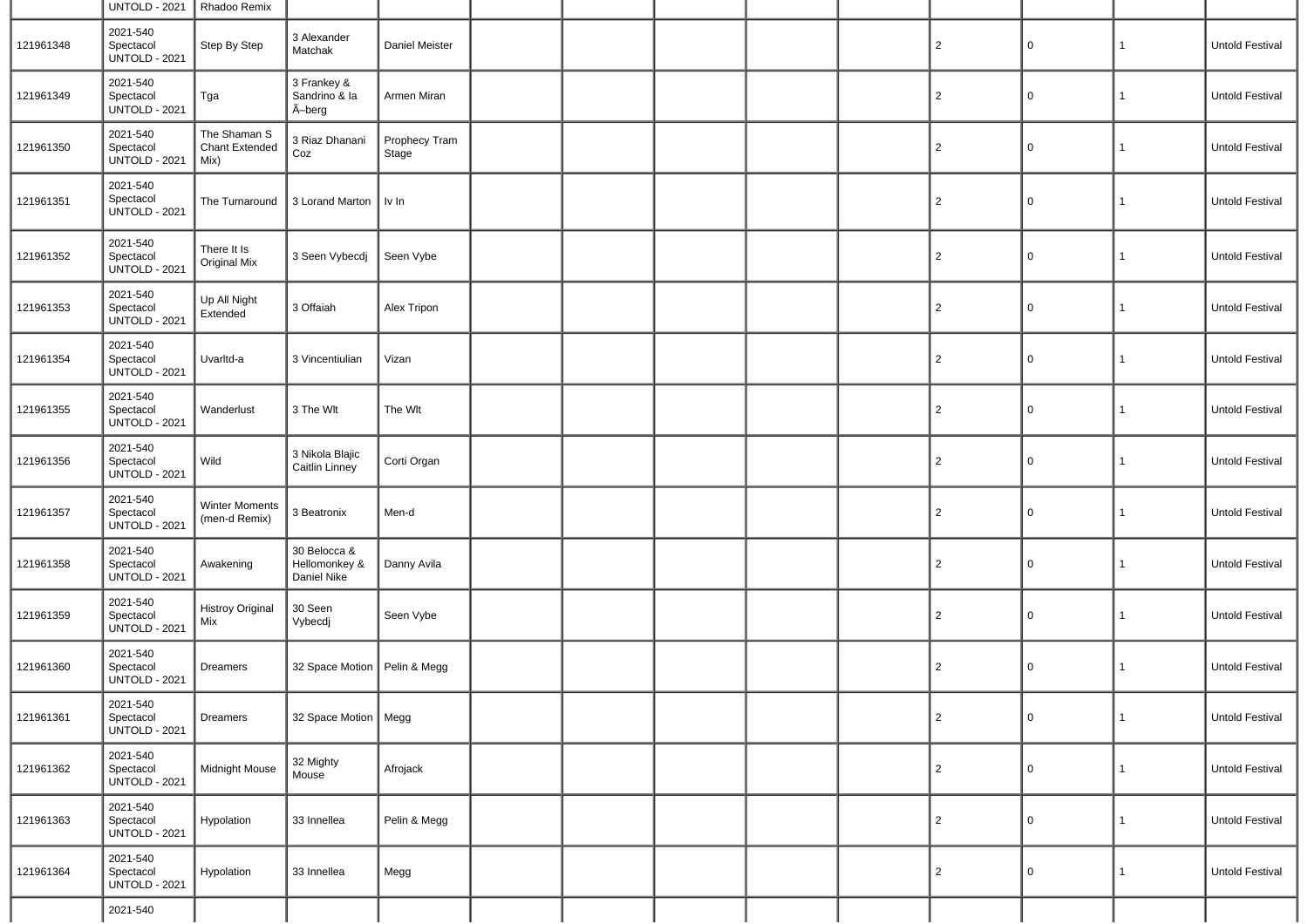| | | | | | | | | | | | | | |
|---|---|---|---|---|---|---|---|---|---|---|---|---|---|
| | UNTOLD - 2021 | Rhadoo Remix | | | | | | | | | | | |
| 121961348 | 2021-540 Spectacol UNTOLD - 2021 | Step By Step | 3 Alexander Matchak | Daniel Meister | | | | | | 2 | 0 | 1 | Untold Festival |
| 121961349 | 2021-540 Spectacol UNTOLD - 2021 | Tga | 3 Frankey & Sandrino & Ia Ã–berg | Armen Miran | | | | | | 2 | 0 | 1 | Untold Festival |
| 121961350 | 2021-540 Spectacol UNTOLD - 2021 | The Shaman S Chant Extended Mix) | 3 Riaz Dhanani Coz | Prophecy Tram Stage | | | | | | 2 | 0 | 1 | Untold Festival |
| 121961351 | 2021-540 Spectacol UNTOLD - 2021 | The Turnaround | 3 Lorand Marton | Iv In | | | | | | 2 | 0 | 1 | Untold Festival |
| 121961352 | 2021-540 Spectacol UNTOLD - 2021 | There It Is Original Mix | 3 Seen Vybecdj | Seen Vybe | | | | | | 2 | 0 | 1 | Untold Festival |
| 121961353 | 2021-540 Spectacol UNTOLD - 2021 | Up All Night Extended | 3 Offaiah | Alex Tripon | | | | | | 2 | 0 | 1 | Untold Festival |
| 121961354 | 2021-540 Spectacol UNTOLD - 2021 | Uvarltd-a | 3 Vincentiulian | Vizan | | | | | | 2 | 0 | 1 | Untold Festival |
| 121961355 | 2021-540 Spectacol UNTOLD - 2021 | Wanderlust | 3 The Wlt | The Wlt | | | | | | 2 | 0 | 1 | Untold Festival |
| 121961356 | 2021-540 Spectacol UNTOLD - 2021 | Wild | 3 Nikola Blajic Caitlin Linney | Corti Organ | | | | | | 2 | 0 | 1 | Untold Festival |
| 121961357 | 2021-540 Spectacol UNTOLD - 2021 | Winter Moments (men-d Remix) | 3 Beatronix | Men-d | | | | | | 2 | 0 | 1 | Untold Festival |
| 121961358 | 2021-540 Spectacol UNTOLD - 2021 | Awakening | 30 Belocca & Hellomonkey & Daniel Nike | Danny Avila | | | | | | 2 | 0 | 1 | Untold Festival |
| 121961359 | 2021-540 Spectacol UNTOLD - 2021 | Histroy Original Mix | 30 Seen Vybecdj | Seen Vybe | | | | | | 2 | 0 | 1 | Untold Festival |
| 121961360 | 2021-540 Spectacol UNTOLD - 2021 | Dreamers | 32 Space Motion | Pelin & Megg | | | | | | 2 | 0 | 1 | Untold Festival |
| 121961361 | 2021-540 Spectacol UNTOLD - 2021 | Dreamers | 32 Space Motion | Megg | | | | | | 2 | 0 | 1 | Untold Festival |
| 121961362 | 2021-540 Spectacol UNTOLD - 2021 | Midnight Mouse | 32 Mighty Mouse | Afrojack | | | | | | 2 | 0 | 1 | Untold Festival |
| 121961363 | 2021-540 Spectacol UNTOLD - 2021 | Hypolation | 33 Innellea | Pelin & Megg | | | | | | 2 | 0 | 1 | Untold Festival |
| 121961364 | 2021-540 Spectacol UNTOLD - 2021 | Hypolation | 33 Innellea | Megg | | | | | | 2 | 0 | 1 | Untold Festival |
| | 2021-540 | | | | | | | | | | | | |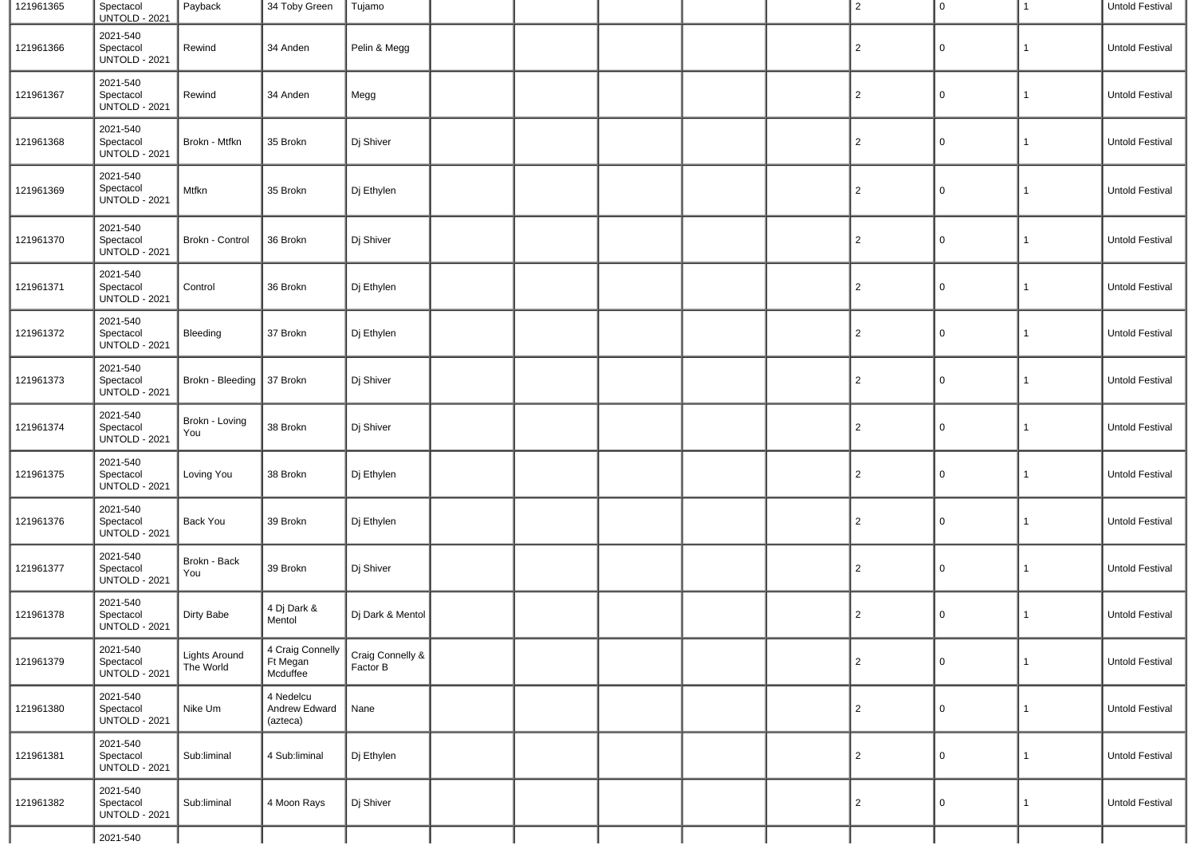| | | | | | | | | | | | | | |
|---|---|---|---|---|---|---|---|---|---|---|---|---|---|
| 121961365 | Spectacol UNTOLD - 2021 | Payback | 34 Toby Green | Tujamo | | | | | | 2 | 0 | 1 | Untold Festival |
| 121961366 | 2021-540 Spectacol UNTOLD - 2021 | Rewind | 34 Anden | Pelin & Megg | | | | | | 2 | 0 | 1 | Untold Festival |
| 121961367 | 2021-540 Spectacol UNTOLD - 2021 | Rewind | 34 Anden | Megg | | | | | | 2 | 0 | 1 | Untold Festival |
| 121961368 | 2021-540 Spectacol UNTOLD - 2021 | Brokn - Mtfkn | 35 Brokn | Dj Shiver | | | | | | 2 | 0 | 1 | Untold Festival |
| 121961369 | 2021-540 Spectacol UNTOLD - 2021 | Mtfkn | 35 Brokn | Dj Ethylen | | | | | | 2 | 0 | 1 | Untold Festival |
| 121961370 | 2021-540 Spectacol UNTOLD - 2021 | Brokn - Control | 36 Brokn | Dj Shiver | | | | | | 2 | 0 | 1 | Untold Festival |
| 121961371 | 2021-540 Spectacol UNTOLD - 2021 | Control | 36 Brokn | Dj Ethylen | | | | | | 2 | 0 | 1 | Untold Festival |
| 121961372 | 2021-540 Spectacol UNTOLD - 2021 | Bleeding | 37 Brokn | Dj Ethylen | | | | | | 2 | 0 | 1 | Untold Festival |
| 121961373 | 2021-540 Spectacol UNTOLD - 2021 | Brokn - Bleeding | 37 Brokn | Dj Shiver | | | | | | 2 | 0 | 1 | Untold Festival |
| 121961374 | 2021-540 Spectacol UNTOLD - 2021 | Brokn - Loving You | 38 Brokn | Dj Shiver | | | | | | 2 | 0 | 1 | Untold Festival |
| 121961375 | 2021-540 Spectacol UNTOLD - 2021 | Loving You | 38 Brokn | Dj Ethylen | | | | | | 2 | 0 | 1 | Untold Festival |
| 121961376 | 2021-540 Spectacol UNTOLD - 2021 | Back You | 39 Brokn | Dj Ethylen | | | | | | 2 | 0 | 1 | Untold Festival |
| 121961377 | 2021-540 Spectacol UNTOLD - 2021 | Brokn - Back You | 39 Brokn | Dj Shiver | | | | | | 2 | 0 | 1 | Untold Festival |
| 121961378 | 2021-540 Spectacol UNTOLD - 2021 | Dirty Babe | 4 Dj Dark & Mentol | Dj Dark & Mentol | | | | | | 2 | 0 | 1 | Untold Festival |
| 121961379 | 2021-540 Spectacol UNTOLD - 2021 | Lights Around The World | 4 Craig Connelly Ft Megan Mcduffee | Craig Connelly & Factor B | | | | | | 2 | 0 | 1 | Untold Festival |
| 121961380 | 2021-540 Spectacol UNTOLD - 2021 | Nike Um | 4 Nedelcu Andrew Edward (azteca) | Nane | | | | | | 2 | 0 | 1 | Untold Festival |
| 121961381 | 2021-540 Spectacol UNTOLD - 2021 | Sub:liminal | 4 Sub:liminal | Dj Ethylen | | | | | | 2 | 0 | 1 | Untold Festival |
| 121961382 | 2021-540 Spectacol UNTOLD - 2021 | Sub:liminal | 4 Moon Rays | Dj Shiver | | | | | | 2 | 0 | 1 | Untold Festival |
| | 2021-540 | | | | | | | | | | | | |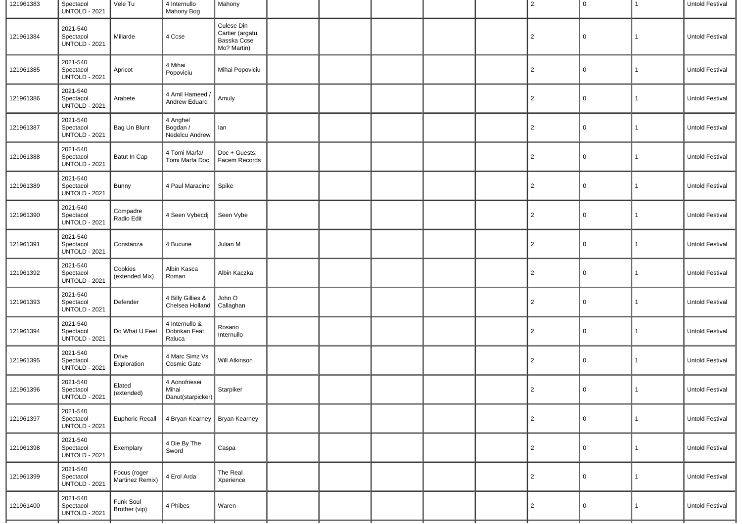| | | | | | | | | | | | | | |
|---|---|---|---|---|---|---|---|---|---|---|---|---|---|
| 121961383 | Spectacol UNTOLD - 2021 | Vele Tu | 4 Internullo Mahony Bog | Mahony | | | | | | 2 | 0 | 1 | Untold Festival |
| 121961384 | 2021-540 Spectacol UNTOLD - 2021 | Miliarde | 4 Ccse | Culese Din Cartier (argatu Basska Ccse Mo? Martin) | | | | | | 2 | 0 | 1 | Untold Festival |
| 121961385 | 2021-540 Spectacol UNTOLD - 2021 | Apricot | 4 Mihai Popoviciu | Mihai Popoviciu | | | | | | 2 | 0 | 1 | Untold Festival |
| 121961386 | 2021-540 Spectacol UNTOLD - 2021 | Arabete | 4 Amil Hameed / Andrew Eduard | Amuly | | | | | | 2 | 0 | 1 | Untold Festival |
| 121961387 | 2021-540 Spectacol UNTOLD - 2021 | Bag Un Blunt | 4 Anghel Bogdan / Nedelcu Andrew | Ian | | | | | | 2 | 0 | 1 | Untold Festival |
| 121961388 | 2021-540 Spectacol UNTOLD - 2021 | Batut In Cap | 4 Tomi Marfa/ Tomi Marfa Doc | Doc + Guests: Facem Records | | | | | | 2 | 0 | 1 | Untold Festival |
| 121961389 | 2021-540 Spectacol UNTOLD - 2021 | Bunny | 4 Paul Maracine | Spike | | | | | | 2 | 0 | 1 | Untold Festival |
| 121961390 | 2021-540 Spectacol UNTOLD - 2021 | Compadre Radio Edit | 4 Seen Vybecdj | Seen Vybe | | | | | | 2 | 0 | 1 | Untold Festival |
| 121961391 | 2021-540 Spectacol UNTOLD - 2021 | Constanza | 4 Bucurie | Julian M | | | | | | 2 | 0 | 1 | Untold Festival |
| 121961392 | 2021-540 Spectacol UNTOLD - 2021 | Cookies (extended Mix) | Albin Kasca Roman | Albin Kaczka | | | | | | 2 | 0 | 1 | Untold Festival |
| 121961393 | 2021-540 Spectacol UNTOLD - 2021 | Defender | 4 Billy Gillies & Chelsea Holland | John O Callaghan | | | | | | 2 | 0 | 1 | Untold Festival |
| 121961394 | 2021-540 Spectacol UNTOLD - 2021 | Do What U Feel | 4 Internullo & Dobrikan Feat Raluca | Rosario Internullo | | | | | | 2 | 0 | 1 | Untold Festival |
| 121961395 | 2021-540 Spectacol UNTOLD - 2021 | Drive Exploration | 4 Marc Simz Vs Cosmic Gate | Will Atkinson | | | | | | 2 | 0 | 1 | Untold Festival |
| 121961396 | 2021-540 Spectacol UNTOLD - 2021 | Elated (extended) | 4 Aonofriesei Mihai Danut(starpicker) | Starpiker | | | | | | 2 | 0 | 1 | Untold Festival |
| 121961397 | 2021-540 Spectacol UNTOLD - 2021 | Euphoric Recall | 4 Bryan Kearney | Bryan Kearney | | | | | | 2 | 0 | 1 | Untold Festival |
| 121961398 | 2021-540 Spectacol UNTOLD - 2021 | Exemplary | 4 Die By The Sword | Caspa | | | | | | 2 | 0 | 1 | Untold Festival |
| 121961399 | 2021-540 Spectacol UNTOLD - 2021 | Focus (roger Martinez Remix) | 4 Erol Arda | The Real Xperience | | | | | | 2 | 0 | 1 | Untold Festival |
| 121961400 | 2021-540 Spectacol UNTOLD - 2021 | Funk Soul Brother (vip) | 4 Phibes | Waren | | | | | | 2 | 0 | 1 | Untold Festival |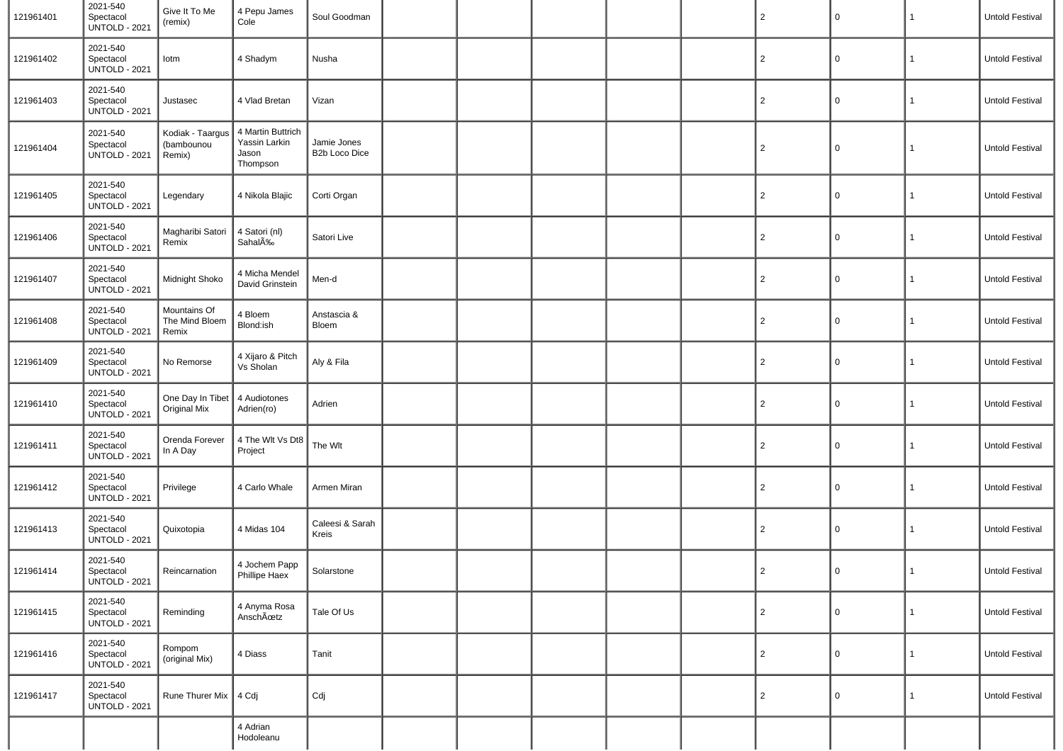| | | | | | | | | | | | | | |
|---|---|---|---|---|---|---|---|---|---|---|---|---|---|
| 121961401 | 2021-540 Spectacol UNTOLD - 2021 | Give It To Me (remix) | 4 Pepu James Cole | Soul Goodman | | | | | | 2 | 0 | 1 | Untold Festival |
| 121961402 | 2021-540 Spectacol UNTOLD - 2021 | Iotm | 4 Shadym | Nusha | | | | | | 2 | 0 | 1 | Untold Festival |
| 121961403 | 2021-540 Spectacol UNTOLD - 2021 | Justasec | 4 Vlad Bretan | Vizan | | | | | | 2 | 0 | 1 | Untold Festival |
| 121961404 | 2021-540 Spectacol UNTOLD - 2021 | Kodiak - Taargus (bambounou Remix) | 4 Martin Buttrich Yassin Larkin Jason Thompson | Jamie Jones B2b Loco Dice | | | | | | 2 | 0 | 1 | Untold Festival |
| 121961405 | 2021-540 Spectacol UNTOLD - 2021 | Legendary | 4 Nikola Blajic | Corti Organ | | | | | | 2 | 0 | 1 | Untold Festival |
| 121961406 | 2021-540 Spectacol UNTOLD - 2021 | Magharibi Satori Remix | 4 Satori (nl) SahalÃ‰ | Satori Live | | | | | | 2 | 0 | 1 | Untold Festival |
| 121961407 | 2021-540 Spectacol UNTOLD - 2021 | Midnight Shoko | 4 Micha Mendel David Grinstein | Men-d | | | | | | 2 | 0 | 1 | Untold Festival |
| 121961408 | 2021-540 Spectacol UNTOLD - 2021 | Mountains Of The Mind Bloem Remix | 4 Bloem Blond:ish | Anstascia & Bloem | | | | | | 2 | 0 | 1 | Untold Festival |
| 121961409 | 2021-540 Spectacol UNTOLD - 2021 | No Remorse | 4 Xijaro & Pitch Vs Sholan | Aly & Fila | | | | | | 2 | 0 | 1 | Untold Festival |
| 121961410 | 2021-540 Spectacol UNTOLD - 2021 | One Day In Tibet Original Mix | 4 Audiotones Adrien(ro) | Adrien | | | | | | 2 | 0 | 1 | Untold Festival |
| 121961411 | 2021-540 Spectacol UNTOLD - 2021 | Orenda Forever In A Day | 4 The Wlt Vs Dt8 Project | The Wlt | | | | | | 2 | 0 | 1 | Untold Festival |
| 121961412 | 2021-540 Spectacol UNTOLD - 2021 | Privilege | 4 Carlo Whale | Armen Miran | | | | | | 2 | 0 | 1 | Untold Festival |
| 121961413 | 2021-540 Spectacol UNTOLD - 2021 | Quixotopia | 4 Midas 104 | Caleesi & Sarah Kreis | | | | | | 2 | 0 | 1 | Untold Festival |
| 121961414 | 2021-540 Spectacol UNTOLD - 2021 | Reincarnation | 4 Jochem Papp Phillipe Haex | Solarstone | | | | | | 2 | 0 | 1 | Untold Festival |
| 121961415 | 2021-540 Spectacol UNTOLD - 2021 | Reminding | 4 Anyma Rosa AnschÃœtz | Tale Of Us | | | | | | 2 | 0 | 1 | Untold Festival |
| 121961416 | 2021-540 Spectacol UNTOLD - 2021 | Rompom (original Mix) | 4 Diass | Tanit | | | | | | 2 | 0 | 1 | Untold Festival |
| 121961417 | 2021-540 Spectacol UNTOLD - 2021 | Rune Thurer Mix | 4 Cdj | Cdj | | | | | | 2 | 0 | 1 | Untold Festival |
| | | | 4 Adrian Hodoleanu | | | | | | | | | | |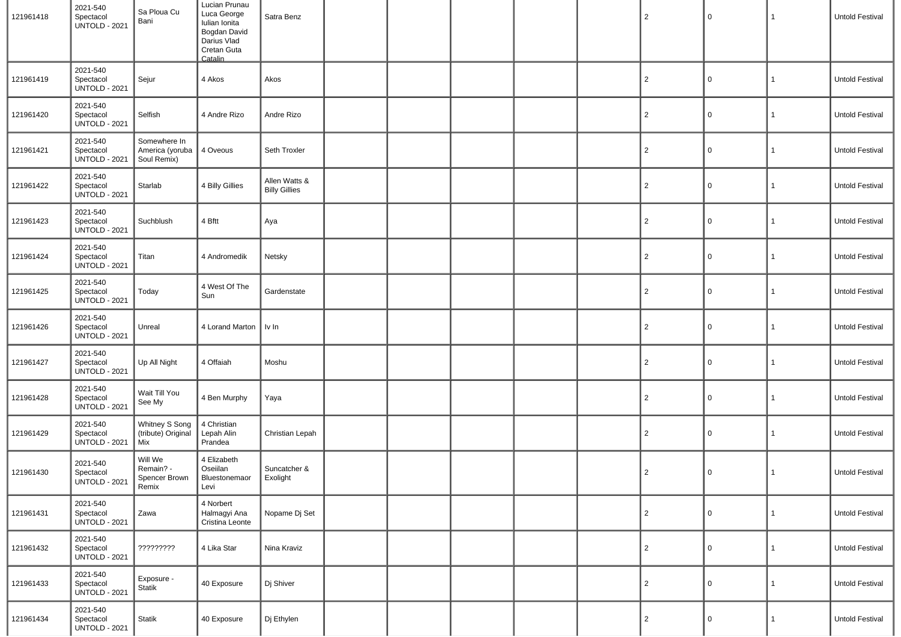| | | | | | | | | | | | | | |
|---|---|---|---|---|---|---|---|---|---|---|---|---|---|
| 121961418 | 2021-540 Spectacol UNTOLD - 2021 | Sa Ploua Cu Bani | Lucian Prunau Luca George Iulian Ionita Bogdan David Darius Vlad Cretan Guta Catalin | Satra Benz | | | | | | 2 | 0 | 1 | Untold Festival |
| 121961419 | 2021-540 Spectacol UNTOLD - 2021 | Sejur | 4 Akos | Akos | | | | | | 2 | 0 | 1 | Untold Festival |
| 121961420 | 2021-540 Spectacol UNTOLD - 2021 | Selfish | 4 Andre Rizo | Andre Rizo | | | | | | 2 | 0 | 1 | Untold Festival |
| 121961421 | 2021-540 Spectacol UNTOLD - 2021 | Somewhere In America (yoruba Soul Remix) | 4 Oveous | Seth Troxler | | | | | | 2 | 0 | 1 | Untold Festival |
| 121961422 | 2021-540 Spectacol UNTOLD - 2021 | Starlab | 4 Billy Gillies | Allen Watts & Billy Gillies | | | | | | 2 | 0 | 1 | Untold Festival |
| 121961423 | 2021-540 Spectacol UNTOLD - 2021 | Suchblush | 4 Bftt | Aya | | | | | | 2 | 0 | 1 | Untold Festival |
| 121961424 | 2021-540 Spectacol UNTOLD - 2021 | Titan | 4 Andromedik | Netsky | | | | | | 2 | 0 | 1 | Untold Festival |
| 121961425 | 2021-540 Spectacol UNTOLD - 2021 | Today | 4 West Of The Sun | Gardenstate | | | | | | 2 | 0 | 1 | Untold Festival |
| 121961426 | 2021-540 Spectacol UNTOLD - 2021 | Unreal | 4 Lorand Marton | Iv In | | | | | | 2 | 0 | 1 | Untold Festival |
| 121961427 | 2021-540 Spectacol UNTOLD - 2021 | Up All Night | 4 Offaiah | Moshu | | | | | | 2 | 0 | 1 | Untold Festival |
| 121961428 | 2021-540 Spectacol UNTOLD - 2021 | Wait Till You See My | 4 Ben Murphy | Yaya | | | | | | 2 | 0 | 1 | Untold Festival |
| 121961429 | 2021-540 Spectacol UNTOLD - 2021 | Whitney S Song (tribute) Original Mix | 4 Christian Lepah Alin Prandea | Christian Lepah | | | | | | 2 | 0 | 1 | Untold Festival |
| 121961430 | 2021-540 Spectacol UNTOLD - 2021 | Will We Remain? - Spencer Brown Remix | 4 Elizabeth Oseiilan Bluestonemaor Levi | Suncatcher & Exolight | | | | | | 2 | 0 | 1 | Untold Festival |
| 121961431 | 2021-540 Spectacol UNTOLD - 2021 | Zawa | 4 Norbert Halmagyi Ana Cristina Leonte | Nopame Dj Set | | | | | | 2 | 0 | 1 | Untold Festival |
| 121961432 | 2021-540 Spectacol UNTOLD - 2021 | ????????? | 4 Lika Star | Nina Kraviz | | | | | | 2 | 0 | 1 | Untold Festival |
| 121961433 | 2021-540 Spectacol UNTOLD - 2021 | Exposure - Statik | 40 Exposure | Dj Shiver | | | | | | 2 | 0 | 1 | Untold Festival |
| 121961434 | 2021-540 Spectacol UNTOLD - 2021 | Statik | 40 Exposure | Dj Ethylen | | | | | | 2 | 0 | 1 | Untold Festival |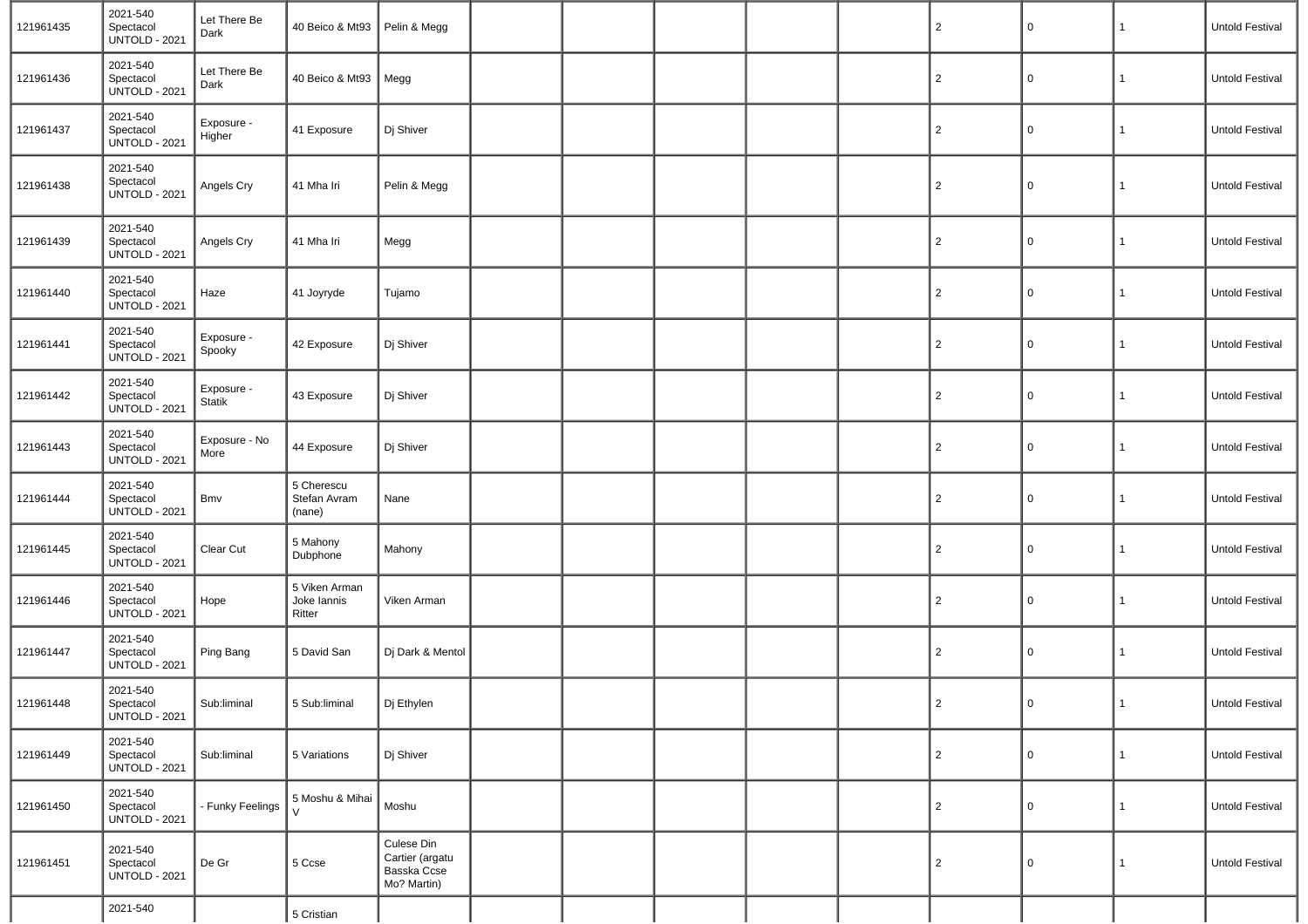| 121961435 | 2021-540 Spectacol UNTOLD - 2021 | Let There Be Dark | 40 Beico & Mt93 | Pelin & Megg | | | | | | 2 | 0 | 1 | Untold Festival |
|---|---|---|---|---|---|---|---|---|---|---|---|---|---|
| 121961436 | 2021-540 Spectacol UNTOLD - 2021 | Let There Be Dark | 40 Beico & Mt93 | Megg | | | | | | 2 | 0 | 1 | Untold Festival |
| 121961437 | 2021-540 Spectacol UNTOLD - 2021 | Exposure - Higher | 41 Exposure | Dj Shiver | | | | | | 2 | 0 | 1 | Untold Festival |
| 121961438 | 2021-540 Spectacol UNTOLD - 2021 | Angels Cry | 41 Mha Iri | Pelin & Megg | | | | | | 2 | 0 | 1 | Untold Festival |
| 121961439 | 2021-540 Spectacol UNTOLD - 2021 | Angels Cry | 41 Mha Iri | Megg | | | | | | 2 | 0 | 1 | Untold Festival |
| 121961440 | 2021-540 Spectacol UNTOLD - 2021 | Haze | 41 Joyryde | Tujamo | | | | | | 2 | 0 | 1 | Untold Festival |
| 121961441 | 2021-540 Spectacol UNTOLD - 2021 | Exposure - Spooky | 42 Exposure | Dj Shiver | | | | | | 2 | 0 | 1 | Untold Festival |
| 121961442 | 2021-540 Spectacol UNTOLD - 2021 | Exposure - Statik | 43 Exposure | Dj Shiver | | | | | | 2 | 0 | 1 | Untold Festival |
| 121961443 | 2021-540 Spectacol UNTOLD - 2021 | Exposure - No More | 44 Exposure | Dj Shiver | | | | | | 2 | 0 | 1 | Untold Festival |
| 121961444 | 2021-540 Spectacol UNTOLD - 2021 | Bmv | 5 Cherescu Stefan Avram (nane) | Nane | | | | | | 2 | 0 | 1 | Untold Festival |
| 121961445 | 2021-540 Spectacol UNTOLD - 2021 | Clear Cut | 5 Mahony Dubphone | Mahony | | | | | | 2 | 0 | 1 | Untold Festival |
| 121961446 | 2021-540 Spectacol UNTOLD - 2021 | Hope | 5 Viken Arman Joke Iannis Ritter | Viken Arman | | | | | | 2 | 0 | 1 | Untold Festival |
| 121961447 | 2021-540 Spectacol UNTOLD - 2021 | Ping Bang | 5 David San | Dj Dark & Mentol | | | | | | 2 | 0 | 1 | Untold Festival |
| 121961448 | 2021-540 Spectacol UNTOLD - 2021 | Sub:liminal | 5 Sub:liminal | Dj Ethylen | | | | | | 2 | 0 | 1 | Untold Festival |
| 121961449 | 2021-540 Spectacol UNTOLD - 2021 | Sub:liminal | 5 Variations | Dj Shiver | | | | | | 2 | 0 | 1 | Untold Festival |
| 121961450 | 2021-540 Spectacol UNTOLD - 2021 | - Funky Feelings | 5 Moshu & Mihai V | Moshu | | | | | | 2 | 0 | 1 | Untold Festival |
| 121961451 | 2021-540 Spectacol UNTOLD - 2021 | De Gr | 5 Ccse | Culese Din Cartier (argatu Basska Ccse Mo? Martin) | | | | | | 2 | 0 | 1 | Untold Festival |
| | 2021-540 | | 5 Cristian | | | | | | | | | | |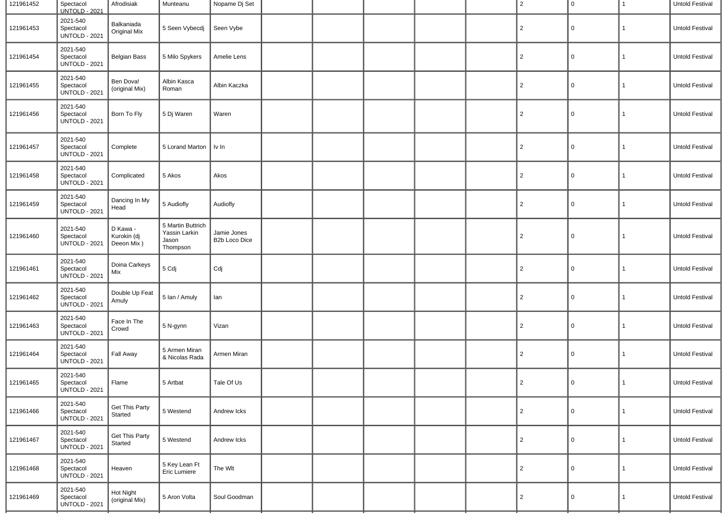| 121961452 | Spectacol UNTOLD - 2021 | Afrodisiak | Munteanu | Nopame Dj Set | | | | | | 2 | 0 | 1 | Untold Festival |
|---|---|---|---|---|---|---|---|---|---|---|---|---|---|
| 121961453 | 2021-540 Spectacol UNTOLD - 2021 | Balkaniada Original Mix | 5 Seen Vybecdj | Seen Vybe | | | | | | 2 | 0 | 1 | Untold Festival |
| 121961454 | 2021-540 Spectacol UNTOLD - 2021 | Belgian Bass | 5 Milo Spykers | Amelie Lens | | | | | | 2 | 0 | 1 | Untold Festival |
| 121961455 | 2021-540 Spectacol UNTOLD - 2021 | Ben Dova! (original Mix) | Albin Kasca Roman | Albin Kaczka | | | | | | 2 | 0 | 1 | Untold Festival |
| 121961456 | 2021-540 Spectacol UNTOLD - 2021 | Born To Fly | 5 Dj Waren | Waren | | | | | | 2 | 0 | 1 | Untold Festival |
| 121961457 | 2021-540 Spectacol UNTOLD - 2021 | Complete | 5 Lorand Marton | Iv In | | | | | | 2 | 0 | 1 | Untold Festival |
| 121961458 | 2021-540 Spectacol UNTOLD - 2021 | Complicated | 5 Akos | Akos | | | | | | 2 | 0 | 1 | Untold Festival |
| 121961459 | 2021-540 Spectacol UNTOLD - 2021 | Dancing In My Head | 5 Audiofly | Audiofly | | | | | | 2 | 0 | 1 | Untold Festival |
| 121961460 | 2021-540 Spectacol UNTOLD - 2021 | D Kawa - Kurokin (dj Deeon Mix ) | 5 Martin Buttrich Yassin Larkin Jason Thompson | Jamie Jones B2b Loco Dice | | | | | | 2 | 0 | 1 | Untold Festival |
| 121961461 | 2021-540 Spectacol UNTOLD - 2021 | Doina Carkeys Mix | 5 Cdj | Cdj | | | | | | 2 | 0 | 1 | Untold Festival |
| 121961462 | 2021-540 Spectacol UNTOLD - 2021 | Double Up Feat Amuly | 5 Ian / Amuly | Ian | | | | | | 2 | 0 | 1 | Untold Festival |
| 121961463 | 2021-540 Spectacol UNTOLD - 2021 | Face In The Crowd | 5 N-gynn | Vizan | | | | | | 2 | 0 | 1 | Untold Festival |
| 121961464 | 2021-540 Spectacol UNTOLD - 2021 | Fall Away | 5 Armen Miran & Nicolas Rada | Armen Miran | | | | | | 2 | 0 | 1 | Untold Festival |
| 121961465 | 2021-540 Spectacol UNTOLD - 2021 | Flame | 5 Artbat | Tale Of Us | | | | | | 2 | 0 | 1 | Untold Festival |
| 121961466 | 2021-540 Spectacol UNTOLD - 2021 | Get This Party Started | 5 Westend | Andrew Icks | | | | | | 2 | 0 | 1 | Untold Festival |
| 121961467 | 2021-540 Spectacol UNTOLD - 2021 | Get This Party Started | 5 Westend | Andrew Icks | | | | | | 2 | 0 | 1 | Untold Festival |
| 121961468 | 2021-540 Spectacol UNTOLD - 2021 | Heaven | 5 Key Lean Ft Eric Lumiere | The Wlt | | | | | | 2 | 0 | 1 | Untold Festival |
| 121961469 | 2021-540 Spectacol UNTOLD - 2021 | Hot Night (original Mix) | 5 Aron Volta | Soul Goodman | | | | | | 2 | 0 | 1 | Untold Festival |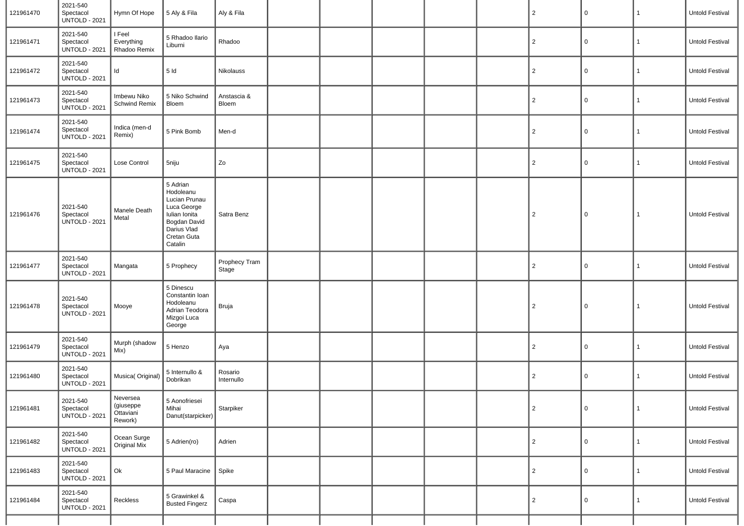| | | | | | | | | | | | | | |
|---|---|---|---|---|---|---|---|---|---|---|---|---|---|
| 121961470 | 2021-540 Spectacol UNTOLD - 2021 | Hymn Of Hope | 5 Aly & Fila | Aly & Fila | | | | | | 2 | 0 | 1 | Untold Festival |
| 121961471 | 2021-540 Spectacol UNTOLD - 2021 | I Feel Everything Rhadoo Remix | 5 Rhadoo Ilario Liburni | Rhadoo | | | | | | 2 | 0 | 1 | Untold Festival |
| 121961472 | 2021-540 Spectacol UNTOLD - 2021 | Id | 5 Id | Nikolauss | | | | | | 2 | 0 | 1 | Untold Festival |
| 121961473 | 2021-540 Spectacol UNTOLD - 2021 | Imbewu Niko Schwind Remix | 5 Niko Schwind Bloem | Anstascia & Bloem | | | | | | 2 | 0 | 1 | Untold Festival |
| 121961474 | 2021-540 Spectacol UNTOLD - 2021 | Indica (men-d Remix) | 5 Pink Bomb | Men-d | | | | | | 2 | 0 | 1 | Untold Festival |
| 121961475 | 2021-540 Spectacol UNTOLD - 2021 | Lose Control | 5niju | Zo | | | | | | 2 | 0 | 1 | Untold Festival |
| 121961476 | 2021-540 Spectacol UNTOLD - 2021 | Manele Death Metal | 5 Adrian Hodoleanu Lucian Prunau Luca George Iulian Ionita Bogdan David Darius Vlad Cretan Guta Catalin | Satra Benz | | | | | | 2 | 0 | 1 | Untold Festival |
| 121961477 | 2021-540 Spectacol UNTOLD - 2021 | Mangata | 5 Prophecy | Prophecy Tram Stage | | | | | | 2 | 0 | 1 | Untold Festival |
| 121961478 | 2021-540 Spectacol UNTOLD - 2021 | Mooye | 5 Dinescu Constantin Ioan Hodoleanu Adrian Teodora Mizgoi Luca George | Bruja | | | | | | 2 | 0 | 1 | Untold Festival |
| 121961479 | 2021-540 Spectacol UNTOLD - 2021 | Murph (shadow Mix) | 5 Henzo | Aya | | | | | | 2 | 0 | 1 | Untold Festival |
| 121961480 | 2021-540 Spectacol UNTOLD - 2021 | Musica( Original) | 5 Internullo & Dobrikan | Rosario Internullo | | | | | | 2 | 0 | 1 | Untold Festival |
| 121961481 | 2021-540 Spectacol UNTOLD - 2021 | Neversea (giuseppe Ottaviani Rework) | 5 Aonofriesei Mihai Danut(starpicker) | Starpiker | | | | | | 2 | 0 | 1 | Untold Festival |
| 121961482 | 2021-540 Spectacol UNTOLD - 2021 | Ocean Surge Original Mix | 5 Adrien(ro) | Adrien | | | | | | 2 | 0 | 1 | Untold Festival |
| 121961483 | 2021-540 Spectacol UNTOLD - 2021 | Ok | 5 Paul Maracine | Spike | | | | | | 2 | 0 | 1 | Untold Festival |
| 121961484 | 2021-540 Spectacol UNTOLD - 2021 | Reckless | 5 Grawinkel & Busted Fingerz | Caspa | | | | | | 2 | 0 | 1 | Untold Festival |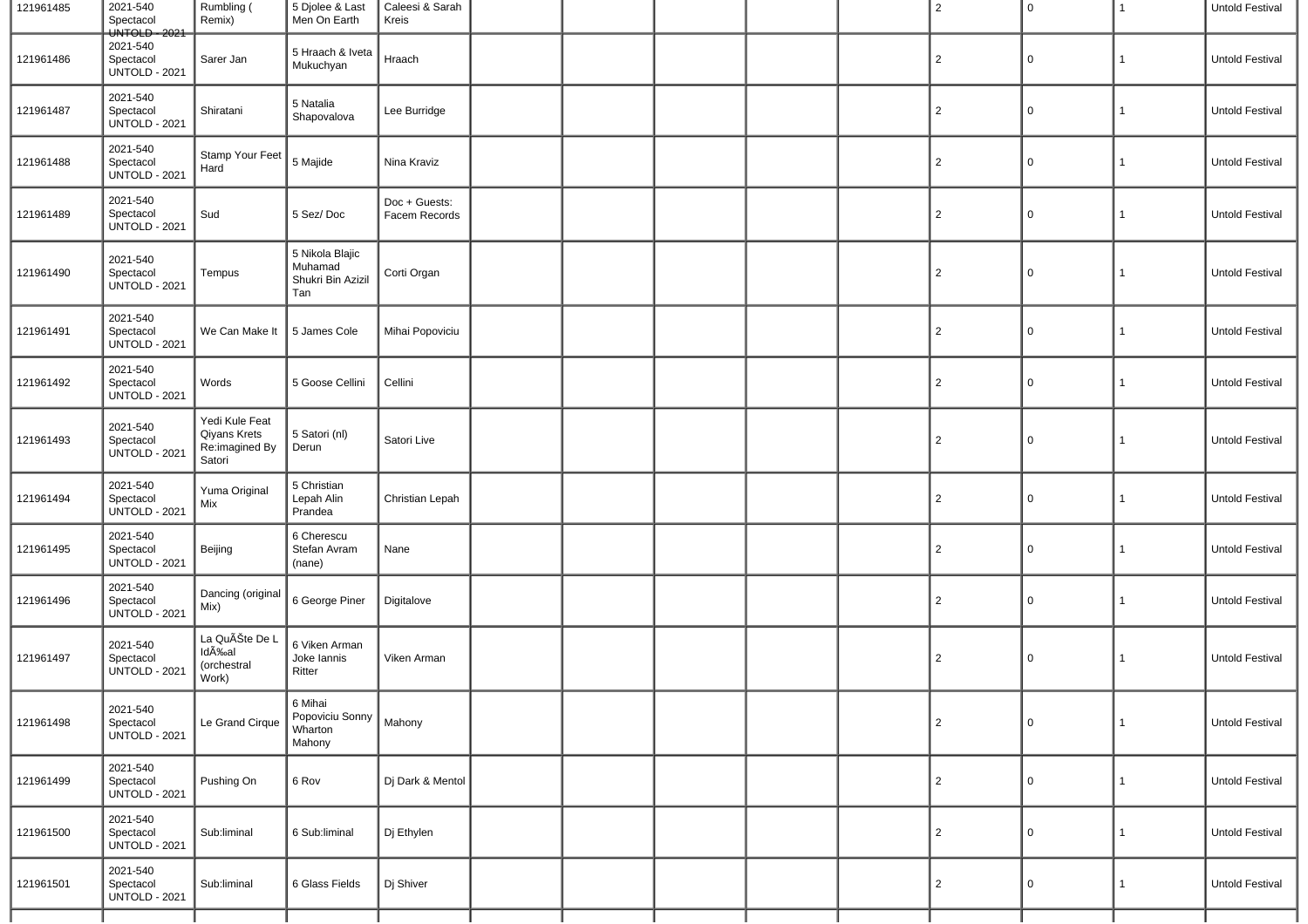| 121961485 | 2021-540 Spectacol UNTOLD - 2021 | Rumbling ( Remix) | 5 Djolee & Last Men On Earth | Caleesi & Sarah Kreis | | | | | | 2 | 0 | 1 | Untold Festival |
|---|---|---|---|---|---|---|---|---|---|---|---|---|---|
| 121961486 | 2021-540 Spectacol UNTOLD - 2021 | Sarer Jan | 5 Hraach & Iveta Mukuchyan | Hraach | | | | | | 2 | 0 | 1 | Untold Festival |
| 121961487 | 2021-540 Spectacol UNTOLD - 2021 | Shiratani | 5 Natalia Shapovalova | Lee Burridge | | | | | | 2 | 0 | 1 | Untold Festival |
| 121961488 | 2021-540 Spectacol UNTOLD - 2021 | Stamp Your Feet Hard | 5 Majide | Nina Kraviz | | | | | | 2 | 0 | 1 | Untold Festival |
| 121961489 | 2021-540 Spectacol UNTOLD - 2021 | Sud | 5 Sez/ Doc | Doc + Guests: Facem Records | | | | | | 2 | 0 | 1 | Untold Festival |
| 121961490 | 2021-540 Spectacol UNTOLD - 2021 | Tempus | 5 Nikola Blajic Muhamad Shukri Bin Azizil Tan | Corti Organ | | | | | | 2 | 0 | 1 | Untold Festival |
| 121961491 | 2021-540 Spectacol UNTOLD - 2021 | We Can Make It | 5 James Cole | Mihai Popoviciu | | | | | | 2 | 0 | 1 | Untold Festival |
| 121961492 | 2021-540 Spectacol UNTOLD - 2021 | Words | 5 Goose Cellini | Cellini | | | | | | 2 | 0 | 1 | Untold Festival |
| 121961493 | 2021-540 Spectacol UNTOLD - 2021 | Yedi Kule Feat Qiyans Krets Re:imagined By Satori | 5 Satori (nl) Derun | Satori Live | | | | | | 2 | 0 | 1 | Untold Festival |
| 121961494 | 2021-540 Spectacol UNTOLD - 2021 | Yuma Original Mix | 5 Christian Lepah Alin Prandea | Christian Lepah | | | | | | 2 | 0 | 1 | Untold Festival |
| 121961495 | 2021-540 Spectacol UNTOLD - 2021 | Beijing | 6 Cherescu Stefan Avram (nane) | Nane | | | | | | 2 | 0 | 1 | Untold Festival |
| 121961496 | 2021-540 Spectacol UNTOLD - 2021 | Dancing (original Mix) | 6 George Piner | Digitalove | | | | | | 2 | 0 | 1 | Untold Festival |
| 121961497 | 2021-540 Spectacol UNTOLD - 2021 | La QuÃŠte De L IdÃ‰al (orchestral Work) | 6 Viken Arman Joke Iannis Ritter | Viken Arman | | | | | | 2 | 0 | 1 | Untold Festival |
| 121961498 | 2021-540 Spectacol UNTOLD - 2021 | Le Grand Cirque | 6 Mihai Popoviciu Sonny Wharton Mahony | Mahony | | | | | | 2 | 0 | 1 | Untold Festival |
| 121961499 | 2021-540 Spectacol UNTOLD - 2021 | Pushing On | 6 Rov | Dj Dark & Mentol | | | | | | 2 | 0 | 1 | Untold Festival |
| 121961500 | 2021-540 Spectacol UNTOLD - 2021 | Sub:liminal | 6 Sub:liminal | Dj Ethylen | | | | | | 2 | 0 | 1 | Untold Festival |
| 121961501 | 2021-540 Spectacol UNTOLD - 2021 | Sub:liminal | 6 Glass Fields | Dj Shiver | | | | | | 2 | 0 | 1 | Untold Festival |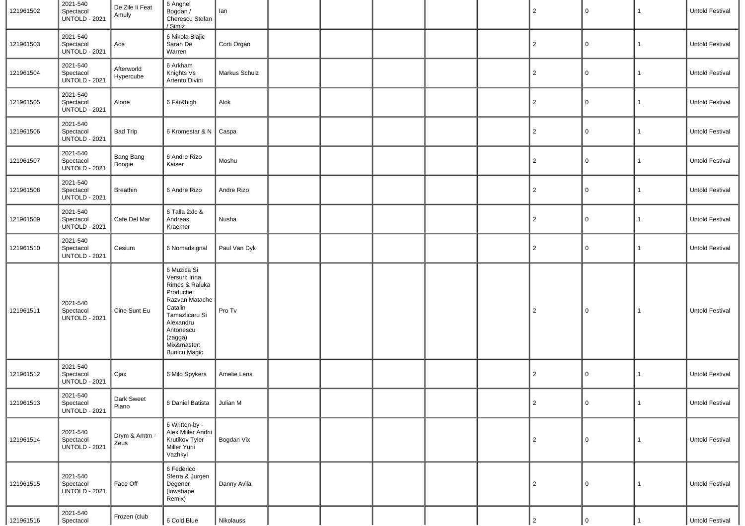| | | | | | | | | | | | | | |
|---|---|---|---|---|---|---|---|---|---|---|---|---|---|
| 121961502 | 2021-540 Spectacol UNTOLD - 2021 | De Zile Ii Feat Amuly | 6 Anghel Bogdan / Cherescu Stefan / Simiz | Ian | | | | | | 2 | 0 | 1 | Untold Festival |
| 121961503 | 2021-540 Spectacol UNTOLD - 2021 | Ace | 6 Nikola Blajic Sarah De Warren | Corti Organ | | | | | | 2 | 0 | 1 | Untold Festival |
| 121961504 | 2021-540 Spectacol UNTOLD - 2021 | Afterworld Hypercube | 6 Arkham Knights Vs Artento Divini | Markus Schulz | | | | | | 2 | 0 | 1 | Untold Festival |
| 121961505 | 2021-540 Spectacol UNTOLD - 2021 | Alone | 6 Far&high | Alok | | | | | | 2 | 0 | 1 | Untold Festival |
| 121961506 | 2021-540 Spectacol UNTOLD - 2021 | Bad Trip | 6 Kromestar & N | Caspa | | | | | | 2 | 0 | 1 | Untold Festival |
| 121961507 | 2021-540 Spectacol UNTOLD - 2021 | Bang Bang Boogie | 6 Andre Rizo Kaiser | Moshu | | | | | | 2 | 0 | 1 | Untold Festival |
| 121961508 | 2021-540 Spectacol UNTOLD - 2021 | Breathin | 6 Andre Rizo | Andre Rizo | | | | | | 2 | 0 | 1 | Untold Festival |
| 121961509 | 2021-540 Spectacol UNTOLD - 2021 | Cafe Del Mar | 6 Talla 2xlc & Andreas Kraemer | Nusha | | | | | | 2 | 0 | 1 | Untold Festival |
| 121961510 | 2021-540 Spectacol UNTOLD - 2021 | Cesium | 6 Nomadsignal | Paul Van Dyk | | | | | | 2 | 0 | 1 | Untold Festival |
| 121961511 | 2021-540 Spectacol UNTOLD - 2021 | Cine Sunt Eu | 6 Muzica Si Versuri: Irina Rimes & Raluka Productie: Razvan Matache Catalin Tamazlicaru Si Alexandru Antonescu (zagga) Mix&master: Bunicu Magic | Pro Tv | | | | | | 2 | 0 | 1 | Untold Festival |
| 121961512 | 2021-540 Spectacol UNTOLD - 2021 | Cjax | 6 Milo Spykers | Amelie Lens | | | | | | 2 | 0 | 1 | Untold Festival |
| 121961513 | 2021-540 Spectacol UNTOLD - 2021 | Dark Sweet Piano | 6 Daniel Batista | Julian M | | | | | | 2 | 0 | 1 | Untold Festival |
| 121961514 | 2021-540 Spectacol UNTOLD - 2021 | Drym & Amtm - Zeus | 6 Written-by - Alex Miller Andrii Krutikov Tyler Miller Yurii Vazhkyi | Bogdan Vix | | | | | | 2 | 0 | 1 | Untold Festival |
| 121961515 | 2021-540 Spectacol UNTOLD - 2021 | Face Off | 6 Federico Sferra & Jurgen Degener (lowshape Remix) | Danny Avila | | | | | | 2 | 0 | 1 | Untold Festival |
| 121961516 | 2021-540 Spectacol | Frozen (club | 6 Cold Blue | Nikolauss | | | | | | 2 | 0 | 1 | Untold Festival |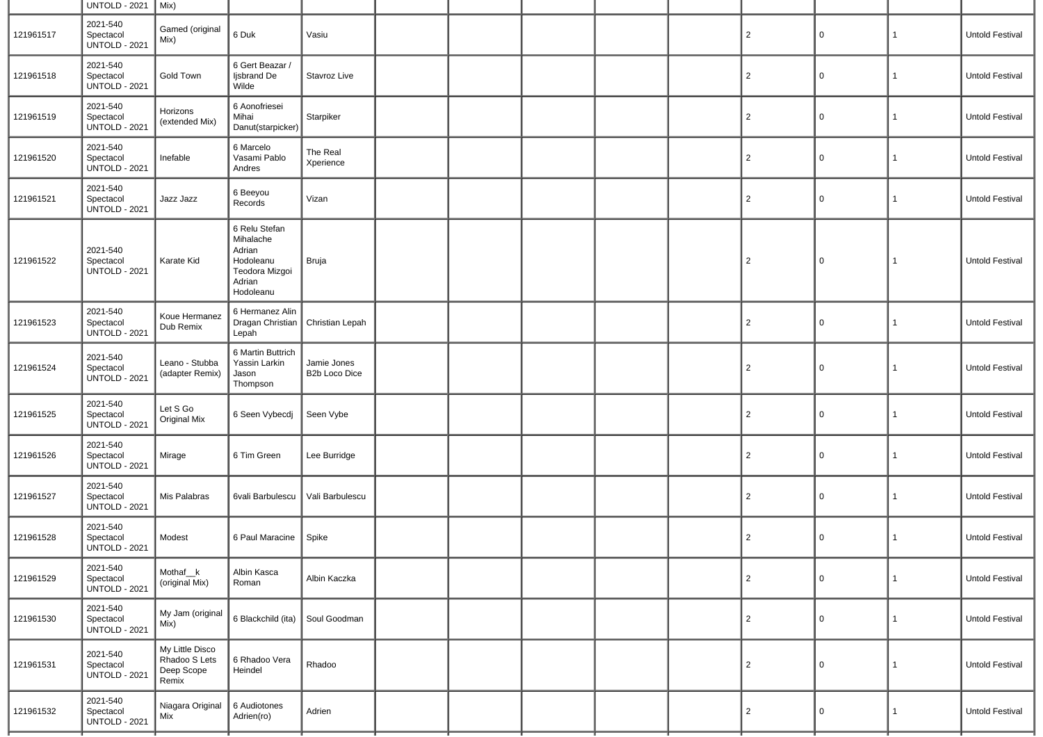| | | | | | | | | | | | | | |
|---|---|---|---|---|---|---|---|---|---|---|---|---|---|
| | UNTOLD - 2021 | Mix) | | | | | | | | | | | |
| 121961517 | 2021-540 Spectacol UNTOLD - 2021 | Gamed (original Mix) | 6 Duk | Vasiu | | | | | | 2 | 0 | 1 | Untold Festival |
| 121961518 | 2021-540 Spectacol UNTOLD - 2021 | Gold Town | 6 Gert Beazar / Ijsbrand De Wilde | Stavroz Live | | | | | | 2 | 0 | 1 | Untold Festival |
| 121961519 | 2021-540 Spectacol UNTOLD - 2021 | Horizons (extended Mix) | 6 Aonofriesei Mihai Danut(starpicker) | Starpiker | | | | | | 2 | 0 | 1 | Untold Festival |
| 121961520 | 2021-540 Spectacol UNTOLD - 2021 | Inefable | 6 Marcelo Vasami Pablo Andres | The Real Xperience | | | | | | 2 | 0 | 1 | Untold Festival |
| 121961521 | 2021-540 Spectacol UNTOLD - 2021 | Jazz Jazz | 6 Beeyou Records | Vizan | | | | | | 2 | 0 | 1 | Untold Festival |
| 121961522 | 2021-540 Spectacol UNTOLD - 2021 | Karate Kid | 6 Relu Stefan Mihalache Adrian Hodoleanu Teodora Mizgoi Adrian Hodoleanu | Bruja | | | | | | 2 | 0 | 1 | Untold Festival |
| 121961523 | 2021-540 Spectacol UNTOLD - 2021 | Koue Hermanez Dub Remix | 6 Hermanez Alin Dragan Christian Lepah | Christian Lepah | | | | | | 2 | 0 | 1 | Untold Festival |
| 121961524 | 2021-540 Spectacol UNTOLD - 2021 | Leano - Stubba (adapter Remix) | 6 Martin Buttrich Yassin Larkin Jason Thompson | Jamie Jones B2b Loco Dice | | | | | | 2 | 0 | 1 | Untold Festival |
| 121961525 | 2021-540 Spectacol UNTOLD - 2021 | Let S Go Original Mix | 6 Seen Vybecdj | Seen Vybe | | | | | | 2 | 0 | 1 | Untold Festival |
| 121961526 | 2021-540 Spectacol UNTOLD - 2021 | Mirage | 6 Tim Green | Lee Burridge | | | | | | 2 | 0 | 1 | Untold Festival |
| 121961527 | 2021-540 Spectacol UNTOLD - 2021 | Mis Palabras | 6vali Barbulescu | Vali Barbulescu | | | | | | 2 | 0 | 1 | Untold Festival |
| 121961528 | 2021-540 Spectacol UNTOLD - 2021 | Modest | 6 Paul Maracine | Spike | | | | | | 2 | 0 | 1 | Untold Festival |
| 121961529 | 2021-540 Spectacol UNTOLD - 2021 | Mothaf__k (original Mix) | Albin Kasca Roman | Albin Kaczka | | | | | | 2 | 0 | 1 | Untold Festival |
| 121961530 | 2021-540 Spectacol UNTOLD - 2021 | My Jam (original Mix) | 6 Blackchild (ita) | Soul Goodman | | | | | | 2 | 0 | 1 | Untold Festival |
| 121961531 | 2021-540 Spectacol UNTOLD - 2021 | My Little Disco Rhadoo S Lets Deep Scope Remix | 6 Rhadoo Vera Heindel | Rhadoo | | | | | | 2 | 0 | 1 | Untold Festival |
| 121961532 | 2021-540 Spectacol UNTOLD - 2021 | Niagara Original Mix | 6 Audiotones Adrien(ro) | Adrien | | | | | | 2 | 0 | 1 | Untold Festival |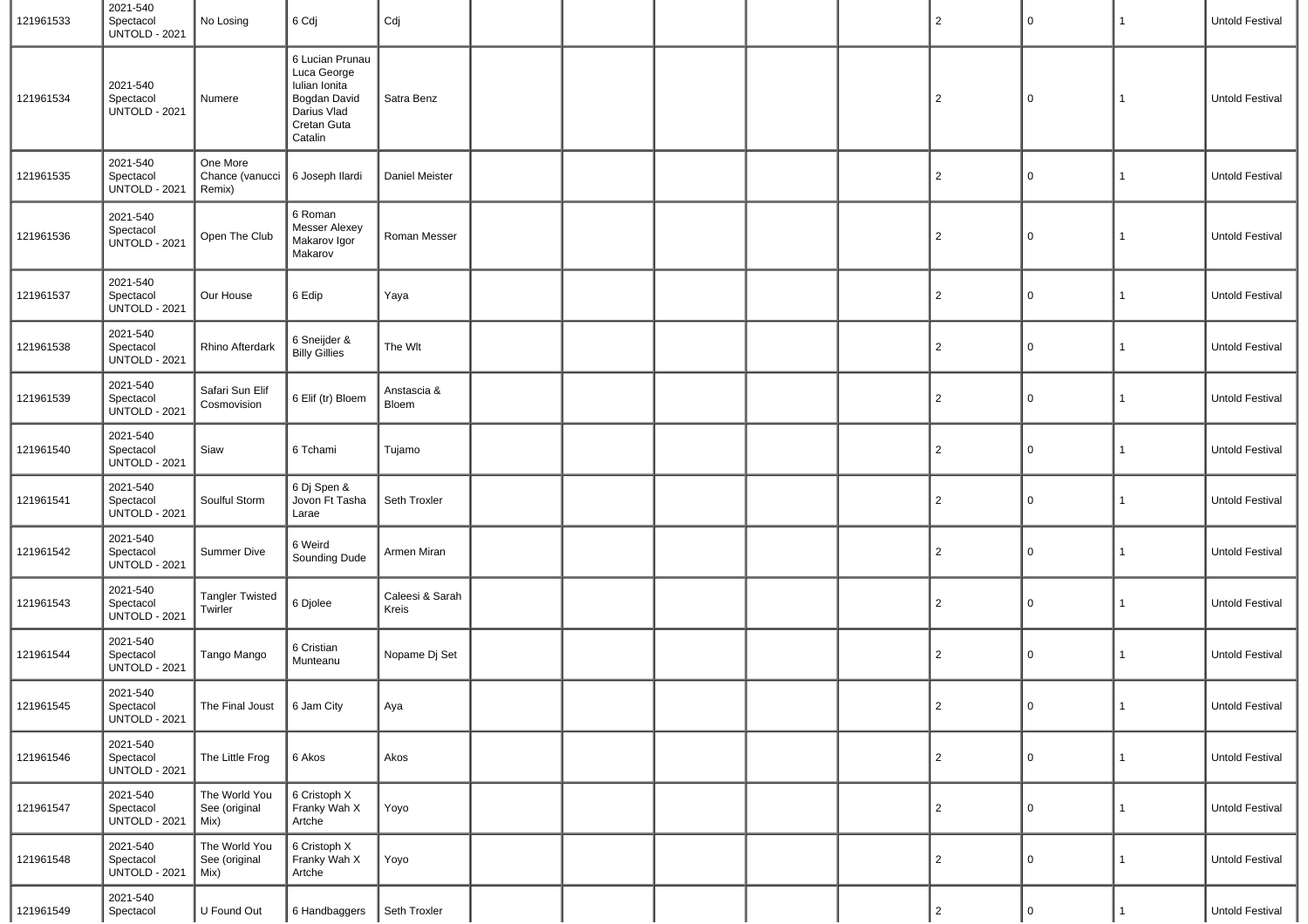| | | | | | | | | | | | | | |
|---|---|---|---|---|---|---|---|---|---|---|---|---|---|
| 121961533 | 2021-540 Spectacol UNTOLD - 2021 | No Losing | 6 Cdj | Cdj | | | | | | 2 | 0 | 1 | Untold Festival |
| 121961534 | 2021-540 Spectacol UNTOLD - 2021 | Numere | 6 Lucian Prunau Luca George Iulian Ionita Bogdan David Darius Vlad Cretan Guta Catalin | Satra Benz | | | | | | 2 | 0 | 1 | Untold Festival |
| 121961535 | 2021-540 Spectacol UNTOLD - 2021 | One More Chance (vanucci Remix) | 6 Joseph Ilardi | Daniel Meister | | | | | | 2 | 0 | 1 | Untold Festival |
| 121961536 | 2021-540 Spectacol UNTOLD - 2021 | Open The Club | 6 Roman Messer Alexey Makarov Igor Makarov | Roman Messer | | | | | | 2 | 0 | 1 | Untold Festival |
| 121961537 | 2021-540 Spectacol UNTOLD - 2021 | Our House | 6 Edip | Yaya | | | | | | 2 | 0 | 1 | Untold Festival |
| 121961538 | 2021-540 Spectacol UNTOLD - 2021 | Rhino Afterdark | 6 Sneijder & Billy Gillies | The Wlt | | | | | | 2 | 0 | 1 | Untold Festival |
| 121961539 | 2021-540 Spectacol UNTOLD - 2021 | Safari Sun Elif Cosmovision | 6 Elif (tr) Bloem | Anstascia & Bloem | | | | | | 2 | 0 | 1 | Untold Festival |
| 121961540 | 2021-540 Spectacol UNTOLD - 2021 | Siaw | 6 Tchami | Tujamo | | | | | | 2 | 0 | 1 | Untold Festival |
| 121961541 | 2021-540 Spectacol UNTOLD - 2021 | Soulful Storm | 6 Dj Spen & Jovon Ft Tasha Larae | Seth Troxler | | | | | | 2 | 0 | 1 | Untold Festival |
| 121961542 | 2021-540 Spectacol UNTOLD - 2021 | Summer Dive | 6 Weird Sounding Dude | Armen Miran | | | | | | 2 | 0 | 1 | Untold Festival |
| 121961543 | 2021-540 Spectacol UNTOLD - 2021 | Tangler Twisted Twirler | 6 Djolee | Caleesi & Sarah Kreis | | | | | | 2 | 0 | 1 | Untold Festival |
| 121961544 | 2021-540 Spectacol UNTOLD - 2021 | Tango Mango | 6 Cristian Munteanu | Nopame Dj Set | | | | | | 2 | 0 | 1 | Untold Festival |
| 121961545 | 2021-540 Spectacol UNTOLD - 2021 | The Final Joust | 6 Jam City | Aya | | | | | | 2 | 0 | 1 | Untold Festival |
| 121961546 | 2021-540 Spectacol UNTOLD - 2021 | The Little Frog | 6 Akos | Akos | | | | | | 2 | 0 | 1 | Untold Festival |
| 121961547 | 2021-540 Spectacol UNTOLD - 2021 | The World You See (original Mix) | 6 Cristoph X Franky Wah X Artche | Yoyo | | | | | | 2 | 0 | 1 | Untold Festival |
| 121961548 | 2021-540 Spectacol UNTOLD - 2021 | The World You See (original Mix) | 6 Cristoph X Franky Wah X Artche | Yoyo | | | | | | 2 | 0 | 1 | Untold Festival |
| 121961549 | 2021-540 Spectacol | U Found Out | 6 Handbaggers | Seth Troxler | | | | | | 2 | 0 | 1 | Untold Festival |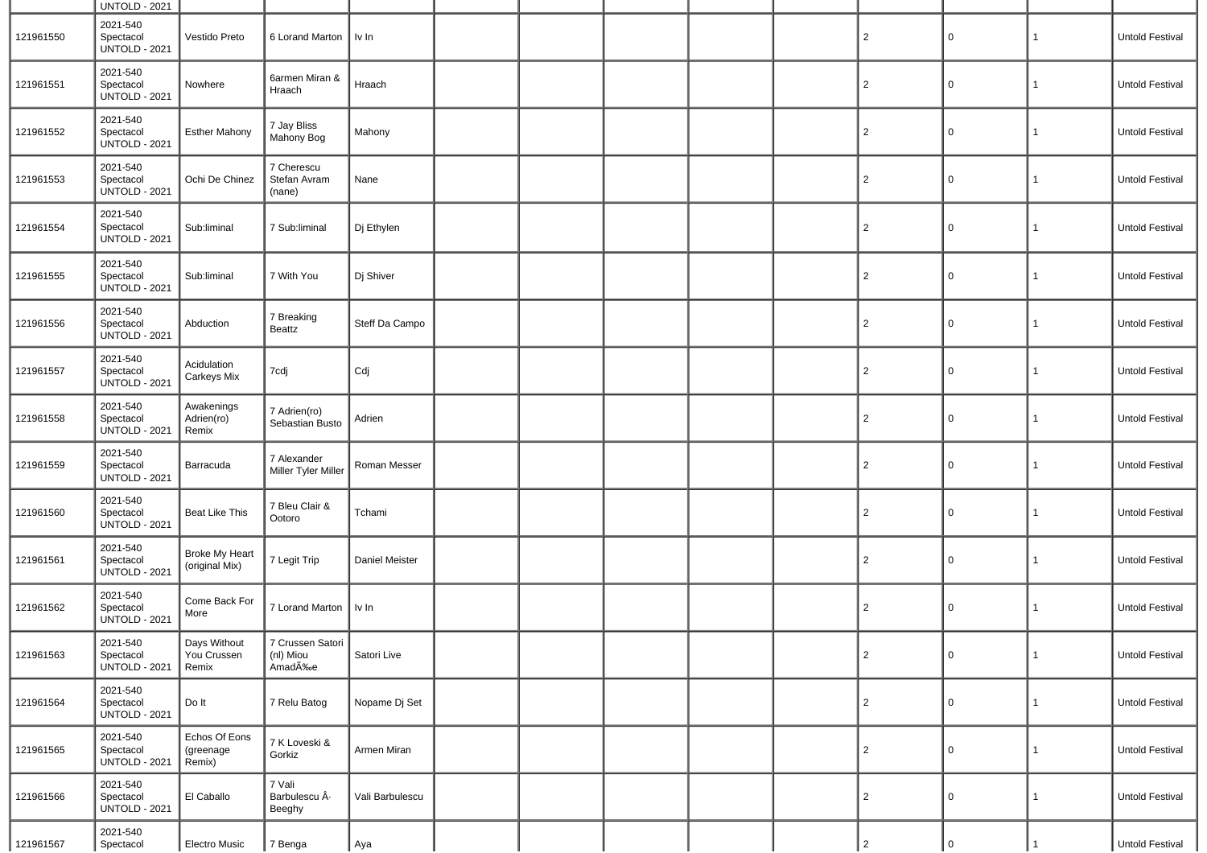| | UNTOLD - 2021 | | | | | | | | | | | | |
|---|---|---|---|---|---|---|---|---|---|---|---|---|---|
| 121961550 | 2021-540 Spectacol UNTOLD - 2021 | Vestido Preto | 6 Lorand Marton | Iv In | | | | | | 2 | 0 | 1 | Untold Festival |
| 121961551 | 2021-540 Spectacol UNTOLD - 2021 | Nowhere | 6armen Miran & Hraach | Hraach | | | | | | 2 | 0 | 1 | Untold Festival |
| 121961552 | 2021-540 Spectacol UNTOLD - 2021 | Esther Mahony | 7 Jay Bliss Mahony Bog | Mahony | | | | | | 2 | 0 | 1 | Untold Festival |
| 121961553 | 2021-540 Spectacol UNTOLD - 2021 | Ochi De Chinez | 7 Cherescu Stefan Avram (nane) | Nane | | | | | | 2 | 0 | 1 | Untold Festival |
| 121961554 | 2021-540 Spectacol UNTOLD - 2021 | Sub:liminal | 7 Sub:liminal | Dj Ethylen | | | | | | 2 | 0 | 1 | Untold Festival |
| 121961555 | 2021-540 Spectacol UNTOLD - 2021 | Sub:liminal | 7 With You | Dj Shiver | | | | | | 2 | 0 | 1 | Untold Festival |
| 121961556 | 2021-540 Spectacol UNTOLD - 2021 | Abduction | 7 Breaking Beattz | Steff Da Campo | | | | | | 2 | 0 | 1 | Untold Festival |
| 121961557 | 2021-540 Spectacol UNTOLD - 2021 | Acidulation Carkeys Mix | 7cdj | Cdj | | | | | | 2 | 0 | 1 | Untold Festival |
| 121961558 | 2021-540 Spectacol UNTOLD - 2021 | Awakenings Adrien(ro) Remix | 7 Adrien(ro) Sebastian Busto | Adrien | | | | | | 2 | 0 | 1 | Untold Festival |
| 121961559 | 2021-540 Spectacol UNTOLD - 2021 | Barracuda | 7 Alexander Miller Tyler Miller | Roman Messer | | | | | | 2 | 0 | 1 | Untold Festival |
| 121961560 | 2021-540 Spectacol UNTOLD - 2021 | Beat Like This | 7 Bleu Clair & Ootoro | Tchami | | | | | | 2 | 0 | 1 | Untold Festival |
| 121961561 | 2021-540 Spectacol UNTOLD - 2021 | Broke My Heart (original Mix) | 7 Legit Trip | Daniel Meister | | | | | | 2 | 0 | 1 | Untold Festival |
| 121961562 | 2021-540 Spectacol UNTOLD - 2021 | Come Back For More | 7 Lorand Marton | Iv In | | | | | | 2 | 0 | 1 | Untold Festival |
| 121961563 | 2021-540 Spectacol UNTOLD - 2021 | Days Without You Crussen Remix | 7 Crussen Satori (nl) Miou AmadÃ‰e | Satori Live | | | | | | 2 | 0 | 1 | Untold Festival |
| 121961564 | 2021-540 Spectacol UNTOLD - 2021 | Do It | 7 Relu Batog | Nopame Dj Set | | | | | | 2 | 0 | 1 | Untold Festival |
| 121961565 | 2021-540 Spectacol UNTOLD - 2021 | Echos Of Eons (greenage Remix) | 7 K Loveski & Gorkiz | Armen Miran | | | | | | 2 | 0 | 1 | Untold Festival |
| 121961566 | 2021-540 Spectacol UNTOLD - 2021 | El Caballo | 7 Vali Barbulescu Â· Beeghy | Vali Barbulescu | | | | | | 2 | 0 | 1 | Untold Festival |
| 121961567 | 2021-540 Spectacol | Electro Music | 7 Benga | Aya | | | | | | 2 | 0 | 1 | Untold Festival |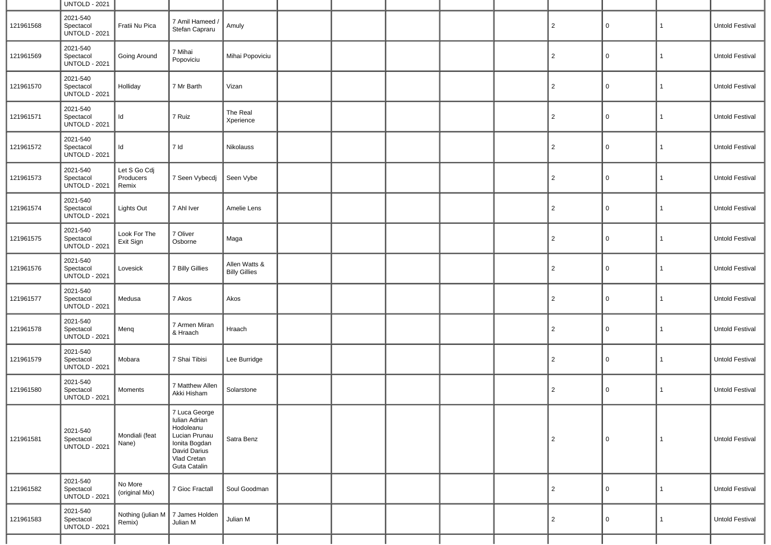| | UNTOLD - 2021 | | | | | | | | | | | | |
|---|---|---|---|---|---|---|---|---|---|---|---|---|---|
| 121961568 | 2021-540 Spectacol UNTOLD - 2021 | Fratii Nu Pica | 7 Amil Hameed / Stefan Capraru | Amuly | | | | | | 2 | 0 | 1 | Untold Festival |
| 121961569 | 2021-540 Spectacol UNTOLD - 2021 | Going Around | 7 Mihai Popoviciu | Mihai Popoviciu | | | | | | 2 | 0 | 1 | Untold Festival |
| 121961570 | 2021-540 Spectacol UNTOLD - 2021 | Holliday | 7 Mr Barth | Vizan | | | | | | 2 | 0 | 1 | Untold Festival |
| 121961571 | 2021-540 Spectacol UNTOLD - 2021 | Id | 7 Ruiz | The Real Xperience | | | | | | 2 | 0 | 1 | Untold Festival |
| 121961572 | 2021-540 Spectacol UNTOLD - 2021 | Id | 7 Id | Nikolauss | | | | | | 2 | 0 | 1 | Untold Festival |
| 121961573 | 2021-540 Spectacol UNTOLD - 2021 | Let S Go Cdj Producers Remix | 7 Seen Vybecdj | Seen Vybe | | | | | | 2 | 0 | 1 | Untold Festival |
| 121961574 | 2021-540 Spectacol UNTOLD - 2021 | Lights Out | 7 Ahl Iver | Amelie Lens | | | | | | 2 | 0 | 1 | Untold Festival |
| 121961575 | 2021-540 Spectacol UNTOLD - 2021 | Look For The Exit Sign | 7 Oliver Osborne | Maga | | | | | | 2 | 0 | 1 | Untold Festival |
| 121961576 | 2021-540 Spectacol UNTOLD - 2021 | Lovesick | 7 Billy Gillies | Allen Watts & Billy Gillies | | | | | | 2 | 0 | 1 | Untold Festival |
| 121961577 | 2021-540 Spectacol UNTOLD - 2021 | Medusa | 7 Akos | Akos | | | | | | 2 | 0 | 1 | Untold Festival |
| 121961578 | 2021-540 Spectacol UNTOLD - 2021 | Menq | 7 Armen Miran & Hraach | Hraach | | | | | | 2 | 0 | 1 | Untold Festival |
| 121961579 | 2021-540 Spectacol UNTOLD - 2021 | Mobara | 7 Shai Tibisi | Lee Burridge | | | | | | 2 | 0 | 1 | Untold Festival |
| 121961580 | 2021-540 Spectacol UNTOLD - 2021 | Moments | 7 Matthew Allen Akki Hisham | Solarstone | | | | | | 2 | 0 | 1 | Untold Festival |
| 121961581 | 2021-540 Spectacol UNTOLD - 2021 | Mondiali (feat Nane) | 7 Luca George Iulian Adrian Hodoleanu Lucian Prunau Ionita Bogdan David Darius Vlad Cretan Guta Catalin | Satra Benz | | | | | | 2 | 0 | 1 | Untold Festival |
| 121961582 | 2021-540 Spectacol UNTOLD - 2021 | No More (original Mix) | 7 Gioc Fractall | Soul Goodman | | | | | | 2 | 0 | 1 | Untold Festival |
| 121961583 | 2021-540 Spectacol UNTOLD - 2021 | Nothing (julian M Remix) | 7 James Holden Julian M | Julian M | | | | | | 2 | 0 | 1 | Untold Festival |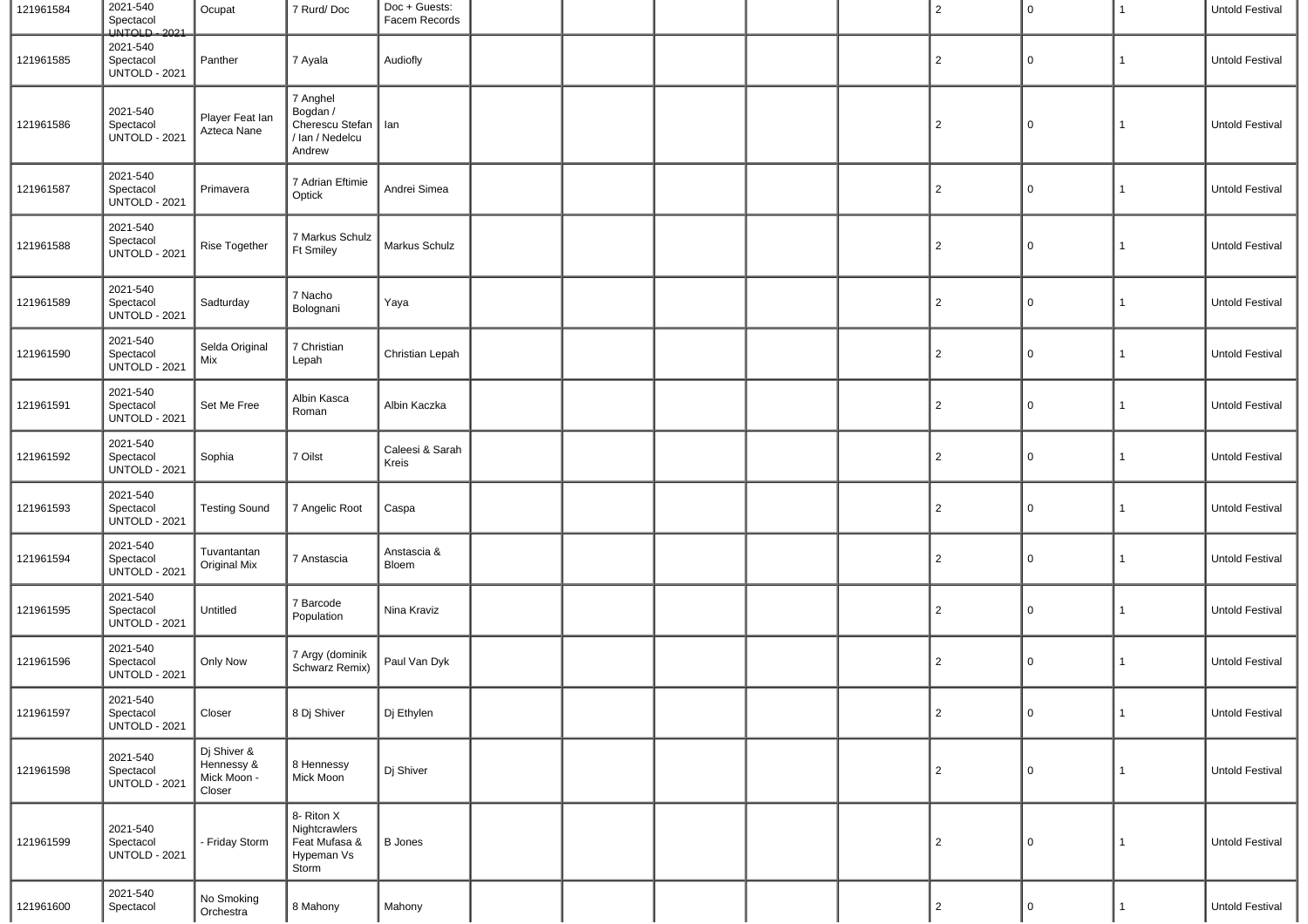| | | | | | | | | | | | | | |
|---|---|---|---|---|---|---|---|---|---|---|---|---|---|
| 121961584 | 2021-540 Spectacol UNTOLD - 2021 | Ocupat | 7 Rurd/ Doc | Doc + Guests: Facem Records | | | | | | 2 | 0 | 1 | Untold Festival |
| 121961585 | 2021-540 Spectacol UNTOLD - 2021 | Panther | 7 Ayala | Audiofly | | | | | | 2 | 0 | 1 | Untold Festival |
| 121961586 | 2021-540 Spectacol UNTOLD - 2021 | Player Feat Ian Azteca Nane | 7 Anghel Bogdan / Cherescu Stefan / Ian / Nedelcu Andrew | Ian | | | | | | 2 | 0 | 1 | Untold Festival |
| 121961587 | 2021-540 Spectacol UNTOLD - 2021 | Primavera | 7 Adrian Eftimie Optick | Andrei Simea | | | | | | 2 | 0 | 1 | Untold Festival |
| 121961588 | 2021-540 Spectacol UNTOLD - 2021 | Rise Together | 7 Markus Schulz Ft Smiley | Markus Schulz | | | | | | 2 | 0 | 1 | Untold Festival |
| 121961589 | 2021-540 Spectacol UNTOLD - 2021 | Sadturday | 7 Nacho Bolognani | Yaya | | | | | | 2 | 0 | 1 | Untold Festival |
| 121961590 | 2021-540 Spectacol UNTOLD - 2021 | Selda Original Mix | 7 Christian Lepah | Christian Lepah | | | | | | 2 | 0 | 1 | Untold Festival |
| 121961591 | 2021-540 Spectacol UNTOLD - 2021 | Set Me Free | Albin Kasca Roman | Albin Kaczka | | | | | | 2 | 0 | 1 | Untold Festival |
| 121961592 | 2021-540 Spectacol UNTOLD - 2021 | Sophia | 7 Oilst | Caleesi & Sarah Kreis | | | | | | 2 | 0 | 1 | Untold Festival |
| 121961593 | 2021-540 Spectacol UNTOLD - 2021 | Testing Sound | 7 Angelic Root | Caspa | | | | | | 2 | 0 | 1 | Untold Festival |
| 121961594 | 2021-540 Spectacol UNTOLD - 2021 | Tuvantantan Original Mix | 7 Anstascia | Anstascia & Bloem | | | | | | 2 | 0 | 1 | Untold Festival |
| 121961595 | 2021-540 Spectacol UNTOLD - 2021 | Untitled | 7 Barcode Population | Nina Kraviz | | | | | | 2 | 0 | 1 | Untold Festival |
| 121961596 | 2021-540 Spectacol UNTOLD - 2021 | Only Now | 7 Argy (dominik Schwarz Remix) | Paul Van Dyk | | | | | | 2 | 0 | 1 | Untold Festival |
| 121961597 | 2021-540 Spectacol UNTOLD - 2021 | Closer | 8 Dj Shiver | Dj Ethylen | | | | | | 2 | 0 | 1 | Untold Festival |
| 121961598 | 2021-540 Spectacol UNTOLD - 2021 | Dj Shiver & Hennessy & Mick Moon - Closer | 8 Hennessy Mick Moon | Dj Shiver | | | | | | 2 | 0 | 1 | Untold Festival |
| 121961599 | 2021-540 Spectacol UNTOLD - 2021 | - Friday Storm | 8- Riton X Nightcrawlers Feat Mufasa & Hypeman Vs Storm | B Jones | | | | | | 2 | 0 | 1 | Untold Festival |
| 121961600 | 2021-540 Spectacol | No Smoking Orchestra | 8 Mahony | Mahony | | | | | | 2 | 0 | 1 | Untold Festival |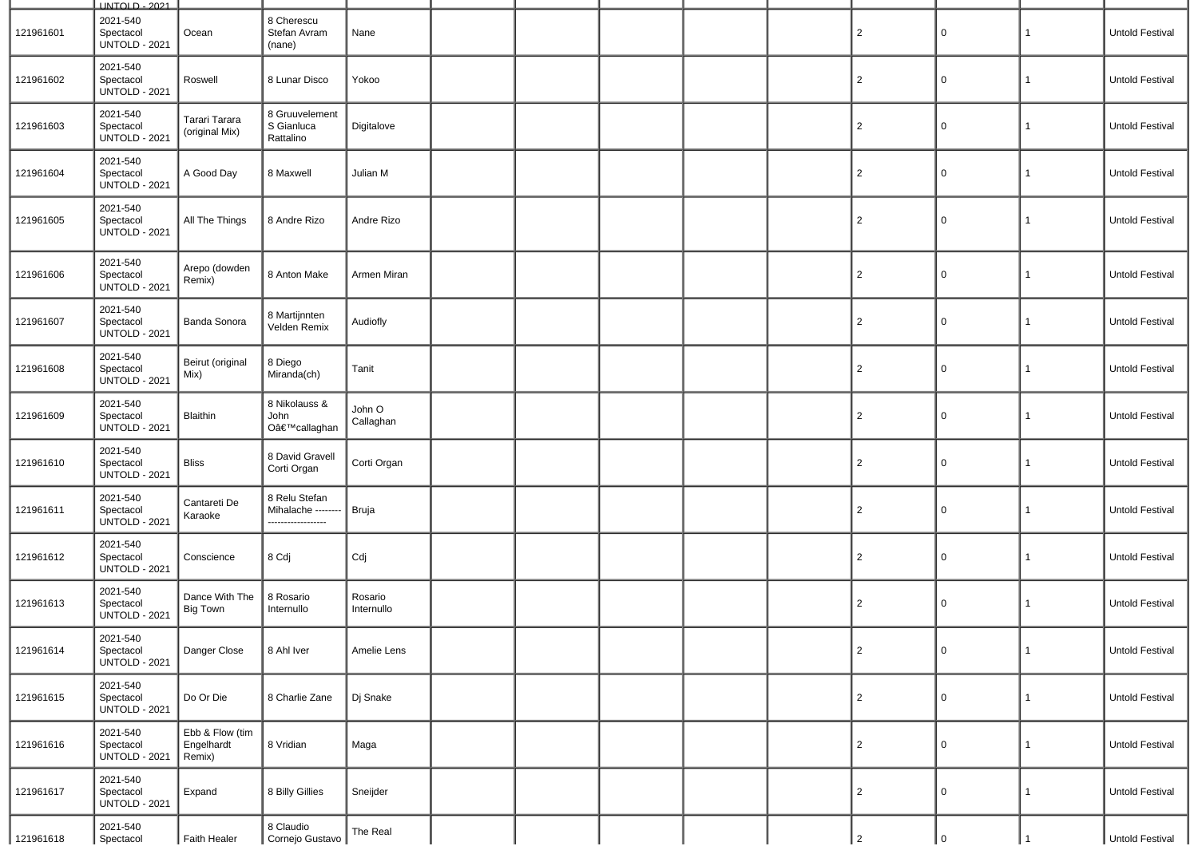| | | | | | | | | | | | | | |
|---|---|---|---|---|---|---|---|---|---|---|---|---|---|
| | UNTOLD - 2021 | | | | | | | | | | | | |
| 121961601 | 2021-540 Spectacol UNTOLD - 2021 | Ocean | 8 Cherescu Stefan Avram (nane) | Nane | | | | | | 2 | 0 | 1 | Untold Festival |
| 121961602 | 2021-540 Spectacol UNTOLD - 2021 | Roswell | 8 Lunar Disco | Yokoo | | | | | | 2 | 0 | 1 | Untold Festival |
| 121961603 | 2021-540 Spectacol UNTOLD - 2021 | Tarari Tarara (original Mix) | 8 Gruuvelement S Gianluca Rattalino | Digitalove | | | | | | 2 | 0 | 1 | Untold Festival |
| 121961604 | 2021-540 Spectacol UNTOLD - 2021 | A Good Day | 8 Maxwell | Julian M | | | | | | 2 | 0 | 1 | Untold Festival |
| 121961605 | 2021-540 Spectacol UNTOLD - 2021 | All The Things | 8 Andre Rizo | Andre Rizo | | | | | | 2 | 0 | 1 | Untold Festival |
| 121961606 | 2021-540 Spectacol UNTOLD - 2021 | Arepo (dowden Remix) | 8 Anton Make | Armen Miran | | | | | | 2 | 0 | 1 | Untold Festival |
| 121961607 | 2021-540 Spectacol UNTOLD - 2021 | Banda Sonora | 8 Martijnnten Velden Remix | Audiofly | | | | | | 2 | 0 | 1 | Untold Festival |
| 121961608 | 2021-540 Spectacol UNTOLD - 2021 | Beirut (original Mix) | 8 Diego Miranda(ch) | Tanit | | | | | | 2 | 0 | 1 | Untold Festival |
| 121961609 | 2021-540 Spectacol UNTOLD - 2021 | Blaithin | 8 Nikolauss & John Oâ€™callaghan | John O Callaghan | | | | | | 2 | 0 | 1 | Untold Festival |
| 121961610 | 2021-540 Spectacol UNTOLD - 2021 | Bliss | 8 David Gravell Corti Organ | Corti Organ | | | | | | 2 | 0 | 1 | Untold Festival |
| 121961611 | 2021-540 Spectacol UNTOLD - 2021 | Cantareti De Karaoke | 8 Relu Stefan Mihalache -------------------------- | Bruja | | | | | | 2 | 0 | 1 | Untold Festival |
| 121961612 | 2021-540 Spectacol UNTOLD - 2021 | Conscience | 8 Cdj | Cdj | | | | | | 2 | 0 | 1 | Untold Festival |
| 121961613 | 2021-540 Spectacol UNTOLD - 2021 | Dance With The Big Town | 8 Rosario Internullo | Rosario Internullo | | | | | | 2 | 0 | 1 | Untold Festival |
| 121961614 | 2021-540 Spectacol UNTOLD - 2021 | Danger Close | 8 Ahl Iver | Amelie Lens | | | | | | 2 | 0 | 1 | Untold Festival |
| 121961615 | 2021-540 Spectacol UNTOLD - 2021 | Do Or Die | 8 Charlie Zane | Dj Snake | | | | | | 2 | 0 | 1 | Untold Festival |
| 121961616 | 2021-540 Spectacol UNTOLD - 2021 | Ebb & Flow (tim Engelhardt Remix) | 8 Vridian | Maga | | | | | | 2 | 0 | 1 | Untold Festival |
| 121961617 | 2021-540 Spectacol UNTOLD - 2021 | Expand | 8 Billy Gillies | Sneijder | | | | | | 2 | 0 | 1 | Untold Festival |
| 121961618 | 2021-540 Spectacol | Faith Healer | 8 Claudio Cornejo Gustavo | The Real | | | | | | 2 | 0 | 1 | Untold Festival |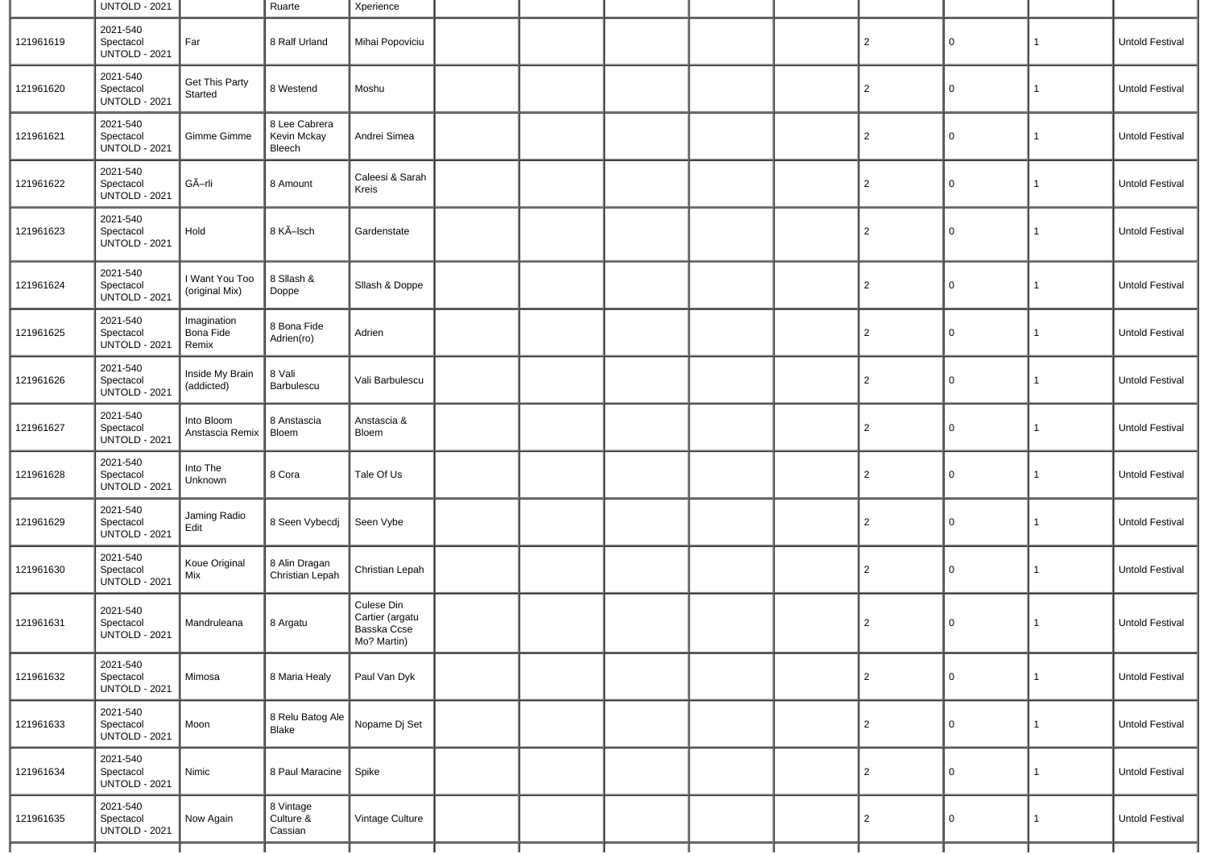| | UNTOLD - 2021 | | Ruarte | Xperience | | | | | | | | | |
|---|---|---|---|---|---|---|---|---|---|---|---|---|---|
| 121961619 | 2021-540 Spectacol UNTOLD - 2021 | Far | 8 Ralf Urland | Mihai Popoviciu | | | | | | 2 | 0 | 1 | Untold Festival |
| 121961620 | 2021-540 Spectacol UNTOLD - 2021 | Get This Party Started | 8 Westend | Moshu | | | | | | 2 | 0 | 1 | Untold Festival |
| 121961621 | 2021-540 Spectacol UNTOLD - 2021 | Gimme Gimme | 8 Lee Cabrera Kevin Mckay Bleech | Andrei Simea | | | | | | 2 | 0 | 1 | Untold Festival |
| 121961622 | 2021-540 Spectacol UNTOLD - 2021 | GÃ–rli | 8 Amount | Caleesi & Sarah Kreis | | | | | | 2 | 0 | 1 | Untold Festival |
| 121961623 | 2021-540 Spectacol UNTOLD - 2021 | Hold | 8 KÃ–lsch | Gardenstate | | | | | | 2 | 0 | 1 | Untold Festival |
| 121961624 | 2021-540 Spectacol UNTOLD - 2021 | I Want You Too (original Mix) | 8 Sllash & Doppe | Sllash & Doppe | | | | | | 2 | 0 | 1 | Untold Festival |
| 121961625 | 2021-540 Spectacol UNTOLD - 2021 | Imagination Bona Fide Remix | 8 Bona Fide Adrien(ro) | Adrien | | | | | | 2 | 0 | 1 | Untold Festival |
| 121961626 | 2021-540 Spectacol UNTOLD - 2021 | Inside My Brain (addicted) | 8 Vali Barbulescu | Vali Barbulescu | | | | | | 2 | 0 | 1 | Untold Festival |
| 121961627 | 2021-540 Spectacol UNTOLD - 2021 | Into Bloom Anstascia Remix | 8 Anstascia Bloem | Anstascia & Bloem | | | | | | 2 | 0 | 1 | Untold Festival |
| 121961628 | 2021-540 Spectacol UNTOLD - 2021 | Into The Unknown | 8 Cora | Tale Of Us | | | | | | 2 | 0 | 1 | Untold Festival |
| 121961629 | 2021-540 Spectacol UNTOLD - 2021 | Jaming Radio Edit | 8 Seen Vybecdj | Seen Vybe | | | | | | 2 | 0 | 1 | Untold Festival |
| 121961630 | 2021-540 Spectacol UNTOLD - 2021 | Koue Original Mix | 8 Alin Dragan Christian Lepah | Christian Lepah | | | | | | 2 | 0 | 1 | Untold Festival |
| 121961631 | 2021-540 Spectacol UNTOLD - 2021 | Mandruleana | 8 Argatu | Culese Din Cartier (argatu Basska Ccse Mo? Martin) | | | | | | 2 | 0 | 1 | Untold Festival |
| 121961632 | 2021-540 Spectacol UNTOLD - 2021 | Mimosa | 8 Maria Healy | Paul Van Dyk | | | | | | 2 | 0 | 1 | Untold Festival |
| 121961633 | 2021-540 Spectacol UNTOLD - 2021 | Moon | 8 Relu Batog Ale Blake | Nopame Dj Set | | | | | | 2 | 0 | 1 | Untold Festival |
| 121961634 | 2021-540 Spectacol UNTOLD - 2021 | Nimic | 8 Paul Maracine | Spike | | | | | | 2 | 0 | 1 | Untold Festival |
| 121961635 | 2021-540 Spectacol UNTOLD - 2021 | Now Again | 8 Vintage Culture & Cassian | Vintage Culture | | | | | | 2 | 0 | 1 | Untold Festival |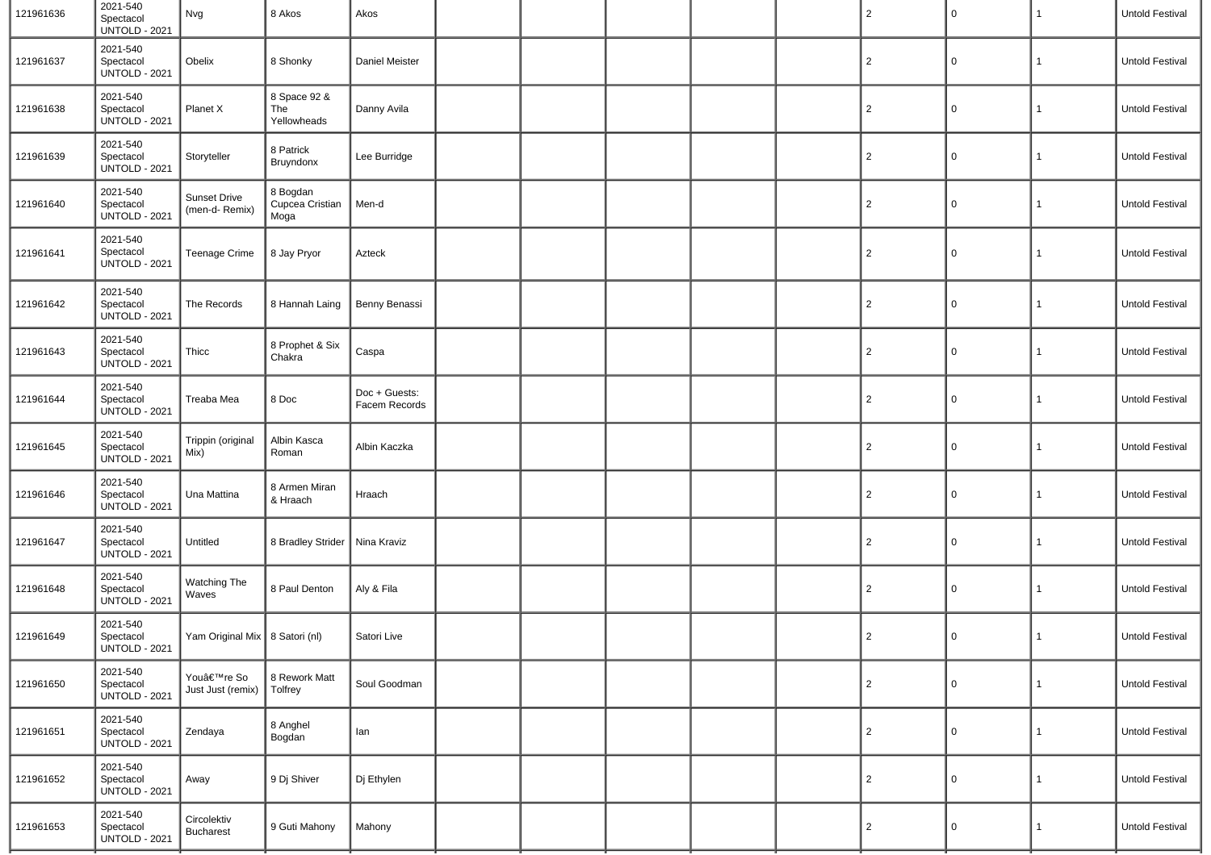| | | | | | | | | | | | | | |
|---|---|---|---|---|---|---|---|---|---|---|---|---|---|
| 121961636 | 2021-540 Spectacol UNTOLD - 2021 | Nvg | 8 Akos | Akos | | | | | | 2 | 0 | 1 | Untold Festival |
| 121961637 | 2021-540 Spectacol UNTOLD - 2021 | Obelix | 8 Shonky | Daniel Meister | | | | | | 2 | 0 | 1 | Untold Festival |
| 121961638 | 2021-540 Spectacol UNTOLD - 2021 | Planet X | 8 Space 92 & The Yellowheads | Danny Avila | | | | | | 2 | 0 | 1 | Untold Festival |
| 121961639 | 2021-540 Spectacol UNTOLD - 2021 | Storyteller | 8 Patrick Bruyndonx | Lee Burridge | | | | | | 2 | 0 | 1 | Untold Festival |
| 121961640 | 2021-540 Spectacol UNTOLD - 2021 | Sunset Drive (men-d- Remix) | 8 Bogdan Cupcea Cristian Moga | Men-d | | | | | | 2 | 0 | 1 | Untold Festival |
| 121961641 | 2021-540 Spectacol UNTOLD - 2021 | Teenage Crime | 8 Jay Pryor | Azteck | | | | | | 2 | 0 | 1 | Untold Festival |
| 121961642 | 2021-540 Spectacol UNTOLD - 2021 | The Records | 8 Hannah Laing | Benny Benassi | | | | | | 2 | 0 | 1 | Untold Festival |
| 121961643 | 2021-540 Spectacol UNTOLD - 2021 | Thicc | 8 Prophet & Six Chakra | Caspa | | | | | | 2 | 0 | 1 | Untold Festival |
| 121961644 | 2021-540 Spectacol UNTOLD - 2021 | Treaba Mea | 8 Doc | Doc + Guests: Facem Records | | | | | | 2 | 0 | 1 | Untold Festival |
| 121961645 | 2021-540 Spectacol UNTOLD - 2021 | Trippin (original Mix) | Albin Kasca Roman | Albin Kaczka | | | | | | 2 | 0 | 1 | Untold Festival |
| 121961646 | 2021-540 Spectacol UNTOLD - 2021 | Una Mattina | 8 Armen Miran & Hraach | Hraach | | | | | | 2 | 0 | 1 | Untold Festival |
| 121961647 | 2021-540 Spectacol UNTOLD - 2021 | Untitled | 8 Bradley Strider | Nina Kraviz | | | | | | 2 | 0 | 1 | Untold Festival |
| 121961648 | 2021-540 Spectacol UNTOLD - 2021 | Watching The Waves | 8 Paul Denton | Aly & Fila | | | | | | 2 | 0 | 1 | Untold Festival |
| 121961649 | 2021-540 Spectacol UNTOLD - 2021 | Yam Original Mix | 8 Satori (nl) | Satori Live | | | | | | 2 | 0 | 1 | Untold Festival |
| 121961650 | 2021-540 Spectacol UNTOLD - 2021 | Youâ€™re So Just Just (remix) | 8 Rework Matt Tolfrey | Soul Goodman | | | | | | 2 | 0 | 1 | Untold Festival |
| 121961651 | 2021-540 Spectacol UNTOLD - 2021 | Zendaya | 8 Anghel Bogdan | Ian | | | | | | 2 | 0 | 1 | Untold Festival |
| 121961652 | 2021-540 Spectacol UNTOLD - 2021 | Away | 9 Dj Shiver | Dj Ethylen | | | | | | 2 | 0 | 1 | Untold Festival |
| 121961653 | 2021-540 Spectacol UNTOLD - 2021 | Circolektiv Bucharest | 9 Guti Mahony | Mahony | | | | | | 2 | 0 | 1 | Untold Festival |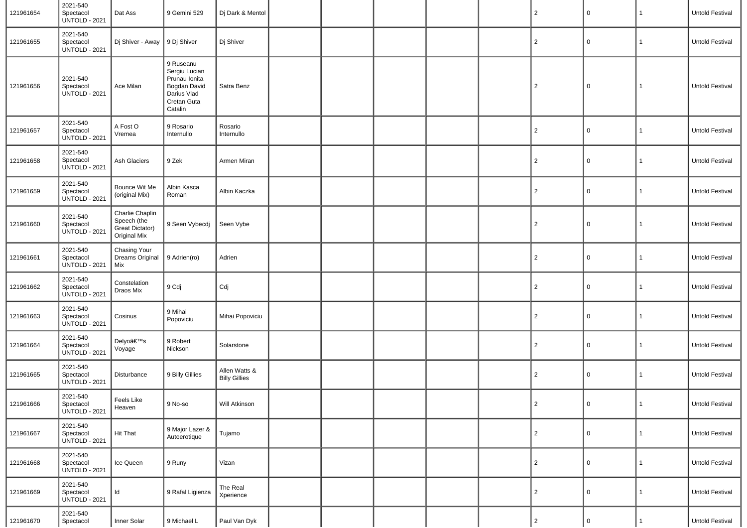| | | | | | | | | | | | | | |
|---|---|---|---|---|---|---|---|---|---|---|---|---|---|
| 121961654 | 2021-540 Spectacol UNTOLD - 2021 | Dat Ass | 9 Gemini 529 | Dj Dark & Mentol | | | | | | 2 | 0 | 1 | Untold Festival |
| 121961655 | 2021-540 Spectacol UNTOLD - 2021 | Dj Shiver - Away | 9 Dj Shiver | Dj Shiver | | | | | | 2 | 0 | 1 | Untold Festival |
| 121961656 | 2021-540 Spectacol UNTOLD - 2021 | Ace Milan | 9 Ruseanu Sergiu Lucian Prunau Ionita Bogdan David Darius Vlad Cretan Guta Catalin | Satra Benz | | | | | | 2 | 0 | 1 | Untold Festival |
| 121961657 | 2021-540 Spectacol UNTOLD - 2021 | A Fost O Vremea | 9 Rosario Internullo | Rosario Internullo | | | | | | 2 | 0 | 1 | Untold Festival |
| 121961658 | 2021-540 Spectacol UNTOLD - 2021 | Ash Glaciers | 9 Zek | Armen Miran | | | | | | 2 | 0 | 1 | Untold Festival |
| 121961659 | 2021-540 Spectacol UNTOLD - 2021 | Bounce Wit Me (original Mix) | Albin Kasca Roman | Albin Kaczka | | | | | | 2 | 0 | 1 | Untold Festival |
| 121961660 | 2021-540 Spectacol UNTOLD - 2021 | Charlie Chaplin Speech (the Great Dictator) Original Mix | 9 Seen Vybecdj | Seen Vybe | | | | | | 2 | 0 | 1 | Untold Festival |
| 121961661 | 2021-540 Spectacol UNTOLD - 2021 | Chasing Your Dreams Original Mix | 9 Adrien(ro) | Adrien | | | | | | 2 | 0 | 1 | Untold Festival |
| 121961662 | 2021-540 Spectacol UNTOLD - 2021 | Constelation Draos Mix | 9 Cdj | Cdj | | | | | | 2 | 0 | 1 | Untold Festival |
| 121961663 | 2021-540 Spectacol UNTOLD - 2021 | Cosinus | 9 Mihai Popoviciu | Mihai Popoviciu | | | | | | 2 | 0 | 1 | Untold Festival |
| 121961664 | 2021-540 Spectacol UNTOLD - 2021 | Delyoâ€™s Voyage | 9 Robert Nickson | Solarstone | | | | | | 2 | 0 | 1 | Untold Festival |
| 121961665 | 2021-540 Spectacol UNTOLD - 2021 | Disturbance | 9 Billy Gillies | Allen Watts & Billy Gillies | | | | | | 2 | 0 | 1 | Untold Festival |
| 121961666 | 2021-540 Spectacol UNTOLD - 2021 | Feels Like Heaven | 9 No-so | Will Atkinson | | | | | | 2 | 0 | 1 | Untold Festival |
| 121961667 | 2021-540 Spectacol UNTOLD - 2021 | Hit That | 9 Major Lazer & Autoerotique | Tujamo | | | | | | 2 | 0 | 1 | Untold Festival |
| 121961668 | 2021-540 Spectacol UNTOLD - 2021 | Ice Queen | 9 Runy | Vizan | | | | | | 2 | 0 | 1 | Untold Festival |
| 121961669 | 2021-540 Spectacol UNTOLD - 2021 | Id | 9 Rafal Ligienza | The Real Xperience | | | | | | 2 | 0 | 1 | Untold Festival |
| 121961670 | 2021-540 Spectacol | Inner Solar | 9 Michael L | Paul Van Dyk | | | | | | 2 | 0 | 1 | Untold Festival |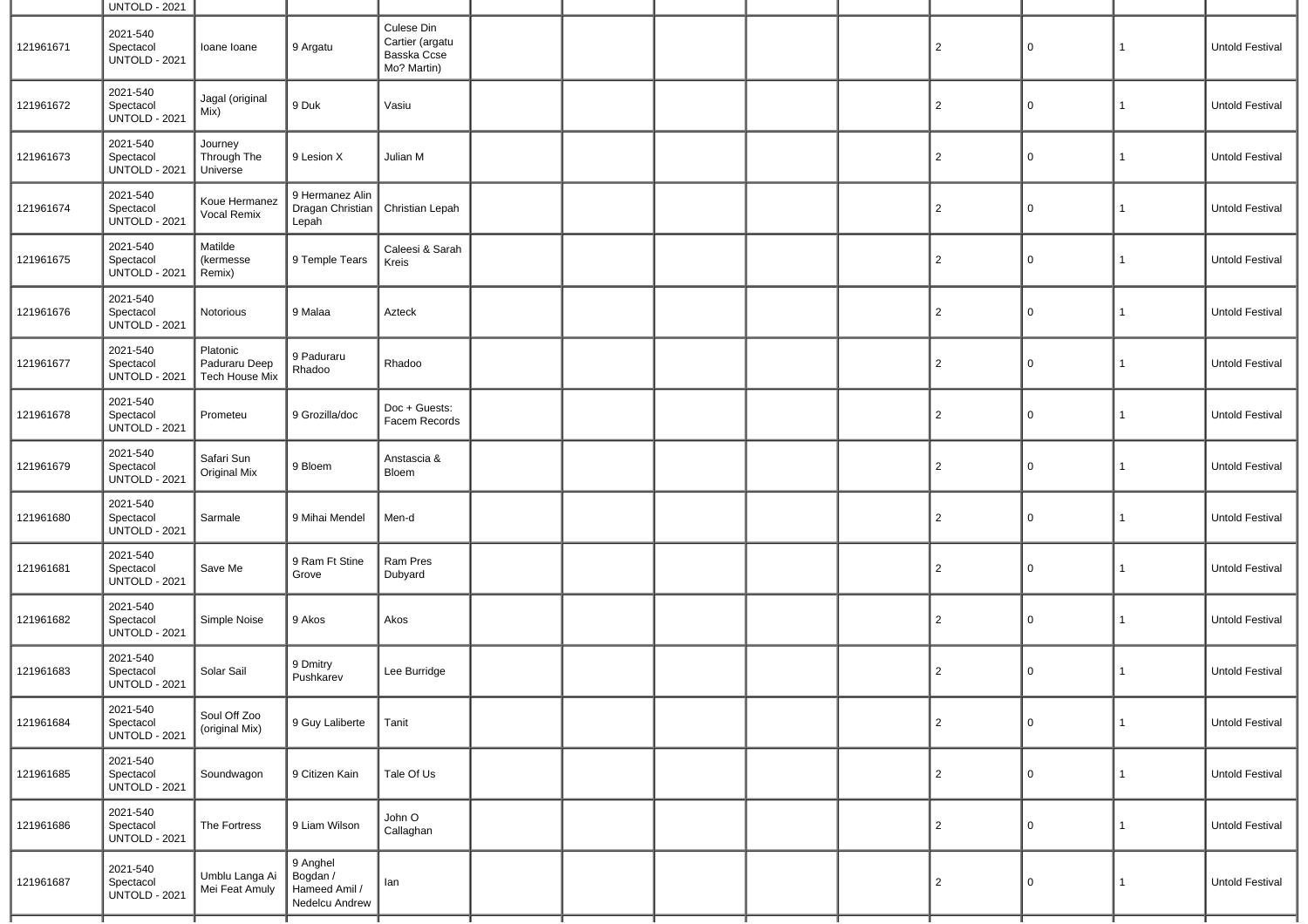| | | | | | | | | | | | | |
|---|---|---|---|---|---|---|---|---|---|---|---|---|
| | UNTOLD - 2021 | | | | | | | | | | | |
| 121961671 | 2021-540 Spectacol UNTOLD - 2021 | Ioane Ioane | 9 Argatu | Culese Din Cartier (argatu Basska Ccse Mo? Martin) | | | | | 2 | 0 | 1 | Untold Festival |
| 121961672 | 2021-540 Spectacol UNTOLD - 2021 | Jagal (original Mix) | 9 Duk | Vasiu | | | | | 2 | 0 | 1 | Untold Festival |
| 121961673 | 2021-540 Spectacol UNTOLD - 2021 | Journey Through The Universe | 9 Lesion X | Julian M | | | | | 2 | 0 | 1 | Untold Festival |
| 121961674 | 2021-540 Spectacol UNTOLD - 2021 | Koue Hermanez Vocal Remix | 9 Hermanez Alin Dragan Christian Lepah | Christian Lepah | | | | | 2 | 0 | 1 | Untold Festival |
| 121961675 | 2021-540 Spectacol UNTOLD - 2021 | Matilde (kermesse Remix) | 9 Temple Tears | Caleesi & Sarah Kreis | | | | | 2 | 0 | 1 | Untold Festival |
| 121961676 | 2021-540 Spectacol UNTOLD - 2021 | Notorious | 9 Malaa | Azteck | | | | | 2 | 0 | 1 | Untold Festival |
| 121961677 | 2021-540 Spectacol UNTOLD - 2021 | Platonic Paduraru Deep Tech House Mix | 9 Paduraru Rhadoo | Rhadoo | | | | | 2 | 0 | 1 | Untold Festival |
| 121961678 | 2021-540 Spectacol UNTOLD - 2021 | Prometeu | 9 Grozilla/doc | Doc + Guests: Facem Records | | | | | 2 | 0 | 1 | Untold Festival |
| 121961679 | 2021-540 Spectacol UNTOLD - 2021 | Safari Sun Original Mix | 9 Bloem | Anstascia & Bloem | | | | | 2 | 0 | 1 | Untold Festival |
| 121961680 | 2021-540 Spectacol UNTOLD - 2021 | Sarmale | 9 Mihai Mendel | Men-d | | | | | 2 | 0 | 1 | Untold Festival |
| 121961681 | 2021-540 Spectacol UNTOLD - 2021 | Save Me | 9 Ram Ft Stine Grove | Ram Pres Dubyard | | | | | 2 | 0 | 1 | Untold Festival |
| 121961682 | 2021-540 Spectacol UNTOLD - 2021 | Simple Noise | 9 Akos | Akos | | | | | 2 | 0 | 1 | Untold Festival |
| 121961683 | 2021-540 Spectacol UNTOLD - 2021 | Solar Sail | 9 Dmitry Pushkarev | Lee Burridge | | | | | 2 | 0 | 1 | Untold Festival |
| 121961684 | 2021-540 Spectacol UNTOLD - 2021 | Soul Off Zoo (original Mix) | 9 Guy Laliberte | Tanit | | | | | 2 | 0 | 1 | Untold Festival |
| 121961685 | 2021-540 Spectacol UNTOLD - 2021 | Soundwagon | 9 Citizen Kain | Tale Of Us | | | | | 2 | 0 | 1 | Untold Festival |
| 121961686 | 2021-540 Spectacol UNTOLD - 2021 | The Fortress | 9 Liam Wilson | John O Callaghan | | | | | 2 | 0 | 1 | Untold Festival |
| 121961687 | 2021-540 Spectacol UNTOLD - 2021 | Umblu Langa Ai Mei Feat Amuly | 9 Anghel Bogdan / Hameed Amil / Nedelcu Andrew | Ian | | | | | 2 | 0 | 1 | Untold Festival |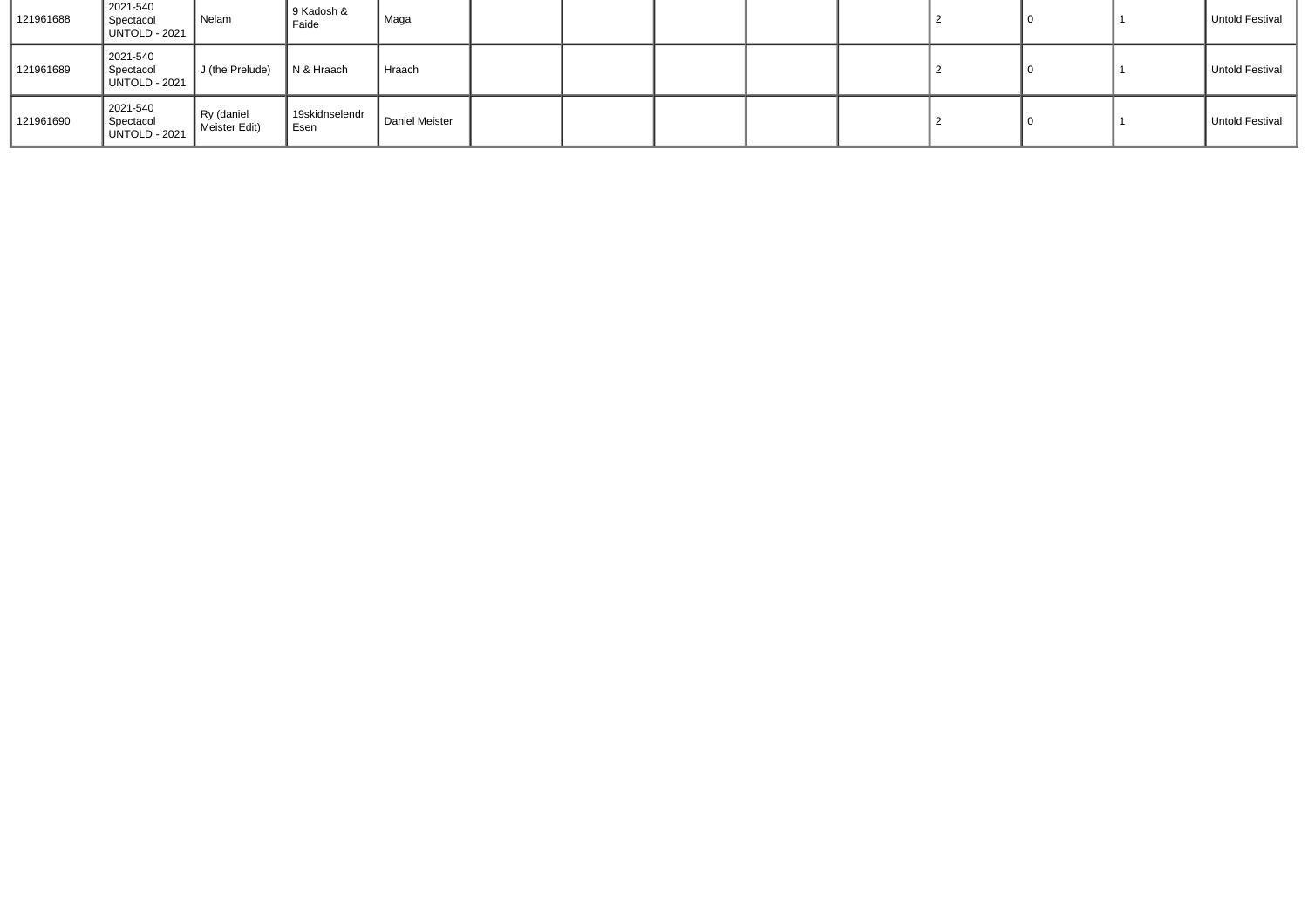| | | | | | | | | | | | | | |
|---|---|---|---|---|---|---|---|---|---|---|---|---|---|
| 121961688 | 2021-540 Spectacol UNTOLD - 2021 | Nelam | 9 Kadosh & Faide | Maga | | | | | | 2 | 0 | 1 | Untold Festival |
| 121961689 | 2021-540 Spectacol UNTOLD - 2021 | J (the Prelude) | N & Hraach | Hraach | | | | | | 2 | 0 | 1 | Untold Festival |
| 121961690 | 2021-540 Spectacol UNTOLD - 2021 | Ry (daniel Meister Edit) | 19skidnselendr Esen | Daniel Meister | | | | | | 2 | 0 | 1 | Untold Festival |